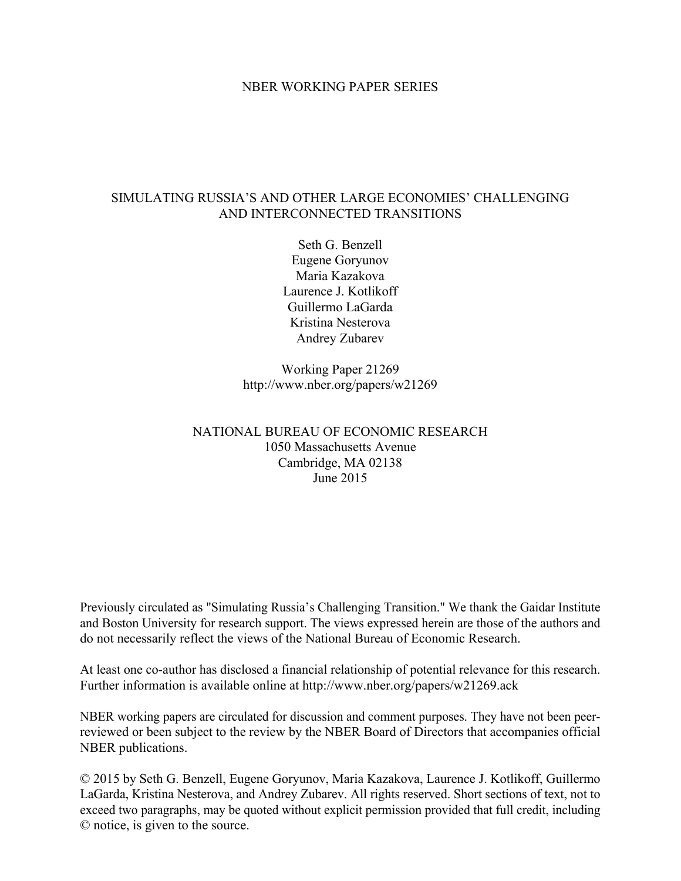NBER WORKING PAPER SERIES

# SIMULATING RUSSIA'S AND OTHER LARGE ECONOMIES' CHALLENGING AND INTERCONNECTED TRANSITIONS

Seth G. Benzell
Eugene Goryunov
Maria Kazakova
Laurence J. Kotlikoff
Guillermo LaGarda
Kristina Nesterova
Andrey Zubarev

Working Paper 21269
http://www.nber.org/papers/w21269

NATIONAL BUREAU OF ECONOMIC RESEARCH
1050 Massachusetts Avenue
Cambridge, MA 02138
June 2015

Previously circulated as "Simulating Russia's Challenging Transition." We thank the Gaidar Institute and Boston University for research support. The views expressed herein are those of the authors and do not necessarily reflect the views of the National Bureau of Economic Research.

At least one co-author has disclosed a financial relationship of potential relevance for this research. Further information is available online at http://www.nber.org/papers/w21269.ack

NBER working papers are circulated for discussion and comment purposes. They have not been peer-reviewed or been subject to the review by the NBER Board of Directors that accompanies official NBER publications.

© 2015 by Seth G. Benzell, Eugene Goryunov, Maria Kazakova, Laurence J. Kotlikoff, Guillermo LaGarda, Kristina Nesterova, and Andrey Zubarev. All rights reserved. Short sections of text, not to exceed two paragraphs, may be quoted without explicit permission provided that full credit, including © notice, is given to the source.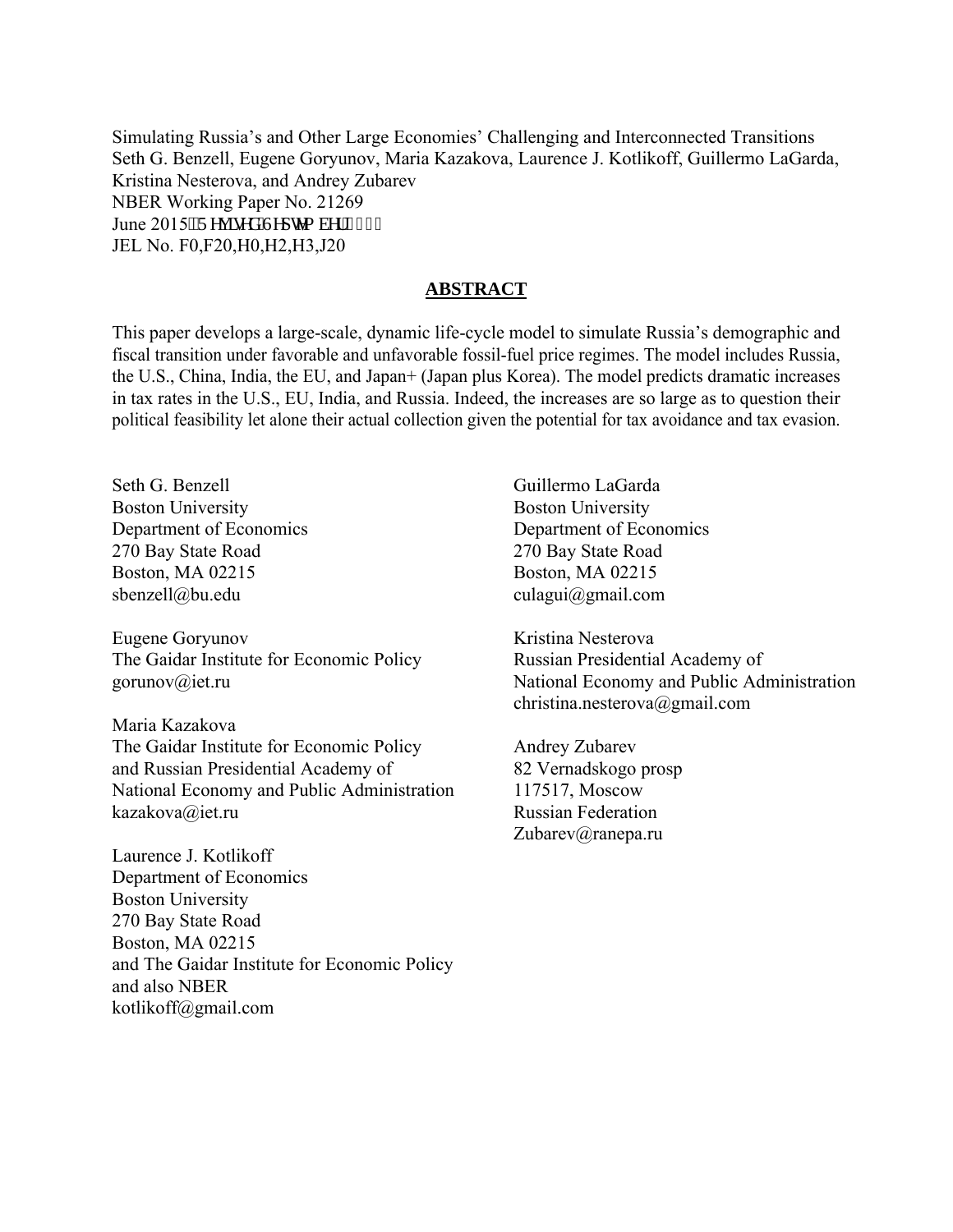Simulating Russia's and Other Large Economies' Challenging and Interconnected Transitions
Seth G. Benzell, Eugene Goryunov, Maria Kazakova, Laurence J. Kotlikoff, Guillermo LaGarda, Kristina Nesterova, and Andrey Zubarev
NBER Working Paper No. 21269
June 2015, Revised September
JEL No. F0,F20,H0,H2,H3,J20

## ABSTRACT

This paper develops a large-scale, dynamic life-cycle model to simulate Russia's demographic and fiscal transition under favorable and unfavorable fossil-fuel price regimes. The model includes Russia, the U.S., China, India, the EU, and Japan+ (Japan plus Korea). The model predicts dramatic increases in tax rates in the U.S., EU, India, and Russia. Indeed, the increases are so large as to question their political feasibility let alone their actual collection given the potential for tax avoidance and tax evasion.

Seth G. Benzell
Boston University
Department of Economics
270 Bay State Road
Boston, MA 02215
sbenzell@bu.edu

Eugene Goryunov
The Gaidar Institute for Economic Policy
gorunov@iet.ru

Maria Kazakova
The Gaidar Institute for Economic Policy
and Russian Presidential Academy of
National Economy and Public Administration
kazakova@iet.ru

Laurence J. Kotlikoff
Department of Economics
Boston University
270 Bay State Road
Boston, MA 02215
and The Gaidar Institute for Economic Policy
and also NBER
kotlikoff@gmail.com

Guillermo LaGarda
Boston University
Department of Economics
270 Bay State Road
Boston, MA 02215
culagui@gmail.com

Kristina Nesterova
Russian Presidential Academy of
National Economy and Public Administration
christina.nesterova@gmail.com

Andrey Zubarev
82 Vernadskogo prosp
117517, Moscow
Russian Federation
Zubarev@ranepa.ru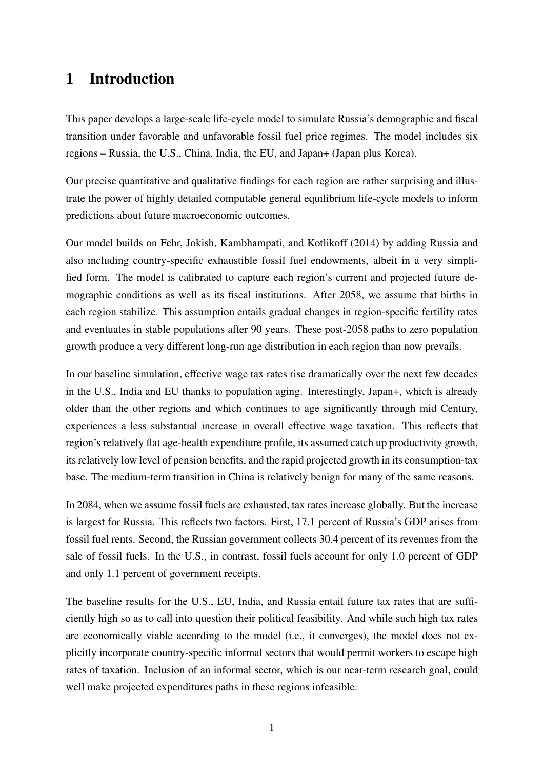# 1 Introduction

This paper develops a large-scale life-cycle model to simulate Russia's demographic and fiscal transition under favorable and unfavorable fossil fuel price regimes. The model includes six regions – Russia, the U.S., China, India, the EU, and Japan+ (Japan plus Korea).

Our precise quantitative and qualitative findings for each region are rather surprising and illustrate the power of highly detailed computable general equilibrium life-cycle models to inform predictions about future macroeconomic outcomes.

Our model builds on Fehr, Jokish, Kambhampati, and Kotlikoff (2014) by adding Russia and also including country-specific exhaustible fossil fuel endowments, albeit in a very simplified form. The model is calibrated to capture each region's current and projected future demographic conditions as well as its fiscal institutions. After 2058, we assume that births in each region stabilize. This assumption entails gradual changes in region-specific fertility rates and eventuates in stable populations after 90 years. These post-2058 paths to zero population growth produce a very different long-run age distribution in each region than now prevails.

In our baseline simulation, effective wage tax rates rise dramatically over the next few decades in the U.S., India and EU thanks to population aging. Interestingly, Japan+, which is already older than the other regions and which continues to age significantly through mid Century, experiences a less substantial increase in overall effective wage taxation. This reflects that region's relatively flat age-health expenditure profile, its assumed catch up productivity growth, its relatively low level of pension benefits, and the rapid projected growth in its consumption-tax base. The medium-term transition in China is relatively benign for many of the same reasons.

In 2084, when we assume fossil fuels are exhausted, tax rates increase globally. But the increase is largest for Russia. This reflects two factors. First, 17.1 percent of Russia's GDP arises from fossil fuel rents. Second, the Russian government collects 30.4 percent of its revenues from the sale of fossil fuels. In the U.S., in contrast, fossil fuels account for only 1.0 percent of GDP and only 1.1 percent of government receipts.

The baseline results for the U.S., EU, India, and Russia entail future tax rates that are sufficiently high so as to call into question their political feasibility. And while such high tax rates are economically viable according to the model (i.e., it converges), the model does not explicitly incorporate country-specific informal sectors that would permit workers to escape high rates of taxation. Inclusion of an informal sector, which is our near-term research goal, could well make projected expenditures paths in these regions infeasible.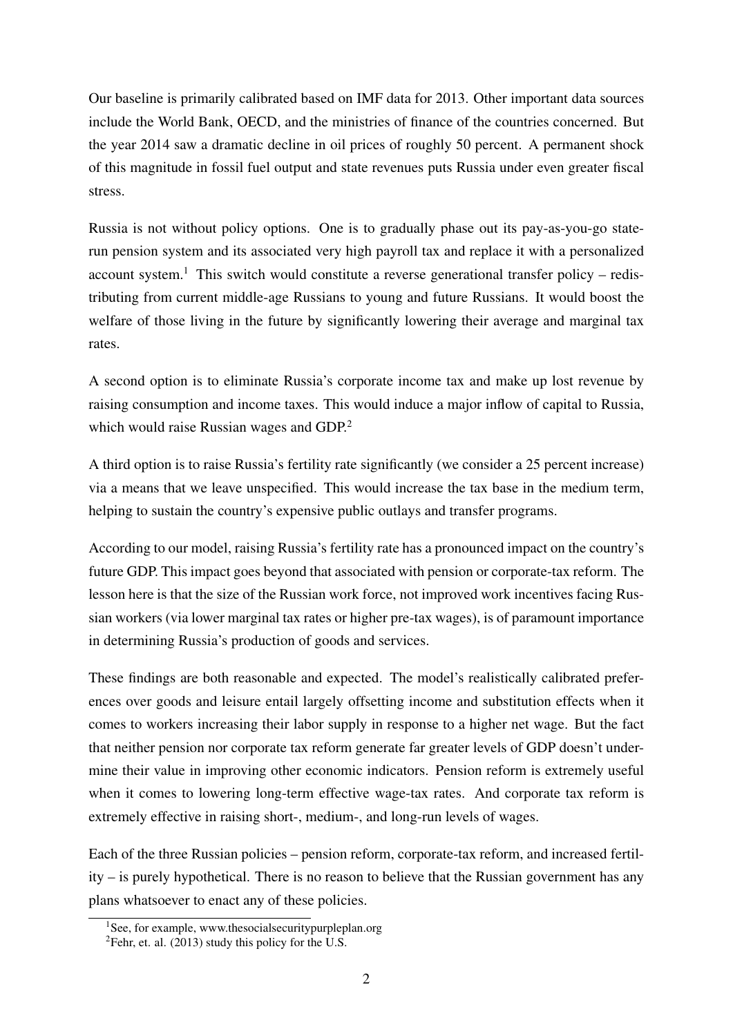Our baseline is primarily calibrated based on IMF data for 2013. Other important data sources include the World Bank, OECD, and the ministries of finance of the countries concerned. But the year 2014 saw a dramatic decline in oil prices of roughly 50 percent. A permanent shock of this magnitude in fossil fuel output and state revenues puts Russia under even greater fiscal stress.

Russia is not without policy options. One is to gradually phase out its pay-as-you-go state-run pension system and its associated very high payroll tax and replace it with a personalized account system.[1] This switch would constitute a reverse generational transfer policy – redistributing from current middle-age Russians to young and future Russians. It would boost the welfare of those living in the future by significantly lowering their average and marginal tax rates.

A second option is to eliminate Russia's corporate income tax and make up lost revenue by raising consumption and income taxes. This would induce a major inflow of capital to Russia, which would raise Russian wages and GDP.[2]

A third option is to raise Russia's fertility rate significantly (we consider a 25 percent increase) via a means that we leave unspecified. This would increase the tax base in the medium term, helping to sustain the country's expensive public outlays and transfer programs.

According to our model, raising Russia's fertility rate has a pronounced impact on the country's future GDP. This impact goes beyond that associated with pension or corporate-tax reform. The lesson here is that the size of the Russian work force, not improved work incentives facing Russian workers (via lower marginal tax rates or higher pre-tax wages), is of paramount importance in determining Russia's production of goods and services.

These findings are both reasonable and expected. The model's realistically calibrated preferences over goods and leisure entail largely offsetting income and substitution effects when it comes to workers increasing their labor supply in response to a higher net wage. But the fact that neither pension nor corporate tax reform generate far greater levels of GDP doesn't undermine their value in improving other economic indicators. Pension reform is extremely useful when it comes to lowering long-term effective wage-tax rates. And corporate tax reform is extremely effective in raising short-, medium-, and long-run levels of wages.

Each of the three Russian policies – pension reform, corporate-tax reform, and increased fertility – is purely hypothetical. There is no reason to believe that the Russian government has any plans whatsoever to enact any of these policies.

[1] See, for example, www.thesocialsecuritypurpleplan.org

[2] Fehr, et. al. (2013) study this policy for the U.S.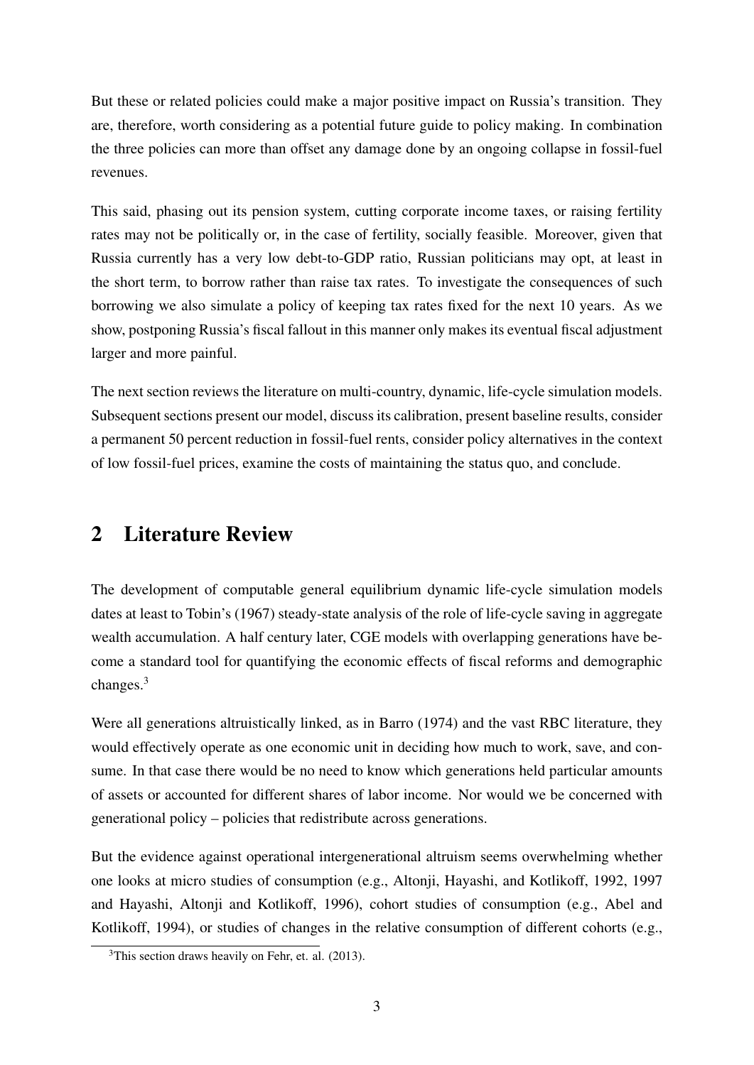But these or related policies could make a major positive impact on Russia's transition. They are, therefore, worth considering as a potential future guide to policy making. In combination the three policies can more than offset any damage done by an ongoing collapse in fossil-fuel revenues.

This said, phasing out its pension system, cutting corporate income taxes, or raising fertility rates may not be politically or, in the case of fertility, socially feasible. Moreover, given that Russia currently has a very low debt-to-GDP ratio, Russian politicians may opt, at least in the short term, to borrow rather than raise tax rates. To investigate the consequences of such borrowing we also simulate a policy of keeping tax rates fixed for the next 10 years. As we show, postponing Russia's fiscal fallout in this manner only makes its eventual fiscal adjustment larger and more painful.

The next section reviews the literature on multi-country, dynamic, life-cycle simulation models. Subsequent sections present our model, discuss its calibration, present baseline results, consider a permanent 50 percent reduction in fossil-fuel rents, consider policy alternatives in the context of low fossil-fuel prices, examine the costs of maintaining the status quo, and conclude.

## 2 Literature Review

The development of computable general equilibrium dynamic life-cycle simulation models dates at least to Tobin's (1967) steady-state analysis of the role of life-cycle saving in aggregate wealth accumulation. A half century later, CGE models with overlapping generations have become a standard tool for quantifying the economic effects of fiscal reforms and demographic changes.[3]

Were all generations altruistically linked, as in Barro (1974) and the vast RBC literature, they would effectively operate as one economic unit in deciding how much to work, save, and consume. In that case there would be no need to know which generations held particular amounts of assets or accounted for different shares of labor income. Nor would we be concerned with generational policy – policies that redistribute across generations.

But the evidence against operational intergenerational altruism seems overwhelming whether one looks at micro studies of consumption (e.g., Altonji, Hayashi, and Kotlikoff, 1992, 1997 and Hayashi, Altonji and Kotlikoff, 1996), cohort studies of consumption (e.g., Abel and Kotlikoff, 1994), or studies of changes in the relative consumption of different cohorts (e.g.,

[3] This section draws heavily on Fehr, et. al. (2013).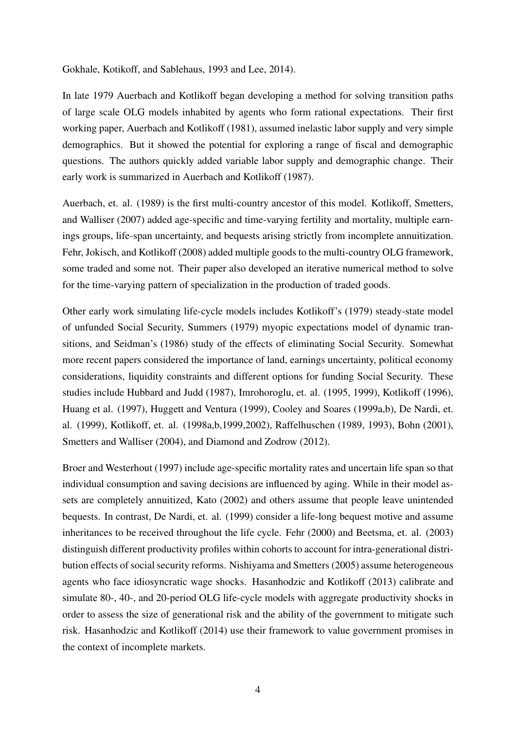Gokhale, Kotikoff, and Sablehaus, 1993 and Lee, 2014).

In late 1979 Auerbach and Kotlikoff began developing a method for solving transition paths of large scale OLG models inhabited by agents who form rational expectations. Their first working paper, Auerbach and Kotlikoff (1981), assumed inelastic labor supply and very simple demographics. But it showed the potential for exploring a range of fiscal and demographic questions. The authors quickly added variable labor supply and demographic change. Their early work is summarized in Auerbach and Kotlikoff (1987).

Auerbach, et. al. (1989) is the first multi-country ancestor of this model. Kotlikoff, Smetters, and Walliser (2007) added age-specific and time-varying fertility and mortality, multiple earnings groups, life-span uncertainty, and bequests arising strictly from incomplete annuitization. Fehr, Jokisch, and Kotlikoff (2008) added multiple goods to the multi-country OLG framework, some traded and some not. Their paper also developed an iterative numerical method to solve for the time-varying pattern of specialization in the production of traded goods.

Other early work simulating life-cycle models includes Kotlikoff's (1979) steady-state model of unfunded Social Security, Summers (1979) myopic expectations model of dynamic transitions, and Seidman's (1986) study of the effects of eliminating Social Security. Somewhat more recent papers considered the importance of land, earnings uncertainty, political economy considerations, liquidity constraints and different options for funding Social Security. These studies include Hubbard and Judd (1987), Imrohoroglu, et. al. (1995, 1999), Kotlikoff (1996), Huang et al. (1997), Huggett and Ventura (1999), Cooley and Soares (1999a,b), De Nardi, et. al. (1999), Kotlikoff, et. al. (1998a,b,1999,2002), Raffelhuschen (1989, 1993), Bohn (2001), Smetters and Walliser (2004), and Diamond and Zodrow (2012).

Broer and Westerhout (1997) include age-specific mortality rates and uncertain life span so that individual consumption and saving decisions are influenced by aging. While in their model assets are completely annuitized, Kato (2002) and others assume that people leave unintended bequests. In contrast, De Nardi, et. al. (1999) consider a life-long bequest motive and assume inheritances to be received throughout the life cycle. Fehr (2000) and Beetsma, et. al. (2003) distinguish different productivity profiles within cohorts to account for intra-generational distribution effects of social security reforms. Nishiyama and Smetters (2005) assume heterogeneous agents who face idiosyncratic wage shocks. Hasanhodzic and Kotlikoff (2013) calibrate and simulate 80-, 40-, and 20-period OLG life-cycle models with aggregate productivity shocks in order to assess the size of generational risk and the ability of the government to mitigate such risk. Hasanhodzic and Kotlikoff (2014) use their framework to value government promises in the context of incomplete markets.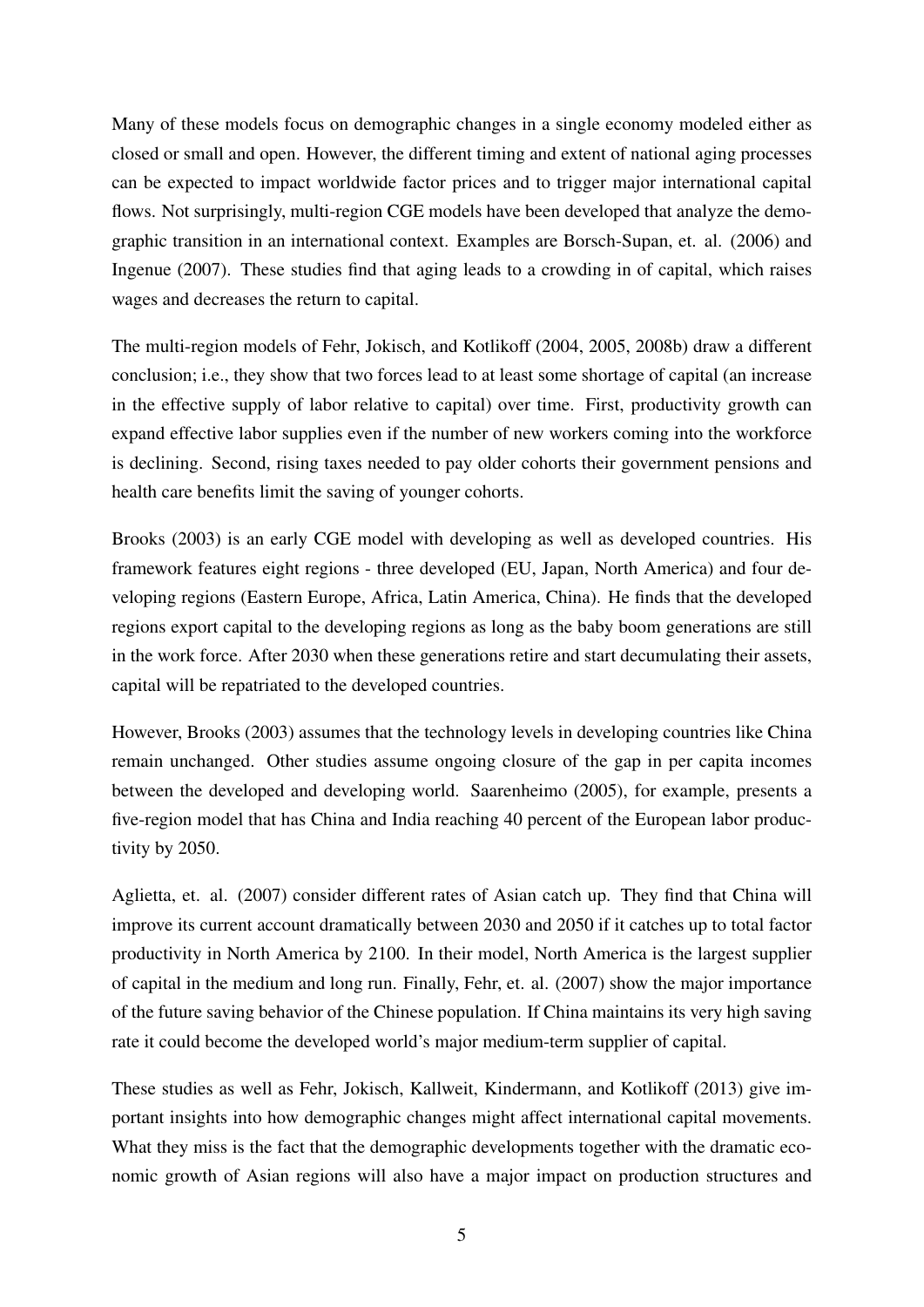Many of these models focus on demographic changes in a single economy modeled either as closed or small and open. However, the different timing and extent of national aging processes can be expected to impact worldwide factor prices and to trigger major international capital flows. Not surprisingly, multi-region CGE models have been developed that analyze the demographic transition in an international context. Examples are Borsch-Supan, et. al. (2006) and Ingenue (2007). These studies find that aging leads to a crowding in of capital, which raises wages and decreases the return to capital.

The multi-region models of Fehr, Jokisch, and Kotlikoff (2004, 2005, 2008b) draw a different conclusion; i.e., they show that two forces lead to at least some shortage of capital (an increase in the effective supply of labor relative to capital) over time. First, productivity growth can expand effective labor supplies even if the number of new workers coming into the workforce is declining. Second, rising taxes needed to pay older cohorts their government pensions and health care benefits limit the saving of younger cohorts.

Brooks (2003) is an early CGE model with developing as well as developed countries. His framework features eight regions - three developed (EU, Japan, North America) and four developing regions (Eastern Europe, Africa, Latin America, China). He finds that the developed regions export capital to the developing regions as long as the baby boom generations are still in the work force. After 2030 when these generations retire and start decumulating their assets, capital will be repatriated to the developed countries.

However, Brooks (2003) assumes that the technology levels in developing countries like China remain unchanged. Other studies assume ongoing closure of the gap in per capita incomes between the developed and developing world. Saarenheimo (2005), for example, presents a five-region model that has China and India reaching 40 percent of the European labor productivity by 2050.

Aglietta, et. al. (2007) consider different rates of Asian catch up. They find that China will improve its current account dramatically between 2030 and 2050 if it catches up to total factor productivity in North America by 2100. In their model, North America is the largest supplier of capital in the medium and long run. Finally, Fehr, et. al. (2007) show the major importance of the future saving behavior of the Chinese population. If China maintains its very high saving rate it could become the developed world's major medium-term supplier of capital.

These studies as well as Fehr, Jokisch, Kallweit, Kindermann, and Kotlikoff (2013) give important insights into how demographic changes might affect international capital movements. What they miss is the fact that the demographic developments together with the dramatic economic growth of Asian regions will also have a major impact on production structures and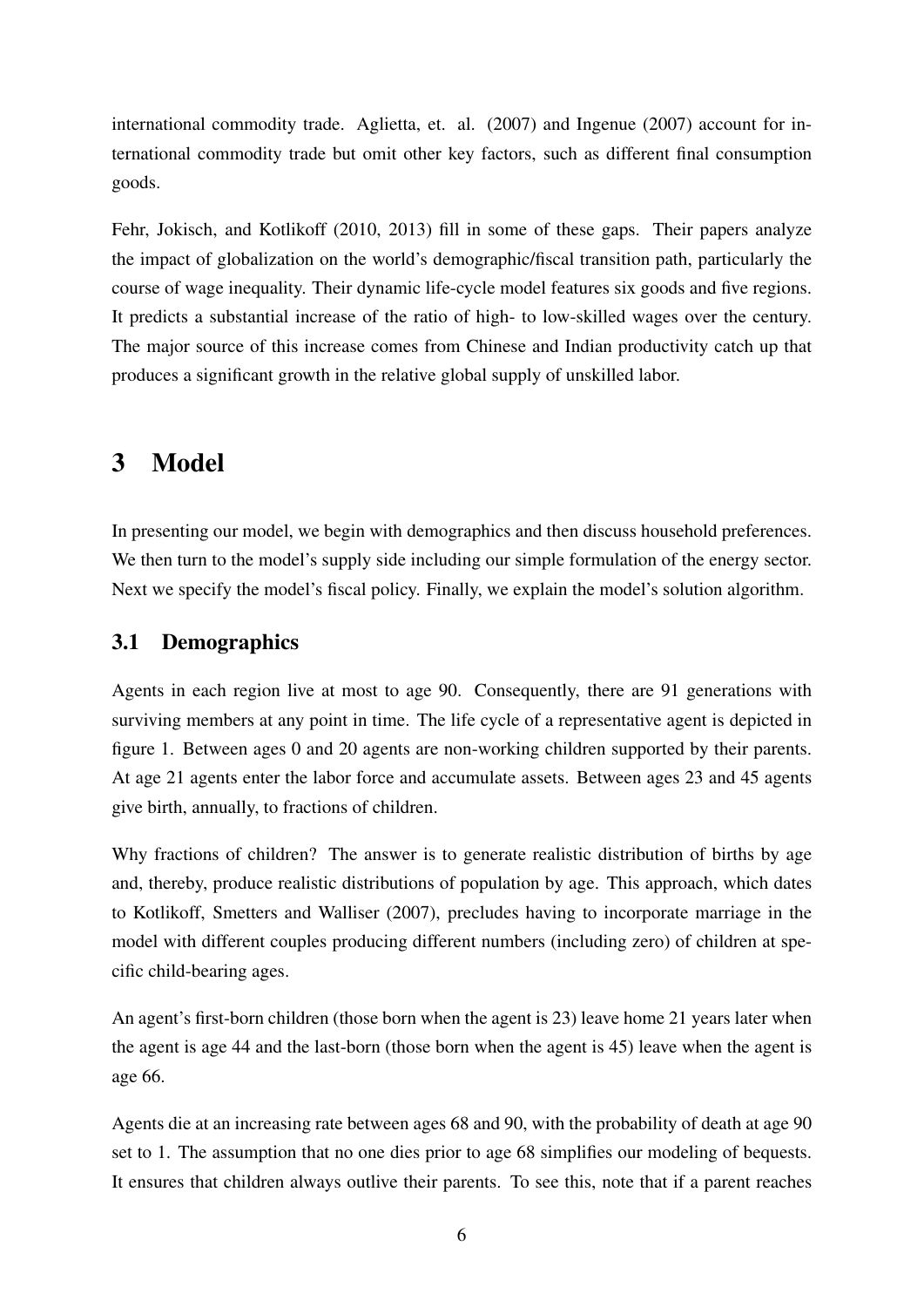international commodity trade. Aglietta, et. al. (2007) and Ingenue (2007) account for international commodity trade but omit other key factors, such as different final consumption goods.

Fehr, Jokisch, and Kotlikoff (2010, 2013) fill in some of these gaps. Their papers analyze the impact of globalization on the world's demographic/fiscal transition path, particularly the course of wage inequality. Their dynamic life-cycle model features six goods and five regions. It predicts a substantial increase of the ratio of high- to low-skilled wages over the century. The major source of this increase comes from Chinese and Indian productivity catch up that produces a significant growth in the relative global supply of unskilled labor.

# 3 Model

In presenting our model, we begin with demographics and then discuss household preferences. We then turn to the model's supply side including our simple formulation of the energy sector. Next we specify the model's fiscal policy. Finally, we explain the model's solution algorithm.

## 3.1 Demographics

Agents in each region live at most to age 90. Consequently, there are 91 generations with surviving members at any point in time. The life cycle of a representative agent is depicted in figure 1. Between ages 0 and 20 agents are non-working children supported by their parents. At age 21 agents enter the labor force and accumulate assets. Between ages 23 and 45 agents give birth, annually, to fractions of children.

Why fractions of children? The answer is to generate realistic distribution of births by age and, thereby, produce realistic distributions of population by age. This approach, which dates to Kotlikoff, Smetters and Walliser (2007), precludes having to incorporate marriage in the model with different couples producing different numbers (including zero) of children at specific child-bearing ages.

An agent's first-born children (those born when the agent is 23) leave home 21 years later when the agent is age 44 and the last-born (those born when the agent is 45) leave when the agent is age 66.

Agents die at an increasing rate between ages 68 and 90, with the probability of death at age 90 set to 1. The assumption that no one dies prior to age 68 simplifies our modeling of bequests. It ensures that children always outlive their parents. To see this, note that if a parent reaches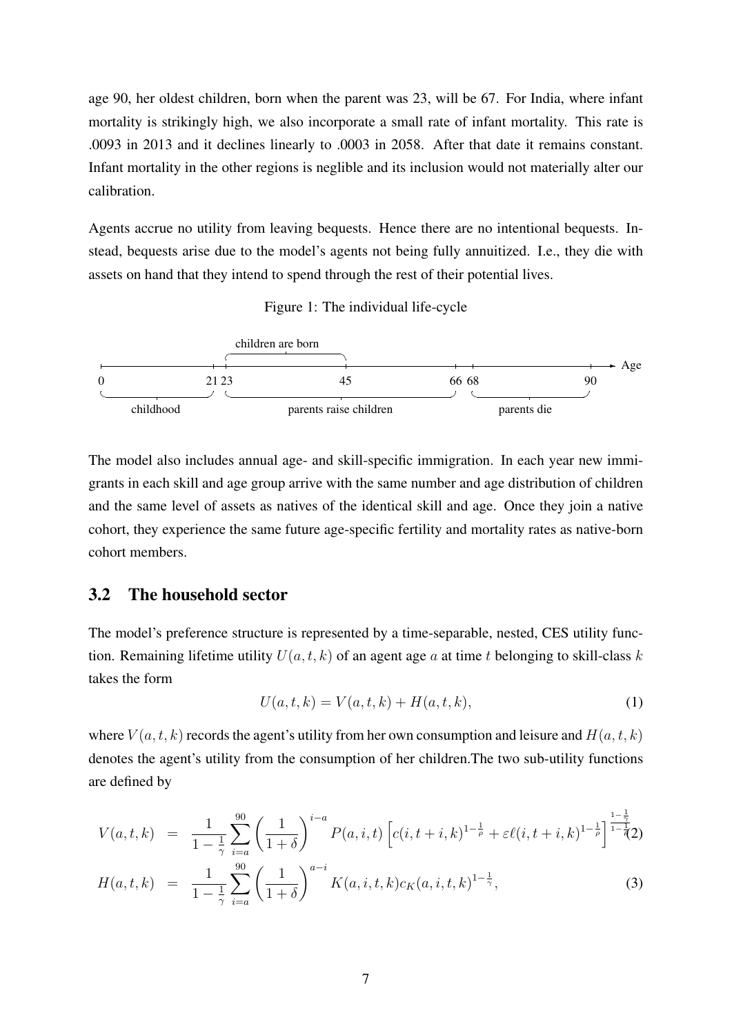age 90, her oldest children, born when the parent was 23, will be 67. For India, where infant mortality is strikingly high, we also incorporate a small rate of infant mortality. This rate is .0093 in 2013 and it declines linearly to .0003 in 2058. After that date it remains constant. Infant mortality in the other regions is neglible and its inclusion would not materially alter our calibration.

Agents accrue no utility from leaving bequests. Hence there are no intentional bequests. Instead, bequests arise due to the model's agents not being fully annuitized. I.e., they die with assets on hand that they intend to spend through the rest of their potential lives.

Figure 1: The individual life-cycle

| Age | 0 | 21 | 23 | 45 | 66 | 68 | 90 |
|---|---|---|---|---|---|---|---|
| Phase | childhood (0–21) | | children are born (23–45); parents raise children (23–66) | | | parents die (68–90) | |

The model also includes annual age- and skill-specific immigration. In each year new immigrants in each skill and age group arrive with the same number and age distribution of children and the same level of assets as natives of the identical skill and age. Once they join a native cohort, they experience the same future age-specific fertility and mortality rates as native-born cohort members.

## 3.2 The household sector

The model's preference structure is represented by a time-separable, nested, CES utility function. Remaining lifetime utility $U(a, t, k)$ of an agent age $a$ at time $t$ belonging to skill-class $k$ takes the form

$$U(a, t, k) = V(a, t, k) + H(a, t, k), \tag{1}$$

where $V(a, t, k)$ records the agent's utility from her own consumption and leisure and $H(a, t, k)$ denotes the agent's utility from the consumption of her children.The two sub-utility functions are defined by

$$V(a, t, k) = \frac{1}{1-\frac{1}{\gamma}} \sum_{i=a}^{90} \left(\frac{1}{1+\delta}\right)^{i-a} P(a, i, t) \left[c(i, t+i, k)^{1-\frac{1}{\rho}} + \varepsilon \ell(i, t+i, k)^{1-\frac{1}{\rho}}\right]^{\frac{1-\frac{1}{\gamma}}{1-\frac{1}{\rho}}} \tag{2}$$

$$H(a, t, k) = \frac{1}{1-\frac{1}{\gamma}} \sum_{i=a}^{90} \left(\frac{1}{1+\delta}\right)^{a-i} K(a, i, t, k) c_K(a, i, t, k)^{1-\frac{1}{\gamma}}, \tag{3}$$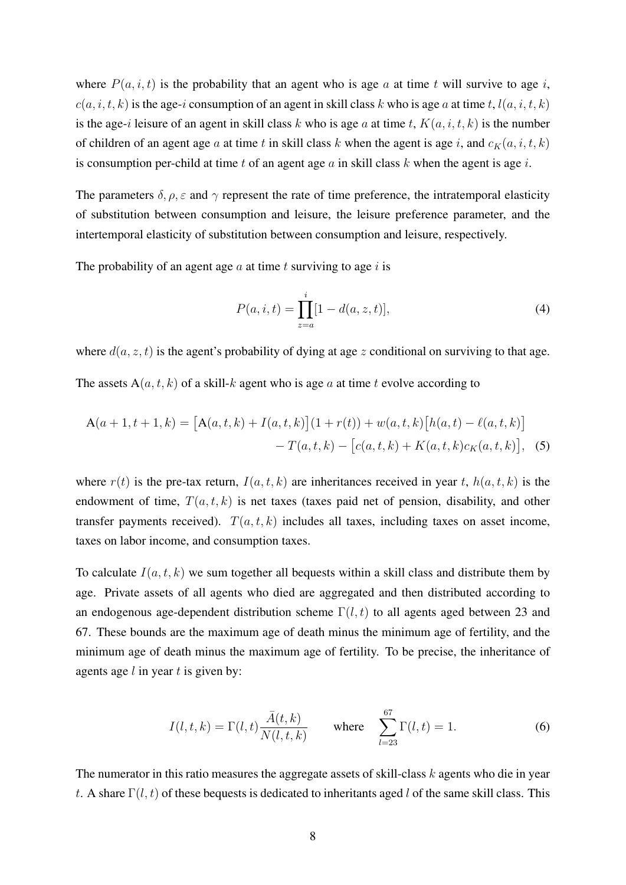where $P(a, i, t)$ is the probability that an agent who is age $a$ at time $t$ will survive to age $i$, $c(a, i, t, k)$ is the age-$i$ consumption of an agent in skill class $k$ who is age $a$ at time $t$, $l(a, i, t, k)$ is the age-$i$ leisure of an agent in skill class $k$ who is age $a$ at time $t$, $K(a, i, t, k)$ is the number of children of an agent age $a$ at time $t$ in skill class $k$ when the agent is age $i$, and $c_K(a, i, t, k)$ is consumption per-child at time $t$ of an agent age $a$ in skill class $k$ when the agent is age $i$.

The parameters $\delta, \rho, \varepsilon$ and $\gamma$ represent the rate of time preference, the intratemporal elasticity of substitution between consumption and leisure, the leisure preference parameter, and the intertemporal elasticity of substitution between consumption and leisure, respectively.

The probability of an agent age $a$ at time $t$ surviving to age $i$ is

$$P(a, i, t) = \prod_{z=a}^{i} [1 - d(a, z, t)], \tag{4}$$

where $d(a, z, t)$ is the agent's probability of dying at age $z$ conditional on surviving to that age.

The assets $\mathrm{A}(a, t, k)$ of a skill-$k$ agent who is age $a$ at time $t$ evolve according to

$$\begin{aligned} \mathrm{A}(a+1, t+1, k) = \big[\mathrm{A}(a, t, k) + I(a, t, k)\big](1 + r(t)) + w(a, t, k)\big[h(a, t) - \ell(a, t, k)\big] \\ - T(a, t, k) - \big[c(a, t, k) + K(a, t, k)c_K(a, t, k)\big], \end{aligned} \tag{5}$$

where $r(t)$ is the pre-tax return, $I(a, t, k)$ are inheritances received in year $t$, $h(a, t, k)$ is the endowment of time, $T(a, t, k)$ is net taxes (taxes paid net of pension, disability, and other transfer payments received). $T(a, t, k)$ includes all taxes, including taxes on asset income, taxes on labor income, and consumption taxes.

To calculate $I(a, t, k)$ we sum together all bequests within a skill class and distribute them by age. Private assets of all agents who died are aggregated and then distributed according to an endogenous age-dependent distribution scheme $\Gamma(l, t)$ to all agents aged between 23 and 67. These bounds are the maximum age of death minus the minimum age of fertility, and the minimum age of death minus the maximum age of fertility. To be precise, the inheritance of agents age $l$ in year $t$ is given by:

$$I(l, t, k) = \Gamma(l, t) \frac{\bar{A}(t, k)}{N(l, t, k)} \qquad \text{where} \quad \sum_{l=23}^{67} \Gamma(l, t) = 1. \tag{6}$$

The numerator in this ratio measures the aggregate assets of skill-class $k$ agents who die in year $t$. A share $\Gamma(l, t)$ of these bequests is dedicated to inheritants aged $l$ of the same skill class. This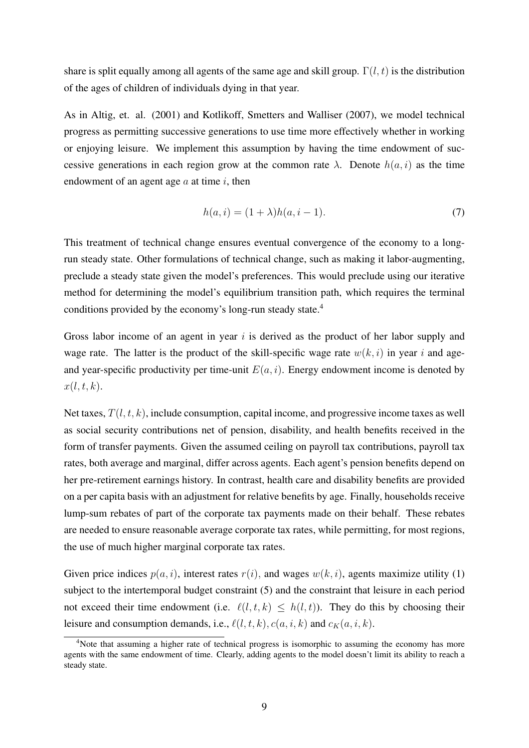share is split equally among all agents of the same age and skill group. $\Gamma(l, t)$ is the distribution of the ages of children of individuals dying in that year.

As in Altig, et. al. (2001) and Kotlikoff, Smetters and Walliser (2007), we model technical progress as permitting successive generations to use time more effectively whether in working or enjoying leisure. We implement this assumption by having the time endowment of successive generations in each region grow at the common rate $\lambda$. Denote $h(a, i)$ as the time endowment of an agent age $a$ at time $i$, then

$$h(a, i) = (1 + \lambda)h(a, i - 1). \tag{7}$$

This treatment of technical change ensures eventual convergence of the economy to a long-run steady state. Other formulations of technical change, such as making it labor-augmenting, preclude a steady state given the model's preferences. This would preclude using our iterative method for determining the model's equilibrium transition path, which requires the terminal conditions provided by the economy's long-run steady state.[4]

Gross labor income of an agent in year $i$ is derived as the product of her labor supply and wage rate. The latter is the product of the skill-specific wage rate $w(k, i)$ in year $i$ and age- and year-specific productivity per time-unit $E(a, i)$. Energy endowment income is denoted by $x(l, t, k)$.

Net taxes, $T(l, t, k)$, include consumption, capital income, and progressive income taxes as well as social security contributions net of pension, disability, and health benefits received in the form of transfer payments. Given the assumed ceiling on payroll tax contributions, payroll tax rates, both average and marginal, differ across agents. Each agent's pension benefits depend on her pre-retirement earnings history. In contrast, health care and disability benefits are provided on a per capita basis with an adjustment for relative benefits by age. Finally, households receive lump-sum rebates of part of the corporate tax payments made on their behalf. These rebates are needed to ensure reasonable average corporate tax rates, while permitting, for most regions, the use of much higher marginal corporate tax rates.

Given price indices $p(a, i)$, interest rates $r(i)$, and wages $w(k, i)$, agents maximize utility (1) subject to the intertemporal budget constraint (5) and the constraint that leisure in each period not exceed their time endowment (i.e. $\ell(l, t, k) \leq h(l, t)$). They do this by choosing their leisure and consumption demands, i.e., $\ell(l, t, k), c(a, i, k)$ and $c_K(a, i, k)$.

[4]Note that assuming a higher rate of technical progress is isomorphic to assuming the economy has more agents with the same endowment of time. Clearly, adding agents to the model doesn't limit its ability to reach a steady state.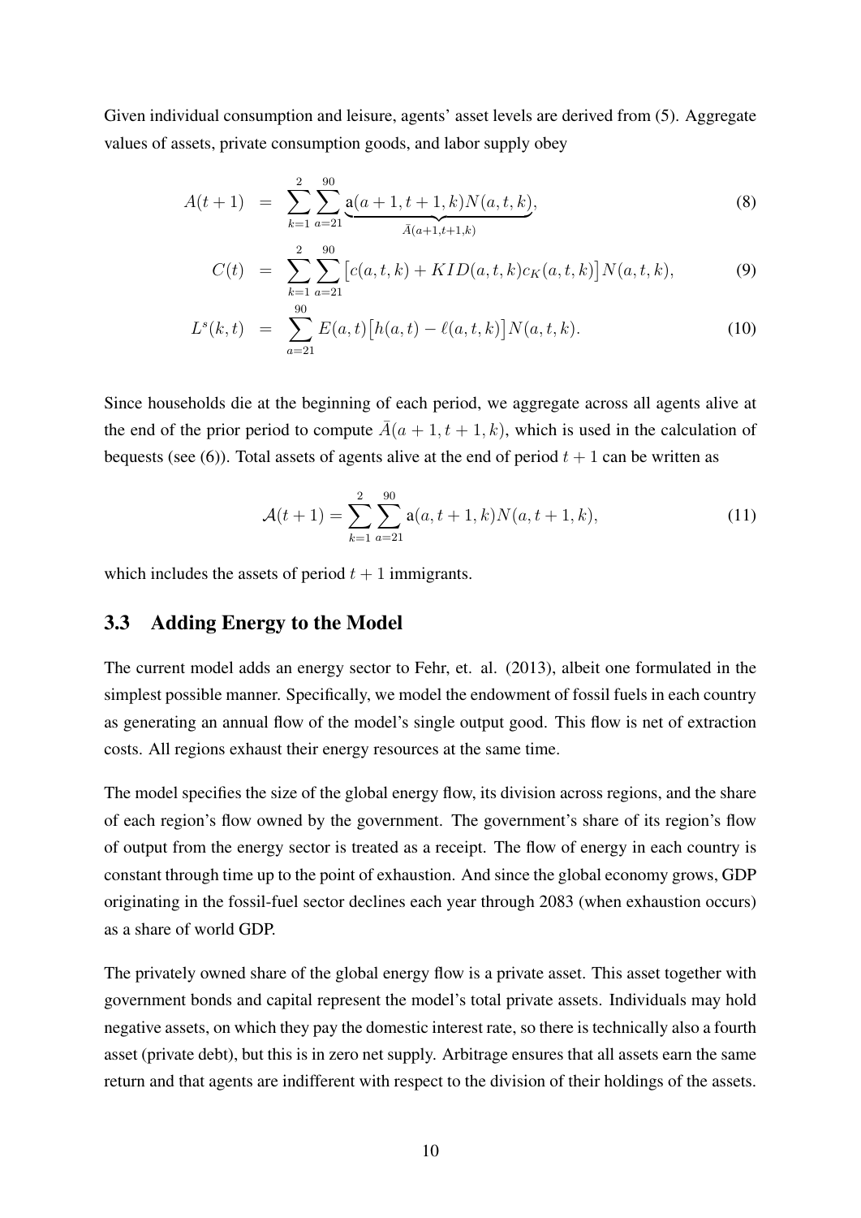Given individual consumption and leisure, agents' asset levels are derived from (5). Aggregate values of assets, private consumption goods, and labor supply obey

$$A(t+1) = \sum_{k=1}^{2}\sum_{a=21}^{90} \underbrace{\mathrm{a}(a+1,t+1,k)N(a,t,k)}_{\bar{A}(a+1,t+1,k)}, \tag{8}$$

$$C(t) = \sum_{k=1}^{2}\sum_{a=21}^{90} \big[c(a,t,k) + KID(a,t,k)c_K(a,t,k)\big]N(a,t,k), \tag{9}$$

$$L^s(k,t) = \sum_{a=21}^{90} E(a,t)\big[h(a,t) - \ell(a,t,k)\big]N(a,t,k). \tag{10}$$

Since households die at the beginning of each period, we aggregate across all agents alive at the end of the prior period to compute $\bar{A}(a+1,t+1,k)$, which is used in the calculation of bequests (see (6)). Total assets of agents alive at the end of period $t+1$ can be written as

$$\mathcal{A}(t+1) = \sum_{k=1}^{2}\sum_{a=21}^{90} \mathrm{a}(a,t+1,k)N(a,t+1,k), \tag{11}$$

which includes the assets of period $t+1$ immigrants.

### 3.3 Adding Energy to the Model

The current model adds an energy sector to Fehr, et. al. (2013), albeit one formulated in the simplest possible manner. Specifically, we model the endowment of fossil fuels in each country as generating an annual flow of the model's single output good. This flow is net of extraction costs. All regions exhaust their energy resources at the same time.

The model specifies the size of the global energy flow, its division across regions, and the share of each region's flow owned by the government. The government's share of its region's flow of output from the energy sector is treated as a receipt. The flow of energy in each country is constant through time up to the point of exhaustion. And since the global economy grows, GDP originating in the fossil-fuel sector declines each year through 2083 (when exhaustion occurs) as a share of world GDP.

The privately owned share of the global energy flow is a private asset. This asset together with government bonds and capital represent the model's total private assets. Individuals may hold negative assets, on which they pay the domestic interest rate, so there is technically also a fourth asset (private debt), but this is in zero net supply. Arbitrage ensures that all assets earn the same return and that agents are indifferent with respect to the division of their holdings of the assets.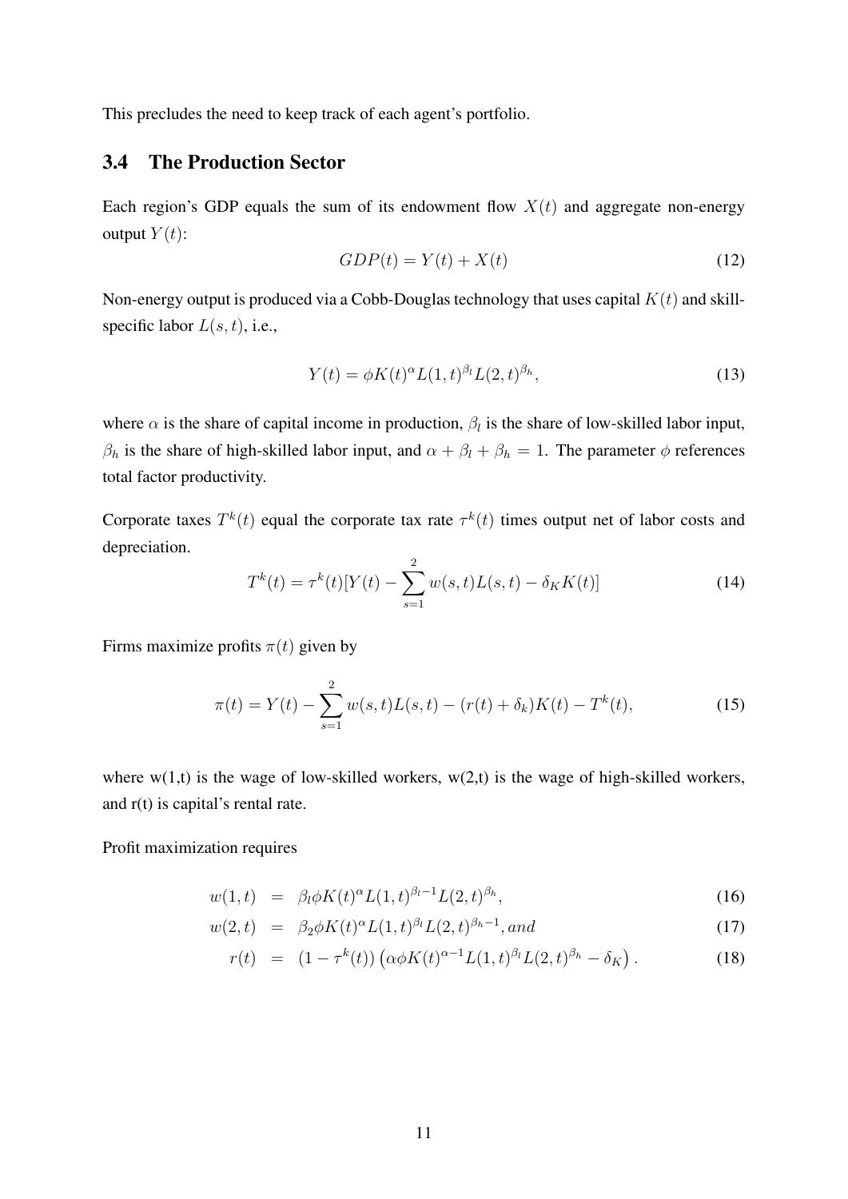This precludes the need to keep track of each agent's portfolio.

### 3.4 The Production Sector

Each region's GDP equals the sum of its endowment flow $X(t)$ and aggregate non-energy output $Y(t)$:

$$GDP(t) = Y(t) + X(t) \tag{12}$$

Non-energy output is produced via a Cobb-Douglas technology that uses capital $K(t)$ and skill-specific labor $L(s,t)$, i.e.,

$$Y(t) = \phi K(t)^{\alpha} L(1,t)^{\beta_l} L(2,t)^{\beta_h}, \tag{13}$$

where $\alpha$ is the share of capital income in production, $\beta_l$ is the share of low-skilled labor input, $\beta_h$ is the share of high-skilled labor input, and $\alpha + \beta_l + \beta_h = 1$. The parameter $\phi$ references total factor productivity.

Corporate taxes $T^k(t)$ equal the corporate tax rate $\tau^k(t)$ times output net of labor costs and depreciation.

$$T^k(t) = \tau^k(t)[Y(t) - \sum_{s=1}^{2} w(s,t)L(s,t) - \delta_K K(t)] \tag{14}$$

Firms maximize profits $\pi(t)$ given by

$$\pi(t) = Y(t) - \sum_{s=1}^{2} w(s,t)L(s,t) - (r(t) + \delta_k)K(t) - T^k(t), \tag{15}$$

where w(1,t) is the wage of low-skilled workers, w(2,t) is the wage of high-skilled workers, and r(t) is capital's rental rate.

Profit maximization requires

$$w(1,t) = \beta_l \phi K(t)^{\alpha} L(1,t)^{\beta_l - 1} L(2,t)^{\beta_h}, \tag{16}$$

$$w(2,t) = \beta_2 \phi K(t)^{\alpha} L(1,t)^{\beta_l} L(2,t)^{\beta_h - 1}, and \tag{17}$$

$$r(t) = (1 - \tau^k(t)) \left( \alpha \phi K(t)^{\alpha - 1} L(1,t)^{\beta_l} L(2,t)^{\beta_h} - \delta_K \right). \tag{18}$$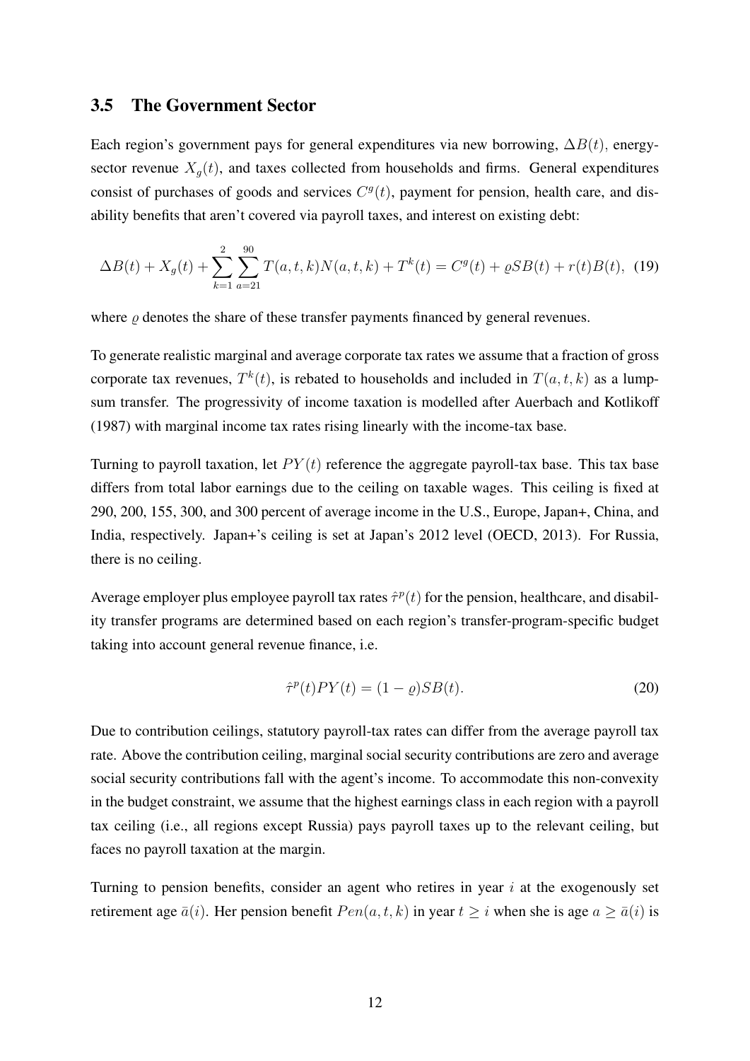## 3.5 The Government Sector

Each region's government pays for general expenditures via new borrowing, $\Delta B(t)$, energy-sector revenue $X_g(t)$, and taxes collected from households and firms. General expenditures consist of purchases of goods and services $C^g(t)$, payment for pension, health care, and disability benefits that aren't covered via payroll taxes, and interest on existing debt:

$$\Delta B(t) + X_g(t) + \sum_{k=1}^{2} \sum_{a=21}^{90} T(a,t,k)N(a,t,k) + T^k(t) = C^g(t) + \varrho SB(t) + r(t)B(t), \quad (19)$$

where $\varrho$ denotes the share of these transfer payments financed by general revenues.

To generate realistic marginal and average corporate tax rates we assume that a fraction of gross corporate tax revenues, $T^k(t)$, is rebated to households and included in $T(a,t,k)$ as a lump-sum transfer. The progressivity of income taxation is modelled after Auerbach and Kotlikoff (1987) with marginal income tax rates rising linearly with the income-tax base.

Turning to payroll taxation, let $PY(t)$ reference the aggregate payroll-tax base. This tax base differs from total labor earnings due to the ceiling on taxable wages. This ceiling is fixed at 290, 200, 155, 300, and 300 percent of average income in the U.S., Europe, Japan+, China, and India, respectively. Japan+'s ceiling is set at Japan's 2012 level (OECD, 2013). For Russia, there is no ceiling.

Average employer plus employee payroll tax rates $\hat{\tau}^p(t)$ for the pension, healthcare, and disability transfer programs are determined based on each region's transfer-program-specific budget taking into account general revenue finance, i.e.

$$\hat{\tau}^p(t)PY(t) = (1-\varrho)SB(t). \quad (20)$$

Due to contribution ceilings, statutory payroll-tax rates can differ from the average payroll tax rate. Above the contribution ceiling, marginal social security contributions are zero and average social security contributions fall with the agent's income. To accommodate this non-convexity in the budget constraint, we assume that the highest earnings class in each region with a payroll tax ceiling (i.e., all regions except Russia) pays payroll taxes up to the relevant ceiling, but faces no payroll taxation at the margin.

Turning to pension benefits, consider an agent who retires in year $i$ at the exogenously set retirement age $\bar{a}(i)$. Her pension benefit $Pen(a,t,k)$ in year $t \geq i$ when she is age $a \geq \bar{a}(i)$ is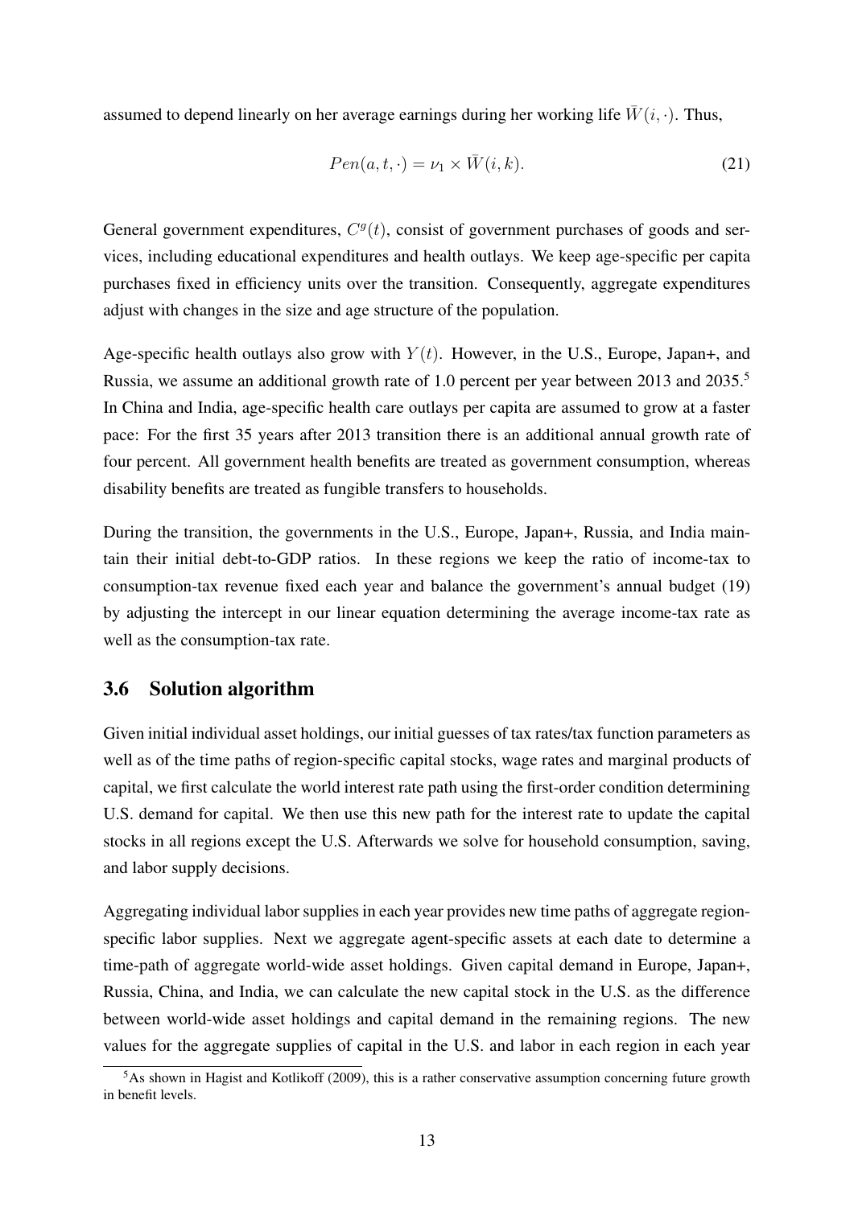assumed to depend linearly on her average earnings during her working life $\bar{W}(i, \cdot)$. Thus,

$$Pen(a, t, \cdot) = \nu_1 \times \bar{W}(i, k). \tag{21}$$

General government expenditures, $C^g(t)$, consist of government purchases of goods and services, including educational expenditures and health outlays. We keep age-specific per capita purchases fixed in efficiency units over the transition. Consequently, aggregate expenditures adjust with changes in the size and age structure of the population.

Age-specific health outlays also grow with $Y(t)$. However, in the U.S., Europe, Japan+, and Russia, we assume an additional growth rate of 1.0 percent per year between 2013 and 2035.[5] In China and India, age-specific health care outlays per capita are assumed to grow at a faster pace: For the first 35 years after 2013 transition there is an additional annual growth rate of four percent. All government health benefits are treated as government consumption, whereas disability benefits are treated as fungible transfers to households.

During the transition, the governments in the U.S., Europe, Japan+, Russia, and India maintain their initial debt-to-GDP ratios. In these regions we keep the ratio of income-tax to consumption-tax revenue fixed each year and balance the government's annual budget (19) by adjusting the intercept in our linear equation determining the average income-tax rate as well as the consumption-tax rate.

## 3.6 Solution algorithm

Given initial individual asset holdings, our initial guesses of tax rates/tax function parameters as well as of the time paths of region-specific capital stocks, wage rates and marginal products of capital, we first calculate the world interest rate path using the first-order condition determining U.S. demand for capital. We then use this new path for the interest rate to update the capital stocks in all regions except the U.S. Afterwards we solve for household consumption, saving, and labor supply decisions.

Aggregating individual labor supplies in each year provides new time paths of aggregate region-specific labor supplies. Next we aggregate agent-specific assets at each date to determine a time-path of aggregate world-wide asset holdings. Given capital demand in Europe, Japan+, Russia, China, and India, we can calculate the new capital stock in the U.S. as the difference between world-wide asset holdings and capital demand in the remaining regions. The new values for the aggregate supplies of capital in the U.S. and labor in each region in each year

[5] As shown in Hagist and Kotlikoff (2009), this is a rather conservative assumption concerning future growth in benefit levels.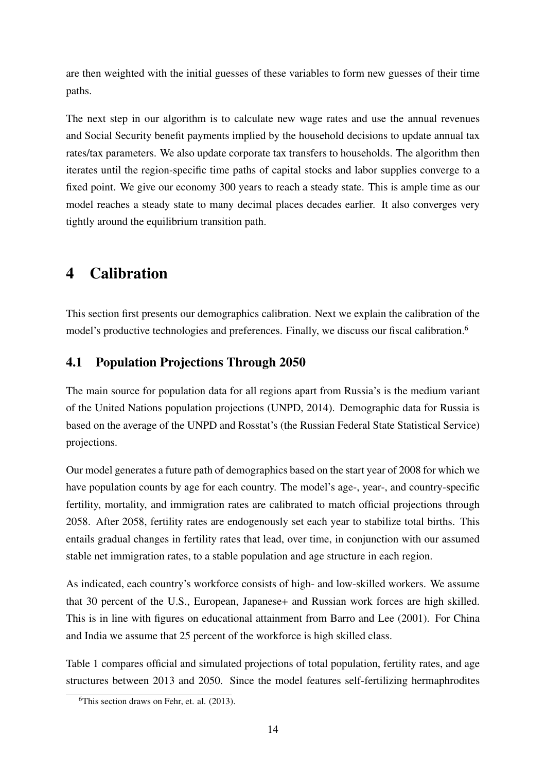are then weighted with the initial guesses of these variables to form new guesses of their time paths.

The next step in our algorithm is to calculate new wage rates and use the annual revenues and Social Security benefit payments implied by the household decisions to update annual tax rates/tax parameters. We also update corporate tax transfers to households. The algorithm then iterates until the region-specific time paths of capital stocks and labor supplies converge to a fixed point. We give our economy 300 years to reach a steady state. This is ample time as our model reaches a steady state to many decimal places decades earlier. It also converges very tightly around the equilibrium transition path.

# 4 Calibration

This section first presents our demographics calibration. Next we explain the calibration of the model's productive technologies and preferences. Finally, we discuss our fiscal calibration.[6]

## 4.1 Population Projections Through 2050

The main source for population data for all regions apart from Russia's is the medium variant of the United Nations population projections (UNPD, 2014). Demographic data for Russia is based on the average of the UNPD and Rosstat's (the Russian Federal State Statistical Service) projections.

Our model generates a future path of demographics based on the start year of 2008 for which we have population counts by age for each country. The model's age-, year-, and country-specific fertility, mortality, and immigration rates are calibrated to match official projections through 2058. After 2058, fertility rates are endogenously set each year to stabilize total births. This entails gradual changes in fertility rates that lead, over time, in conjunction with our assumed stable net immigration rates, to a stable population and age structure in each region.

As indicated, each country's workforce consists of high- and low-skilled workers. We assume that 30 percent of the U.S., European, Japanese+ and Russian work forces are high skilled. This is in line with figures on educational attainment from Barro and Lee (2001). For China and India we assume that 25 percent of the workforce is high skilled class.

Table 1 compares official and simulated projections of total population, fertility rates, and age structures between 2013 and 2050. Since the model features self-fertilizing hermaphrodites

[6] This section draws on Fehr, et. al. (2013).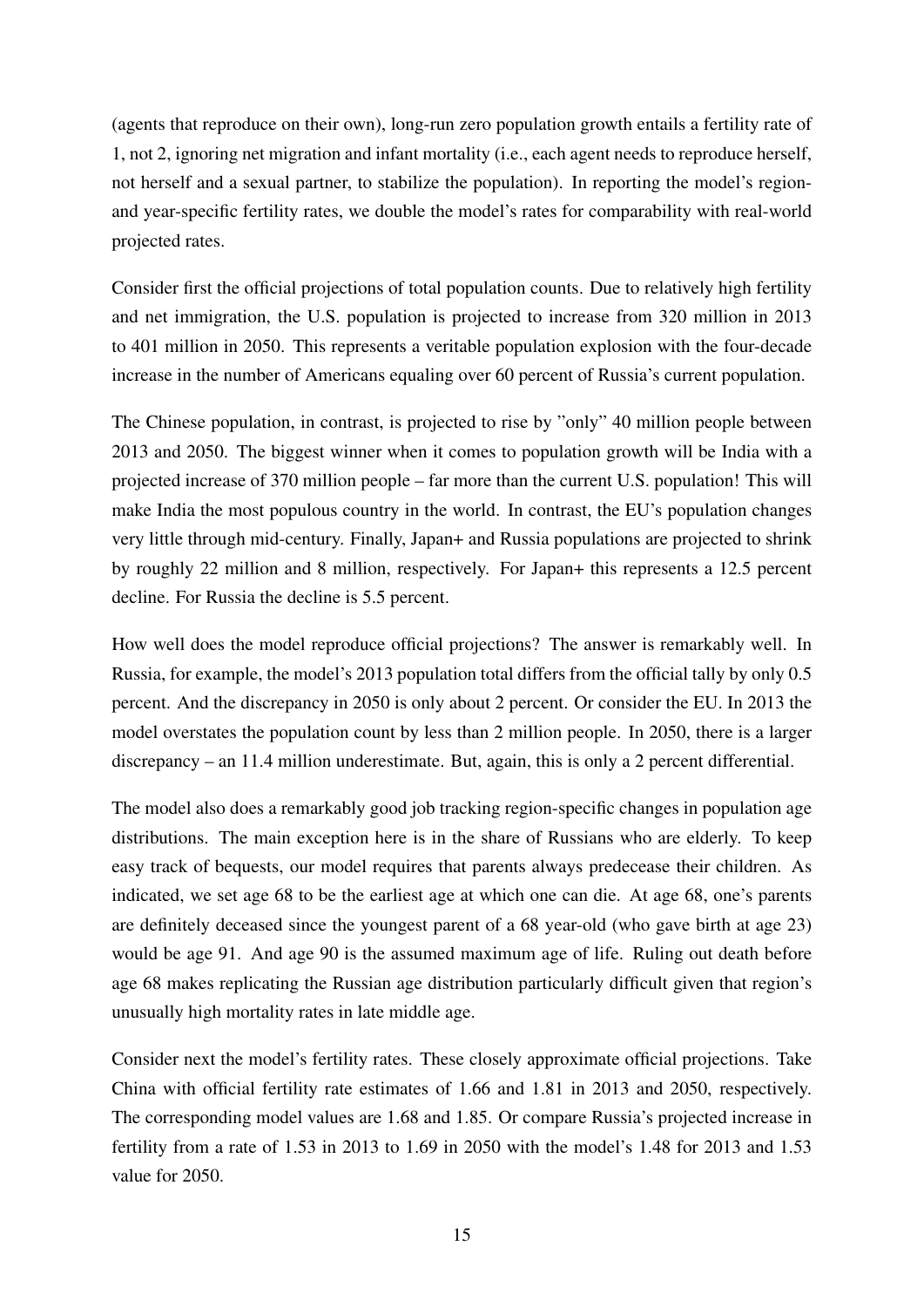(agents that reproduce on their own), long-run zero population growth entails a fertility rate of 1, not 2, ignoring net migration and infant mortality (i.e., each agent needs to reproduce herself, not herself and a sexual partner, to stabilize the population). In reporting the model's region- and year-specific fertility rates, we double the model's rates for comparability with real-world projected rates.

Consider first the official projections of total population counts. Due to relatively high fertility and net immigration, the U.S. population is projected to increase from 320 million in 2013 to 401 million in 2050. This represents a veritable population explosion with the four-decade increase in the number of Americans equaling over 60 percent of Russia's current population.

The Chinese population, in contrast, is projected to rise by "only" 40 million people between 2013 and 2050. The biggest winner when it comes to population growth will be India with a projected increase of 370 million people – far more than the current U.S. population! This will make India the most populous country in the world. In contrast, the EU's population changes very little through mid-century. Finally, Japan+ and Russia populations are projected to shrink by roughly 22 million and 8 million, respectively. For Japan+ this represents a 12.5 percent decline. For Russia the decline is 5.5 percent.

How well does the model reproduce official projections? The answer is remarkably well. In Russia, for example, the model's 2013 population total differs from the official tally by only 0.5 percent. And the discrepancy in 2050 is only about 2 percent. Or consider the EU. In 2013 the model overstates the population count by less than 2 million people. In 2050, there is a larger discrepancy – an 11.4 million underestimate. But, again, this is only a 2 percent differential.

The model also does a remarkably good job tracking region-specific changes in population age distributions. The main exception here is in the share of Russians who are elderly. To keep easy track of bequests, our model requires that parents always predecease their children. As indicated, we set age 68 to be the earliest age at which one can die. At age 68, one's parents are definitely deceased since the youngest parent of a 68 year-old (who gave birth at age 23) would be age 91. And age 90 is the assumed maximum age of life. Ruling out death before age 68 makes replicating the Russian age distribution particularly difficult given that region's unusually high mortality rates in late middle age.

Consider next the model's fertility rates. These closely approximate official projections. Take China with official fertility rate estimates of 1.66 and 1.81 in 2013 and 2050, respectively. The corresponding model values are 1.68 and 1.85. Or compare Russia's projected increase in fertility from a rate of 1.53 in 2013 to 1.69 in 2050 with the model's 1.48 for 2013 and 1.53 value for 2050.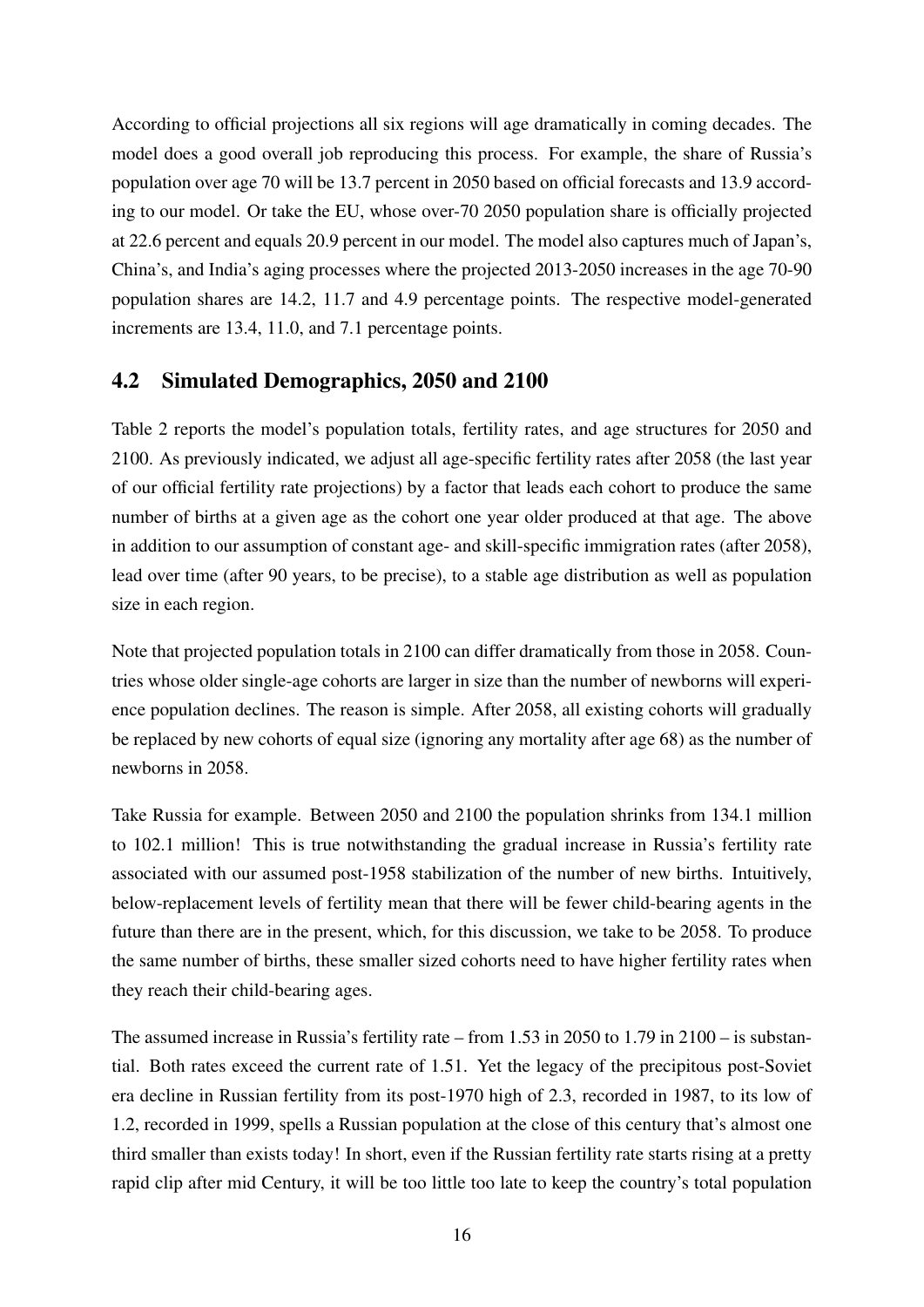According to official projections all six regions will age dramatically in coming decades. The model does a good overall job reproducing this process. For example, the share of Russia's population over age 70 will be 13.7 percent in 2050 based on official forecasts and 13.9 according to our model. Or take the EU, whose over-70 2050 population share is officially projected at 22.6 percent and equals 20.9 percent in our model. The model also captures much of Japan's, China's, and India's aging processes where the projected 2013-2050 increases in the age 70-90 population shares are 14.2, 11.7 and 4.9 percentage points. The respective model-generated increments are 13.4, 11.0, and 7.1 percentage points.

## 4.2 Simulated Demographics, 2050 and 2100

Table 2 reports the model's population totals, fertility rates, and age structures for 2050 and 2100. As previously indicated, we adjust all age-specific fertility rates after 2058 (the last year of our official fertility rate projections) by a factor that leads each cohort to produce the same number of births at a given age as the cohort one year older produced at that age. The above in addition to our assumption of constant age- and skill-specific immigration rates (after 2058), lead over time (after 90 years, to be precise), to a stable age distribution as well as population size in each region.

Note that projected population totals in 2100 can differ dramatically from those in 2058. Countries whose older single-age cohorts are larger in size than the number of newborns will experience population declines. The reason is simple. After 2058, all existing cohorts will gradually be replaced by new cohorts of equal size (ignoring any mortality after age 68) as the number of newborns in 2058.

Take Russia for example. Between 2050 and 2100 the population shrinks from 134.1 million to 102.1 million! This is true notwithstanding the gradual increase in Russia's fertility rate associated with our assumed post-1958 stabilization of the number of new births. Intuitively, below-replacement levels of fertility mean that there will be fewer child-bearing agents in the future than there are in the present, which, for this discussion, we take to be 2058. To produce the same number of births, these smaller sized cohorts need to have higher fertility rates when they reach their child-bearing ages.

The assumed increase in Russia's fertility rate – from 1.53 in 2050 to 1.79 in 2100 – is substantial. Both rates exceed the current rate of 1.51. Yet the legacy of the precipitous post-Soviet era decline in Russian fertility from its post-1970 high of 2.3, recorded in 1987, to its low of 1.2, recorded in 1999, spells a Russian population at the close of this century that's almost one third smaller than exists today! In short, even if the Russian fertility rate starts rising at a pretty rapid clip after mid Century, it will be too little too late to keep the country's total population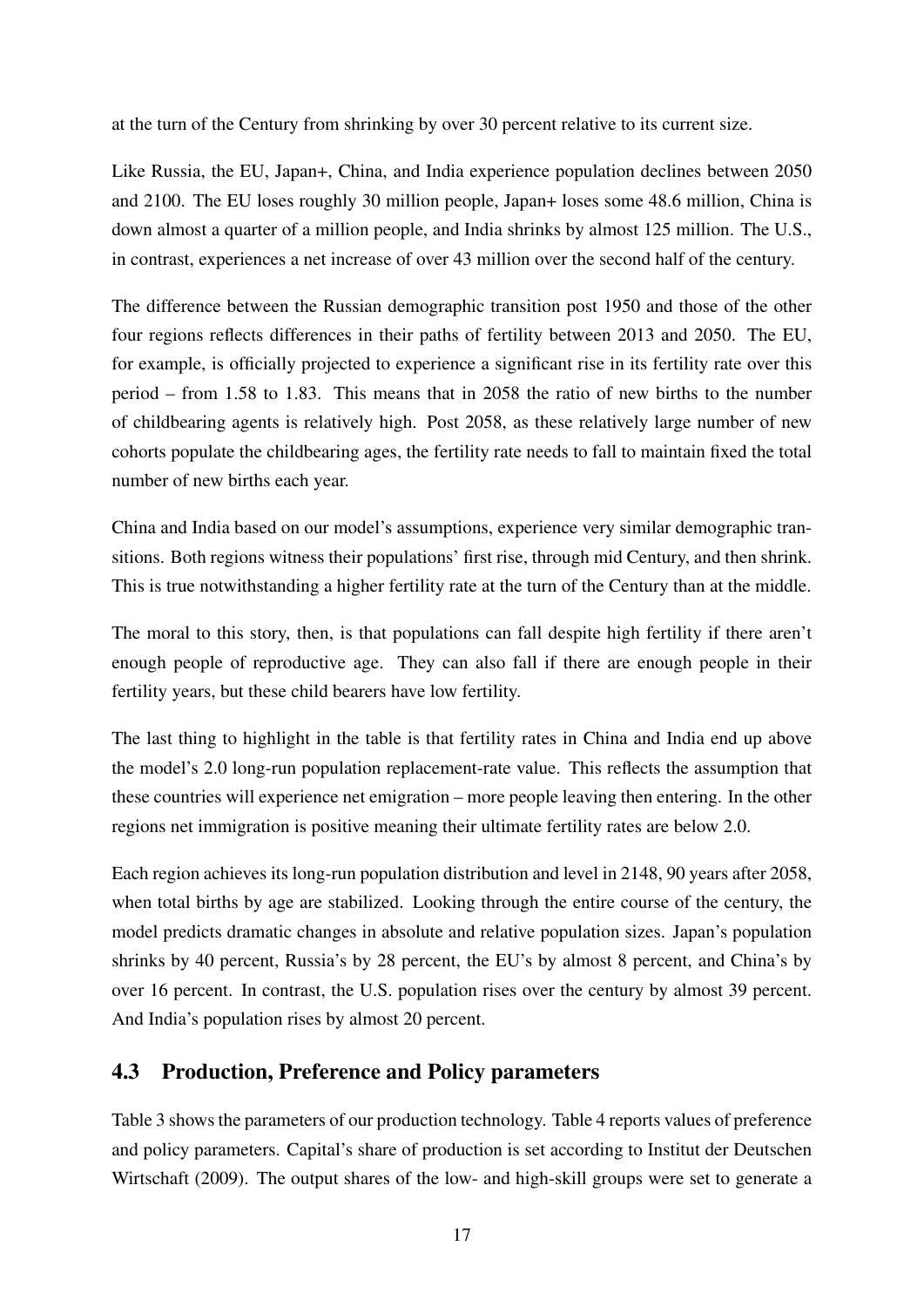at the turn of the Century from shrinking by over 30 percent relative to its current size.

Like Russia, the EU, Japan+, China, and India experience population declines between 2050 and 2100. The EU loses roughly 30 million people, Japan+ loses some 48.6 million, China is down almost a quarter of a million people, and India shrinks by almost 125 million. The U.S., in contrast, experiences a net increase of over 43 million over the second half of the century.

The difference between the Russian demographic transition post 1950 and those of the other four regions reflects differences in their paths of fertility between 2013 and 2050. The EU, for example, is officially projected to experience a significant rise in its fertility rate over this period – from 1.58 to 1.83. This means that in 2058 the ratio of new births to the number of childbearing agents is relatively high. Post 2058, as these relatively large number of new cohorts populate the childbearing ages, the fertility rate needs to fall to maintain fixed the total number of new births each year.

China and India based on our model's assumptions, experience very similar demographic transitions. Both regions witness their populations' first rise, through mid Century, and then shrink. This is true notwithstanding a higher fertility rate at the turn of the Century than at the middle.

The moral to this story, then, is that populations can fall despite high fertility if there aren't enough people of reproductive age. They can also fall if there are enough people in their fertility years, but these child bearers have low fertility.

The last thing to highlight in the table is that fertility rates in China and India end up above the model's 2.0 long-run population replacement-rate value. This reflects the assumption that these countries will experience net emigration – more people leaving then entering. In the other regions net immigration is positive meaning their ultimate fertility rates are below 2.0.

Each region achieves its long-run population distribution and level in 2148, 90 years after 2058, when total births by age are stabilized. Looking through the entire course of the century, the model predicts dramatic changes in absolute and relative population sizes. Japan's population shrinks by 40 percent, Russia's by 28 percent, the EU's by almost 8 percent, and China's by over 16 percent. In contrast, the U.S. population rises over the century by almost 39 percent. And India's population rises by almost 20 percent.

## 4.3 Production, Preference and Policy parameters

Table 3 shows the parameters of our production technology. Table 4 reports values of preference and policy parameters. Capital's share of production is set according to Institut der Deutschen Wirtschaft (2009). The output shares of the low- and high-skill groups were set to generate a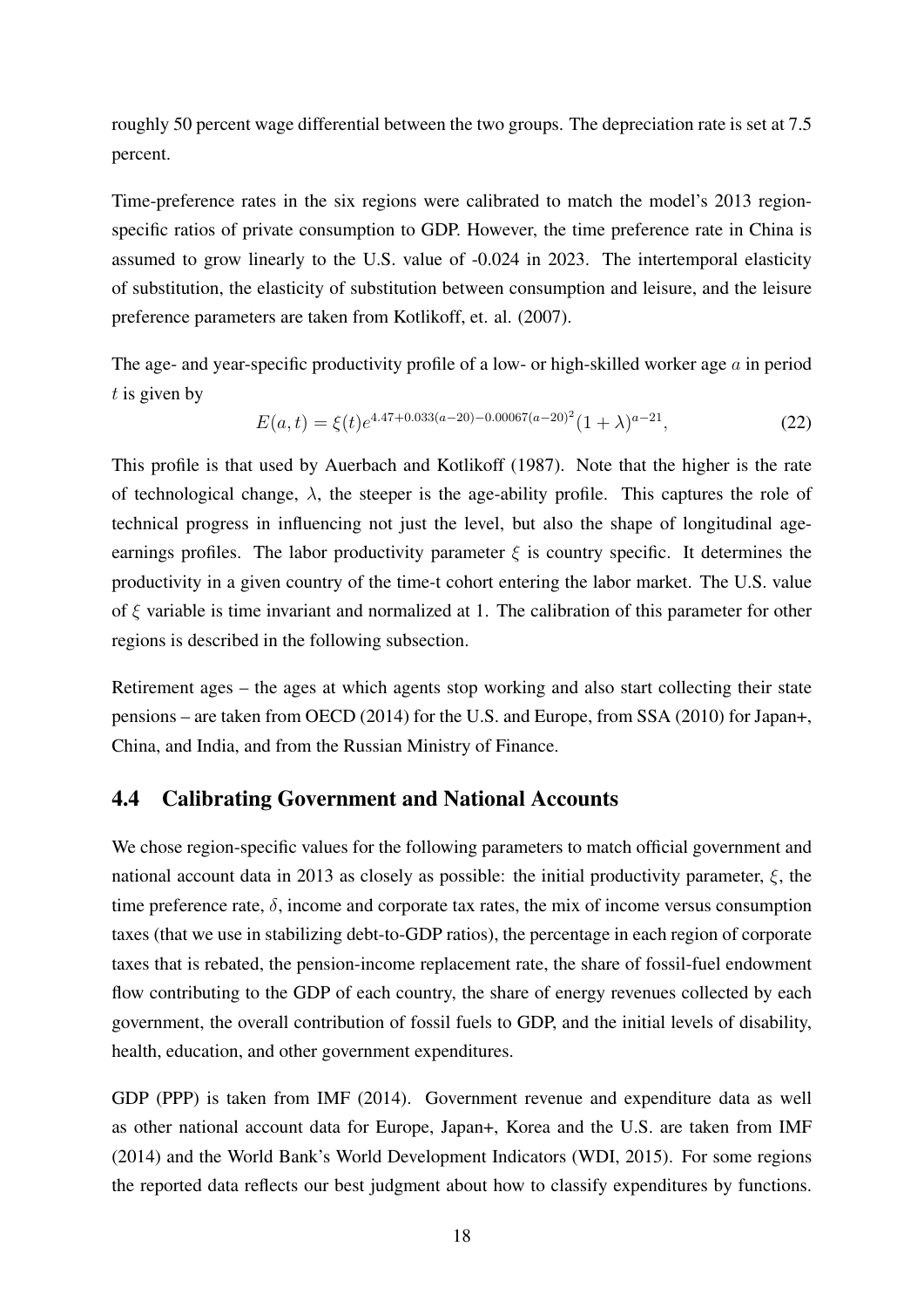roughly 50 percent wage differential between the two groups. The depreciation rate is set at 7.5 percent.

Time-preference rates in the six regions were calibrated to match the model's 2013 region-specific ratios of private consumption to GDP. However, the time preference rate in China is assumed to grow linearly to the U.S. value of -0.024 in 2023. The intertemporal elasticity of substitution, the elasticity of substitution between consumption and leisure, and the leisure preference parameters are taken from Kotlikoff, et. al. (2007).

The age- and year-specific productivity profile of a low- or high-skilled worker age $a$ in period $t$ is given by

$$E(a,t) = \xi(t)e^{4.47+0.033(a-20)-0.00067(a-20)^2}(1+\lambda)^{a-21}, \tag{22}$$

This profile is that used by Auerbach and Kotlikoff (1987). Note that the higher is the rate of technological change, $\lambda$, the steeper is the age-ability profile. This captures the role of technical progress in influencing not just the level, but also the shape of longitudinal age-earnings profiles. The labor productivity parameter $\xi$ is country specific. It determines the productivity in a given country of the time-t cohort entering the labor market. The U.S. value of $\xi$ variable is time invariant and normalized at 1. The calibration of this parameter for other regions is described in the following subsection.

Retirement ages – the ages at which agents stop working and also start collecting their state pensions – are taken from OECD (2014) for the U.S. and Europe, from SSA (2010) for Japan+, China, and India, and from the Russian Ministry of Finance.

## 4.4 Calibrating Government and National Accounts

We chose region-specific values for the following parameters to match official government and national account data in 2013 as closely as possible: the initial productivity parameter, $\xi$, the time preference rate, $\delta$, income and corporate tax rates, the mix of income versus consumption taxes (that we use in stabilizing debt-to-GDP ratios), the percentage in each region of corporate taxes that is rebated, the pension-income replacement rate, the share of fossil-fuel endowment flow contributing to the GDP of each country, the share of energy revenues collected by each government, the overall contribution of fossil fuels to GDP, and the initial levels of disability, health, education, and other government expenditures.

GDP (PPP) is taken from IMF (2014). Government revenue and expenditure data as well as other national account data for Europe, Japan+, Korea and the U.S. are taken from IMF (2014) and the World Bank's World Development Indicators (WDI, 2015). For some regions the reported data reflects our best judgment about how to classify expenditures by functions.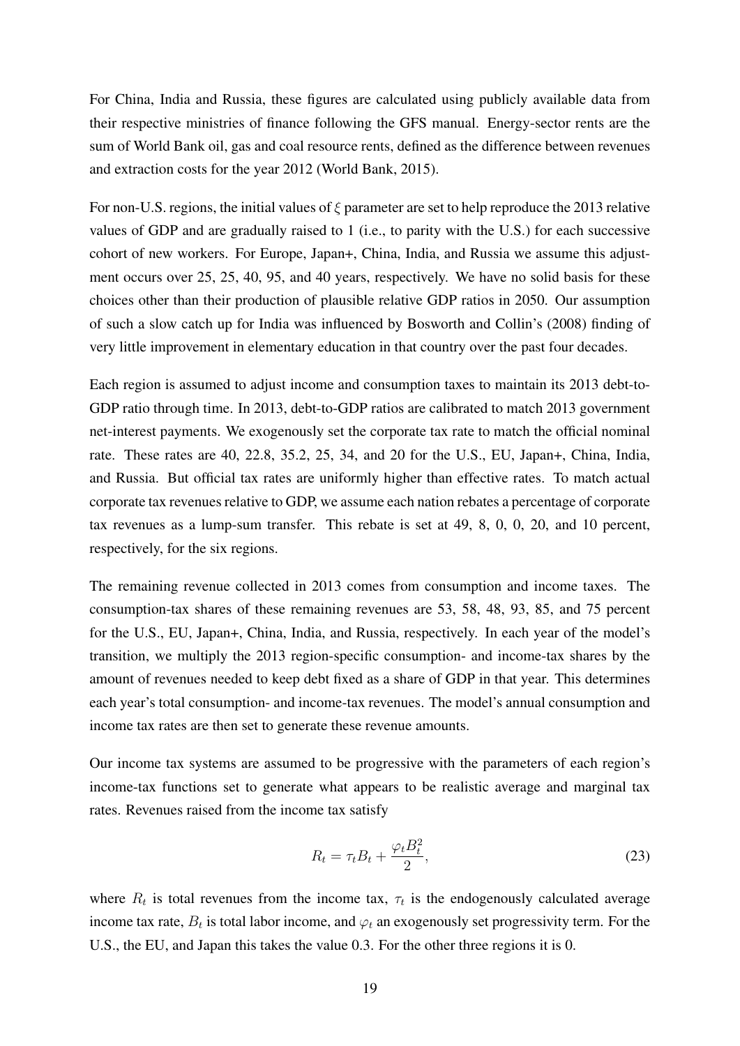For China, India and Russia, these figures are calculated using publicly available data from their respective ministries of finance following the GFS manual. Energy-sector rents are the sum of World Bank oil, gas and coal resource rents, defined as the difference between revenues and extraction costs for the year 2012 (World Bank, 2015).

For non-U.S. regions, the initial values of $\xi$ parameter are set to help reproduce the 2013 relative values of GDP and are gradually raised to 1 (i.e., to parity with the U.S.) for each successive cohort of new workers. For Europe, Japan+, China, India, and Russia we assume this adjustment occurs over 25, 25, 40, 95, and 40 years, respectively. We have no solid basis for these choices other than their production of plausible relative GDP ratios in 2050. Our assumption of such a slow catch up for India was influenced by Bosworth and Collin's (2008) finding of very little improvement in elementary education in that country over the past four decades.

Each region is assumed to adjust income and consumption taxes to maintain its 2013 debt-to-GDP ratio through time. In 2013, debt-to-GDP ratios are calibrated to match 2013 government net-interest payments. We exogenously set the corporate tax rate to match the official nominal rate. These rates are 40, 22.8, 35.2, 25, 34, and 20 for the U.S., EU, Japan+, China, India, and Russia. But official tax rates are uniformly higher than effective rates. To match actual corporate tax revenues relative to GDP, we assume each nation rebates a percentage of corporate tax revenues as a lump-sum transfer. This rebate is set at 49, 8, 0, 0, 20, and 10 percent, respectively, for the six regions.

The remaining revenue collected in 2013 comes from consumption and income taxes. The consumption-tax shares of these remaining revenues are 53, 58, 48, 93, 85, and 75 percent for the U.S., EU, Japan+, China, India, and Russia, respectively. In each year of the model's transition, we multiply the 2013 region-specific consumption- and income-tax shares by the amount of revenues needed to keep debt fixed as a share of GDP in that year. This determines each year's total consumption- and income-tax revenues. The model's annual consumption and income tax rates are then set to generate these revenue amounts.

Our income tax systems are assumed to be progressive with the parameters of each region's income-tax functions set to generate what appears to be realistic average and marginal tax rates. Revenues raised from the income tax satisfy

$$R_t = \tau_t B_t + \frac{\varphi_t B_t^2}{2}, \tag{23}$$

where $R_t$ is total revenues from the income tax, $\tau_t$ is the endogenously calculated average income tax rate, $B_t$ is total labor income, and $\varphi_t$ an exogenously set progressivity term. For the U.S., the EU, and Japan this takes the value 0.3. For the other three regions it is 0.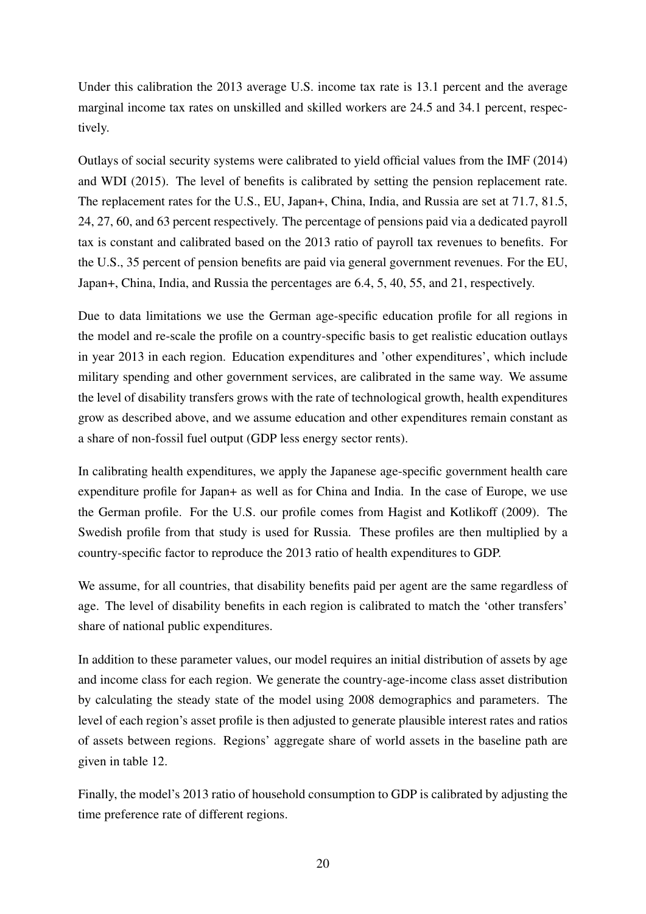Under this calibration the 2013 average U.S. income tax rate is 13.1 percent and the average marginal income tax rates on unskilled and skilled workers are 24.5 and 34.1 percent, respectively.

Outlays of social security systems were calibrated to yield official values from the IMF (2014) and WDI (2015). The level of benefits is calibrated by setting the pension replacement rate. The replacement rates for the U.S., EU, Japan+, China, India, and Russia are set at 71.7, 81.5, 24, 27, 60, and 63 percent respectively. The percentage of pensions paid via a dedicated payroll tax is constant and calibrated based on the 2013 ratio of payroll tax revenues to benefits. For the U.S., 35 percent of pension benefits are paid via general government revenues. For the EU, Japan+, China, India, and Russia the percentages are 6.4, 5, 40, 55, and 21, respectively.

Due to data limitations we use the German age-specific education profile for all regions in the model and re-scale the profile on a country-specific basis to get realistic education outlays in year 2013 in each region. Education expenditures and 'other expenditures', which include military spending and other government services, are calibrated in the same way. We assume the level of disability transfers grows with the rate of technological growth, health expenditures grow as described above, and we assume education and other expenditures remain constant as a share of non-fossil fuel output (GDP less energy sector rents).

In calibrating health expenditures, we apply the Japanese age-specific government health care expenditure profile for Japan+ as well as for China and India. In the case of Europe, we use the German profile. For the U.S. our profile comes from Hagist and Kotlikoff (2009). The Swedish profile from that study is used for Russia. These profiles are then multiplied by a country-specific factor to reproduce the 2013 ratio of health expenditures to GDP.

We assume, for all countries, that disability benefits paid per agent are the same regardless of age. The level of disability benefits in each region is calibrated to match the 'other transfers' share of national public expenditures.

In addition to these parameter values, our model requires an initial distribution of assets by age and income class for each region. We generate the country-age-income class asset distribution by calculating the steady state of the model using 2008 demographics and parameters. The level of each region's asset profile is then adjusted to generate plausible interest rates and ratios of assets between regions. Regions' aggregate share of world assets in the baseline path are given in table 12.

Finally, the model's 2013 ratio of household consumption to GDP is calibrated by adjusting the time preference rate of different regions.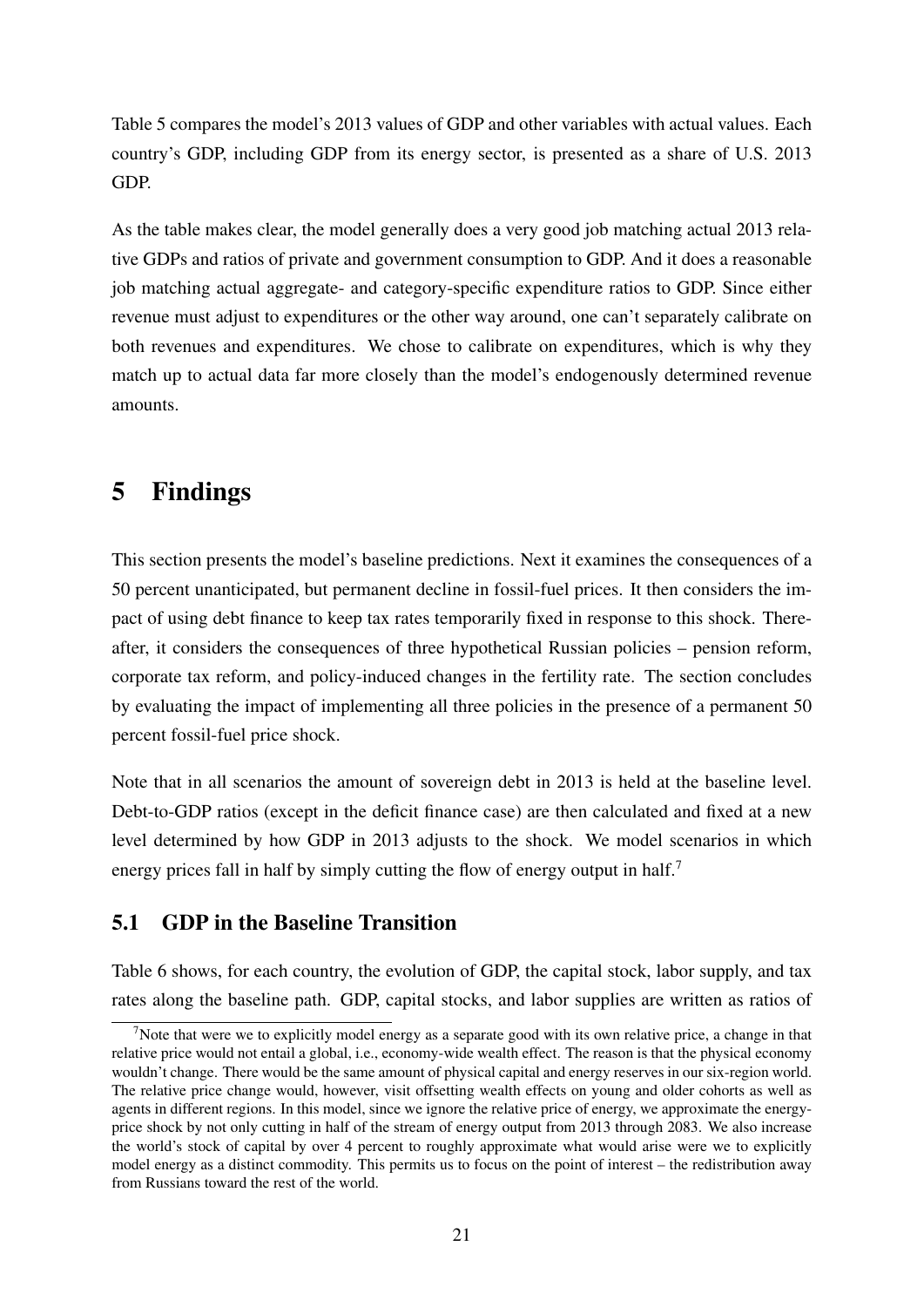Table 5 compares the model's 2013 values of GDP and other variables with actual values. Each country's GDP, including GDP from its energy sector, is presented as a share of U.S. 2013 GDP.

As the table makes clear, the model generally does a very good job matching actual 2013 relative GDPs and ratios of private and government consumption to GDP. And it does a reasonable job matching actual aggregate- and category-specific expenditure ratios to GDP. Since either revenue must adjust to expenditures or the other way around, one can't separately calibrate on both revenues and expenditures. We chose to calibrate on expenditures, which is why they match up to actual data far more closely than the model's endogenously determined revenue amounts.

# 5 Findings

This section presents the model's baseline predictions. Next it examines the consequences of a 50 percent unanticipated, but permanent decline in fossil-fuel prices. It then considers the impact of using debt finance to keep tax rates temporarily fixed in response to this shock. Thereafter, it considers the consequences of three hypothetical Russian policies – pension reform, corporate tax reform, and policy-induced changes in the fertility rate. The section concludes by evaluating the impact of implementing all three policies in the presence of a permanent 50 percent fossil-fuel price shock.

Note that in all scenarios the amount of sovereign debt in 2013 is held at the baseline level. Debt-to-GDP ratios (except in the deficit finance case) are then calculated and fixed at a new level determined by how GDP in 2013 adjusts to the shock. We model scenarios in which energy prices fall in half by simply cutting the flow of energy output in half.[7]

## 5.1 GDP in the Baseline Transition

Table 6 shows, for each country, the evolution of GDP, the capital stock, labor supply, and tax rates along the baseline path. GDP, capital stocks, and labor supplies are written as ratios of

[7] Note that were we to explicitly model energy as a separate good with its own relative price, a change in that relative price would not entail a global, i.e., economy-wide wealth effect. The reason is that the physical economy wouldn't change. There would be the same amount of physical capital and energy reserves in our six-region world. The relative price change would, however, visit offsetting wealth effects on young and older cohorts as well as agents in different regions. In this model, since we ignore the relative price of energy, we approximate the energy-price shock by not only cutting in half of the stream of energy output from 2013 through 2083. We also increase the world's stock of capital by over 4 percent to roughly approximate what would arise were we to explicitly model energy as a distinct commodity. This permits us to focus on the point of interest – the redistribution away from Russians toward the rest of the world.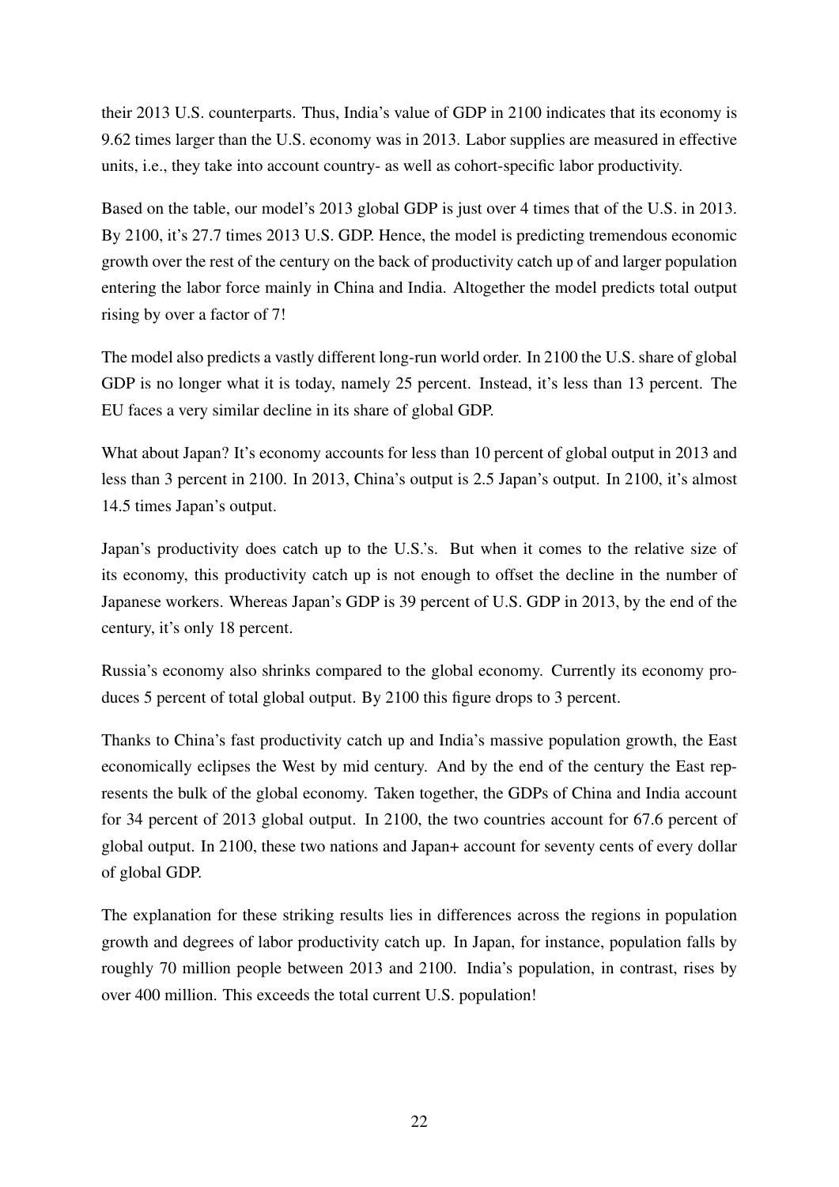their 2013 U.S. counterparts. Thus, India's value of GDP in 2100 indicates that its economy is 9.62 times larger than the U.S. economy was in 2013. Labor supplies are measured in effective units, i.e., they take into account country- as well as cohort-specific labor productivity.

Based on the table, our model's 2013 global GDP is just over 4 times that of the U.S. in 2013. By 2100, it's 27.7 times 2013 U.S. GDP. Hence, the model is predicting tremendous economic growth over the rest of the century on the back of productivity catch up of and larger population entering the labor force mainly in China and India. Altogether the model predicts total output rising by over a factor of 7!

The model also predicts a vastly different long-run world order. In 2100 the U.S. share of global GDP is no longer what it is today, namely 25 percent. Instead, it's less than 13 percent. The EU faces a very similar decline in its share of global GDP.

What about Japan? It's economy accounts for less than 10 percent of global output in 2013 and less than 3 percent in 2100. In 2013, China's output is 2.5 Japan's output. In 2100, it's almost 14.5 times Japan's output.

Japan's productivity does catch up to the U.S.'s. But when it comes to the relative size of its economy, this productivity catch up is not enough to offset the decline in the number of Japanese workers. Whereas Japan's GDP is 39 percent of U.S. GDP in 2013, by the end of the century, it's only 18 percent.

Russia's economy also shrinks compared to the global economy. Currently its economy produces 5 percent of total global output. By 2100 this figure drops to 3 percent.

Thanks to China's fast productivity catch up and India's massive population growth, the East economically eclipses the West by mid century. And by the end of the century the East represents the bulk of the global economy. Taken together, the GDPs of China and India account for 34 percent of 2013 global output. In 2100, the two countries account for 67.6 percent of global output. In 2100, these two nations and Japan+ account for seventy cents of every dollar of global GDP.

The explanation for these striking results lies in differences across the regions in population growth and degrees of labor productivity catch up. In Japan, for instance, population falls by roughly 70 million people between 2013 and 2100. India's population, in contrast, rises by over 400 million. This exceeds the total current U.S. population!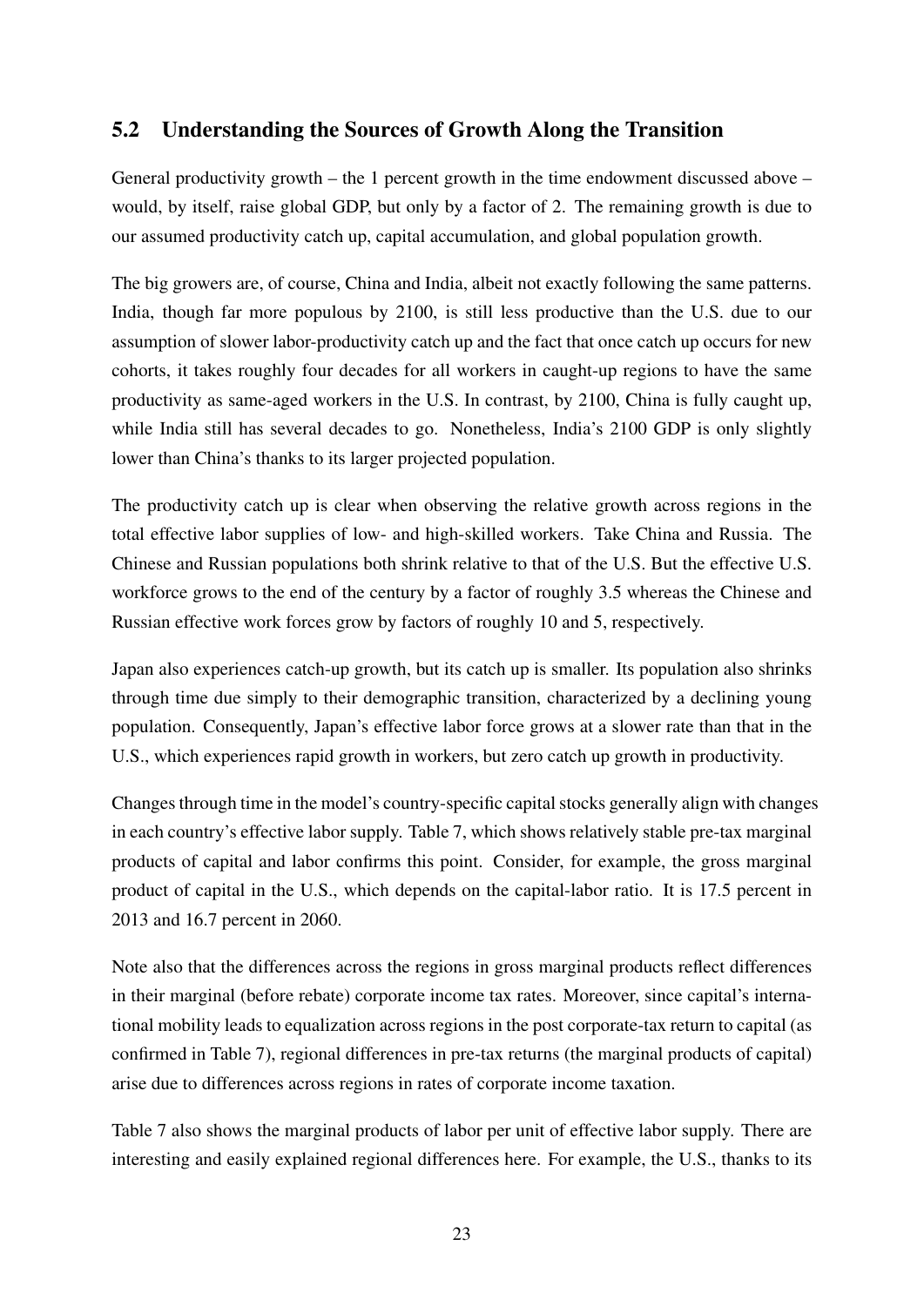## 5.2 Understanding the Sources of Growth Along the Transition

General productivity growth – the 1 percent growth in the time endowment discussed above – would, by itself, raise global GDP, but only by a factor of 2. The remaining growth is due to our assumed productivity catch up, capital accumulation, and global population growth.

The big growers are, of course, China and India, albeit not exactly following the same patterns. India, though far more populous by 2100, is still less productive than the U.S. due to our assumption of slower labor-productivity catch up and the fact that once catch up occurs for new cohorts, it takes roughly four decades for all workers in caught-up regions to have the same productivity as same-aged workers in the U.S. In contrast, by 2100, China is fully caught up, while India still has several decades to go. Nonetheless, India's 2100 GDP is only slightly lower than China's thanks to its larger projected population.

The productivity catch up is clear when observing the relative growth across regions in the total effective labor supplies of low- and high-skilled workers. Take China and Russia. The Chinese and Russian populations both shrink relative to that of the U.S. But the effective U.S. workforce grows to the end of the century by a factor of roughly 3.5 whereas the Chinese and Russian effective work forces grow by factors of roughly 10 and 5, respectively.

Japan also experiences catch-up growth, but its catch up is smaller. Its population also shrinks through time due simply to their demographic transition, characterized by a declining young population. Consequently, Japan's effective labor force grows at a slower rate than that in the U.S., which experiences rapid growth in workers, but zero catch up growth in productivity.

Changes through time in the model's country-specific capital stocks generally align with changes in each country's effective labor supply. Table 7, which shows relatively stable pre-tax marginal products of capital and labor confirms this point. Consider, for example, the gross marginal product of capital in the U.S., which depends on the capital-labor ratio. It is 17.5 percent in 2013 and 16.7 percent in 2060.

Note also that the differences across the regions in gross marginal products reflect differences in their marginal (before rebate) corporate income tax rates. Moreover, since capital's international mobility leads to equalization across regions in the post corporate-tax return to capital (as confirmed in Table 7), regional differences in pre-tax returns (the marginal products of capital) arise due to differences across regions in rates of corporate income taxation.

Table 7 also shows the marginal products of labor per unit of effective labor supply. There are interesting and easily explained regional differences here. For example, the U.S., thanks to its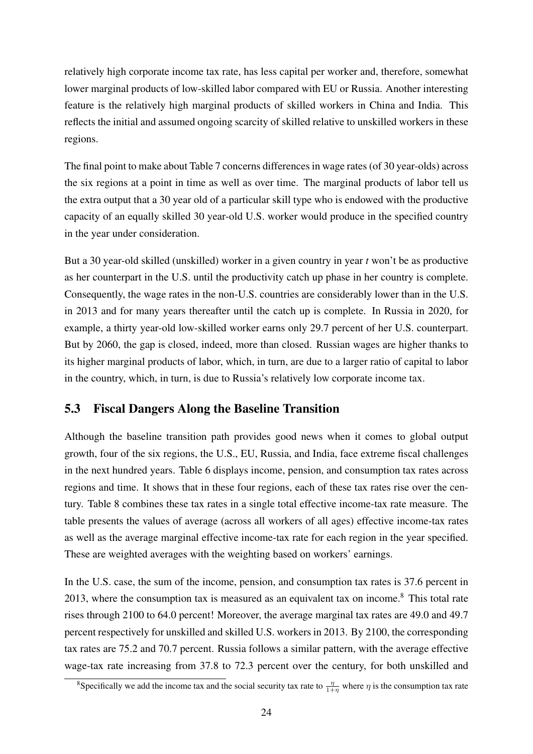relatively high corporate income tax rate, has less capital per worker and, therefore, somewhat lower marginal products of low-skilled labor compared with EU or Russia. Another interesting feature is the relatively high marginal products of skilled workers in China and India. This reflects the initial and assumed ongoing scarcity of skilled relative to unskilled workers in these regions.

The final point to make about Table 7 concerns differences in wage rates (of 30 year-olds) across the six regions at a point in time as well as over time. The marginal products of labor tell us the extra output that a 30 year old of a particular skill type who is endowed with the productive capacity of an equally skilled 30 year-old U.S. worker would produce in the specified country in the year under consideration.

But a 30 year-old skilled (unskilled) worker in a given country in year *t* won't be as productive as her counterpart in the U.S. until the productivity catch up phase in her country is complete. Consequently, the wage rates in the non-U.S. countries are considerably lower than in the U.S. in 2013 and for many years thereafter until the catch up is complete. In Russia in 2020, for example, a thirty year-old low-skilled worker earns only 29.7 percent of her U.S. counterpart. But by 2060, the gap is closed, indeed, more than closed. Russian wages are higher thanks to its higher marginal products of labor, which, in turn, are due to a larger ratio of capital to labor in the country, which, in turn, is due to Russia's relatively low corporate income tax.

## 5.3 Fiscal Dangers Along the Baseline Transition

Although the baseline transition path provides good news when it comes to global output growth, four of the six regions, the U.S., EU, Russia, and India, face extreme fiscal challenges in the next hundred years. Table 6 displays income, pension, and consumption tax rates across regions and time. It shows that in these four regions, each of these tax rates rise over the century. Table 8 combines these tax rates in a single total effective income-tax rate measure. The table presents the values of average (across all workers of all ages) effective income-tax rates as well as the average marginal effective income-tax rate for each region in the year specified. These are weighted averages with the weighting based on workers' earnings.

In the U.S. case, the sum of the income, pension, and consumption tax rates is 37.6 percent in 2013, where the consumption tax is measured as an equivalent tax on income.[8] This total rate rises through 2100 to 64.0 percent! Moreover, the average marginal tax rates are 49.0 and 49.7 percent respectively for unskilled and skilled U.S. workers in 2013. By 2100, the corresponding tax rates are 75.2 and 70.7 percent. Russia follows a similar pattern, with the average effective wage-tax rate increasing from 37.8 to 72.3 percent over the century, for both unskilled and

[8]Specifically we add the income tax and the social security tax rate to $\frac{\eta}{1+\eta}$ where $\eta$ is the consumption tax rate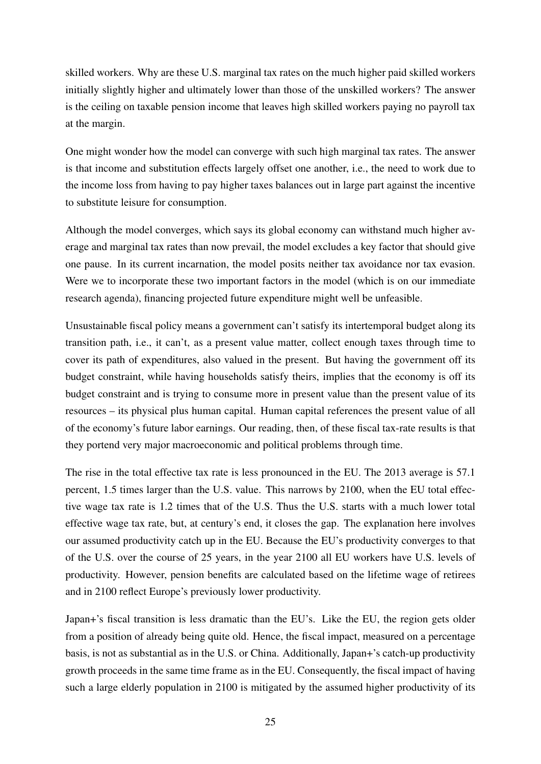skilled workers. Why are these U.S. marginal tax rates on the much higher paid skilled workers initially slightly higher and ultimately lower than those of the unskilled workers? The answer is the ceiling on taxable pension income that leaves high skilled workers paying no payroll tax at the margin.

One might wonder how the model can converge with such high marginal tax rates. The answer is that income and substitution effects largely offset one another, i.e., the need to work due to the income loss from having to pay higher taxes balances out in large part against the incentive to substitute leisure for consumption.

Although the model converges, which says its global economy can withstand much higher average and marginal tax rates than now prevail, the model excludes a key factor that should give one pause. In its current incarnation, the model posits neither tax avoidance nor tax evasion. Were we to incorporate these two important factors in the model (which is on our immediate research agenda), financing projected future expenditure might well be unfeasible.

Unsustainable fiscal policy means a government can't satisfy its intertemporal budget along its transition path, i.e., it can't, as a present value matter, collect enough taxes through time to cover its path of expenditures, also valued in the present. But having the government off its budget constraint, while having households satisfy theirs, implies that the economy is off its budget constraint and is trying to consume more in present value than the present value of its resources – its physical plus human capital. Human capital references the present value of all of the economy's future labor earnings. Our reading, then, of these fiscal tax-rate results is that they portend very major macroeconomic and political problems through time.

The rise in the total effective tax rate is less pronounced in the EU. The 2013 average is 57.1 percent, 1.5 times larger than the U.S. value. This narrows by 2100, when the EU total effective wage tax rate is 1.2 times that of the U.S. Thus the U.S. starts with a much lower total effective wage tax rate, but, at century's end, it closes the gap. The explanation here involves our assumed productivity catch up in the EU. Because the EU's productivity converges to that of the U.S. over the course of 25 years, in the year 2100 all EU workers have U.S. levels of productivity. However, pension benefits are calculated based on the lifetime wage of retirees and in 2100 reflect Europe's previously lower productivity.

Japan+'s fiscal transition is less dramatic than the EU's. Like the EU, the region gets older from a position of already being quite old. Hence, the fiscal impact, measured on a percentage basis, is not as substantial as in the U.S. or China. Additionally, Japan+'s catch-up productivity growth proceeds in the same time frame as in the EU. Consequently, the fiscal impact of having such a large elderly population in 2100 is mitigated by the assumed higher productivity of its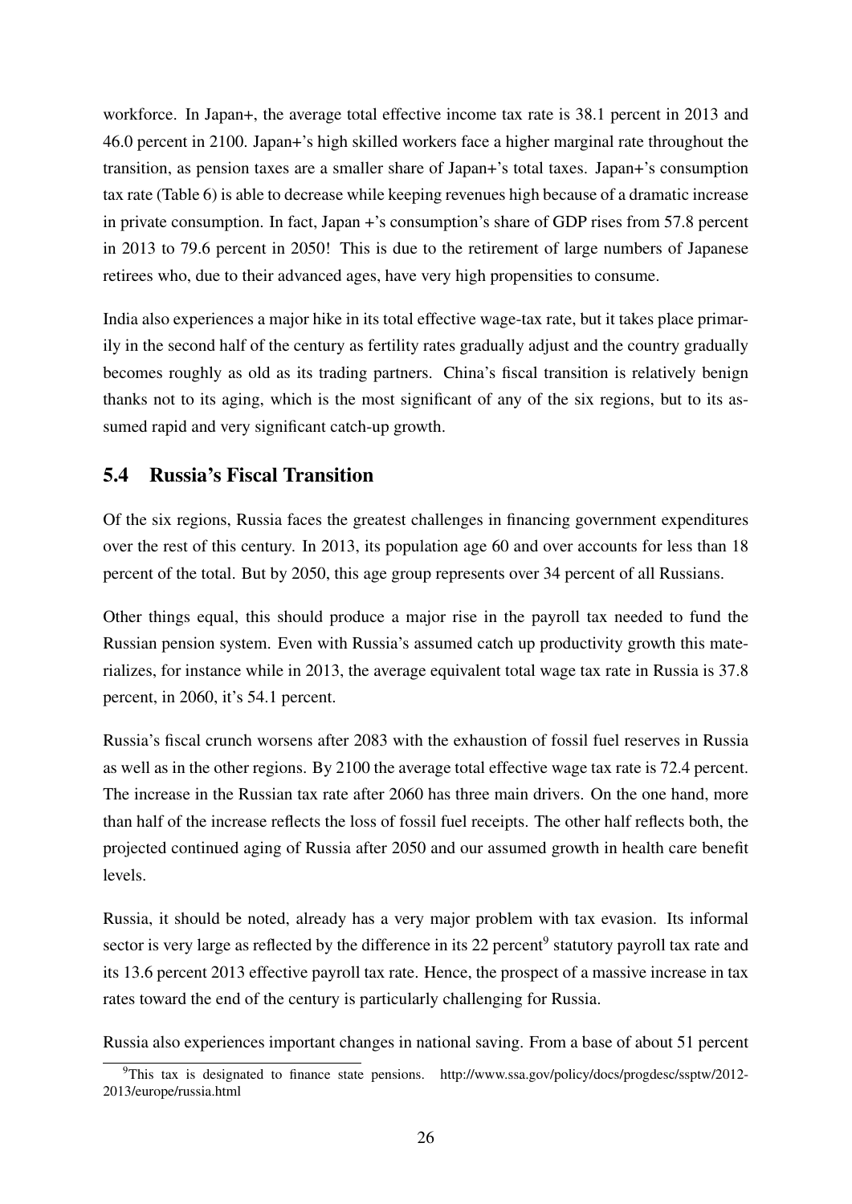workforce. In Japan+, the average total effective income tax rate is 38.1 percent in 2013 and 46.0 percent in 2100. Japan+'s high skilled workers face a higher marginal rate throughout the transition, as pension taxes are a smaller share of Japan+'s total taxes. Japan+'s consumption tax rate (Table 6) is able to decrease while keeping revenues high because of a dramatic increase in private consumption. In fact, Japan +'s consumption's share of GDP rises from 57.8 percent in 2013 to 79.6 percent in 2050! This is due to the retirement of large numbers of Japanese retirees who, due to their advanced ages, have very high propensities to consume.

India also experiences a major hike in its total effective wage-tax rate, but it takes place primarily in the second half of the century as fertility rates gradually adjust and the country gradually becomes roughly as old as its trading partners. China's fiscal transition is relatively benign thanks not to its aging, which is the most significant of any of the six regions, but to its assumed rapid and very significant catch-up growth.

## 5.4 Russia's Fiscal Transition

Of the six regions, Russia faces the greatest challenges in financing government expenditures over the rest of this century. In 2013, its population age 60 and over accounts for less than 18 percent of the total. But by 2050, this age group represents over 34 percent of all Russians.

Other things equal, this should produce a major rise in the payroll tax needed to fund the Russian pension system. Even with Russia's assumed catch up productivity growth this materializes, for instance while in 2013, the average equivalent total wage tax rate in Russia is 37.8 percent, in 2060, it's 54.1 percent.

Russia's fiscal crunch worsens after 2083 with the exhaustion of fossil fuel reserves in Russia as well as in the other regions. By 2100 the average total effective wage tax rate is 72.4 percent. The increase in the Russian tax rate after 2060 has three main drivers. On the one hand, more than half of the increase reflects the loss of fossil fuel receipts. The other half reflects both, the projected continued aging of Russia after 2050 and our assumed growth in health care benefit levels.

Russia, it should be noted, already has a very major problem with tax evasion. Its informal sector is very large as reflected by the difference in its 22 percent[9] statutory payroll tax rate and its 13.6 percent 2013 effective payroll tax rate. Hence, the prospect of a massive increase in tax rates toward the end of the century is particularly challenging for Russia.

Russia also experiences important changes in national saving. From a base of about 51 percent

[9] This tax is designated to finance state pensions. http://www.ssa.gov/policy/docs/progdesc/ssptw/2012-2013/europe/russia.html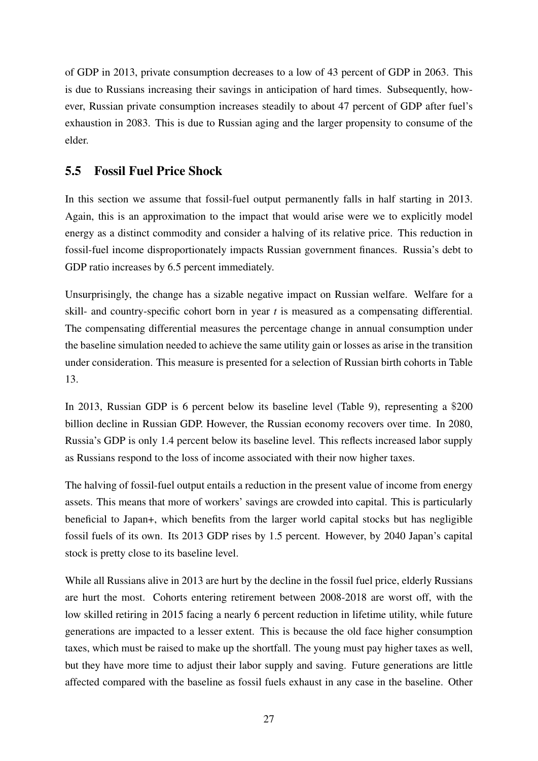of GDP in 2013, private consumption decreases to a low of 43 percent of GDP in 2063. This is due to Russians increasing their savings in anticipation of hard times. Subsequently, however, Russian private consumption increases steadily to about 47 percent of GDP after fuel's exhaustion in 2083. This is due to Russian aging and the larger propensity to consume of the elder.

## 5.5 Fossil Fuel Price Shock

In this section we assume that fossil-fuel output permanently falls in half starting in 2013. Again, this is an approximation to the impact that would arise were we to explicitly model energy as a distinct commodity and consider a halving of its relative price. This reduction in fossil-fuel income disproportionately impacts Russian government finances. Russia's debt to GDP ratio increases by 6.5 percent immediately.

Unsurprisingly, the change has a sizable negative impact on Russian welfare. Welfare for a skill- and country-specific cohort born in year $t$ is measured as a compensating differential. The compensating differential measures the percentage change in annual consumption under the baseline simulation needed to achieve the same utility gain or losses as arise in the transition under consideration. This measure is presented for a selection of Russian birth cohorts in Table 13.

In 2013, Russian GDP is 6 percent below its baseline level (Table 9), representing a \$200 billion decline in Russian GDP. However, the Russian economy recovers over time. In 2080, Russia's GDP is only 1.4 percent below its baseline level. This reflects increased labor supply as Russians respond to the loss of income associated with their now higher taxes.

The halving of fossil-fuel output entails a reduction in the present value of income from energy assets. This means that more of workers' savings are crowded into capital. This is particularly beneficial to Japan+, which benefits from the larger world capital stocks but has negligible fossil fuels of its own. Its 2013 GDP rises by 1.5 percent. However, by 2040 Japan's capital stock is pretty close to its baseline level.

While all Russians alive in 2013 are hurt by the decline in the fossil fuel price, elderly Russians are hurt the most. Cohorts entering retirement between 2008-2018 are worst off, with the low skilled retiring in 2015 facing a nearly 6 percent reduction in lifetime utility, while future generations are impacted to a lesser extent. This is because the old face higher consumption taxes, which must be raised to make up the shortfall. The young must pay higher taxes as well, but they have more time to adjust their labor supply and saving. Future generations are little affected compared with the baseline as fossil fuels exhaust in any case in the baseline. Other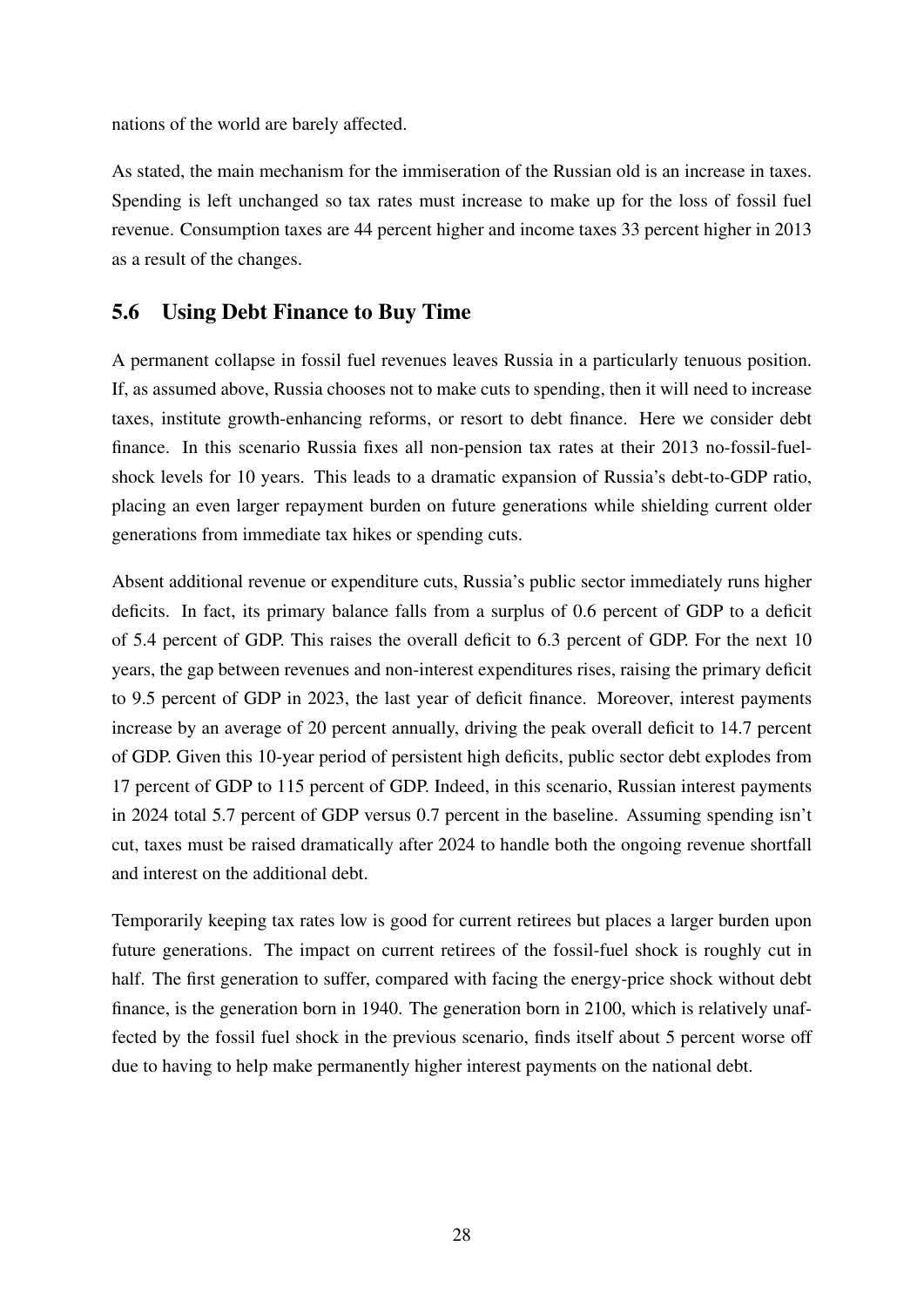nations of the world are barely affected.

As stated, the main mechanism for the immiseration of the Russian old is an increase in taxes. Spending is left unchanged so tax rates must increase to make up for the loss of fossil fuel revenue. Consumption taxes are 44 percent higher and income taxes 33 percent higher in 2013 as a result of the changes.

## 5.6 Using Debt Finance to Buy Time

A permanent collapse in fossil fuel revenues leaves Russia in a particularly tenuous position. If, as assumed above, Russia chooses not to make cuts to spending, then it will need to increase taxes, institute growth-enhancing reforms, or resort to debt finance. Here we consider debt finance. In this scenario Russia fixes all non-pension tax rates at their 2013 no-fossil-fuel-shock levels for 10 years. This leads to a dramatic expansion of Russia's debt-to-GDP ratio, placing an even larger repayment burden on future generations while shielding current older generations from immediate tax hikes or spending cuts.

Absent additional revenue or expenditure cuts, Russia's public sector immediately runs higher deficits. In fact, its primary balance falls from a surplus of 0.6 percent of GDP to a deficit of 5.4 percent of GDP. This raises the overall deficit to 6.3 percent of GDP. For the next 10 years, the gap between revenues and non-interest expenditures rises, raising the primary deficit to 9.5 percent of GDP in 2023, the last year of deficit finance. Moreover, interest payments increase by an average of 20 percent annually, driving the peak overall deficit to 14.7 percent of GDP. Given this 10-year period of persistent high deficits, public sector debt explodes from 17 percent of GDP to 115 percent of GDP. Indeed, in this scenario, Russian interest payments in 2024 total 5.7 percent of GDP versus 0.7 percent in the baseline. Assuming spending isn't cut, taxes must be raised dramatically after 2024 to handle both the ongoing revenue shortfall and interest on the additional debt.

Temporarily keeping tax rates low is good for current retirees but places a larger burden upon future generations. The impact on current retirees of the fossil-fuel shock is roughly cut in half. The first generation to suffer, compared with facing the energy-price shock without debt finance, is the generation born in 1940. The generation born in 2100, which is relatively unaffected by the fossil fuel shock in the previous scenario, finds itself about 5 percent worse off due to having to help make permanently higher interest payments on the national debt.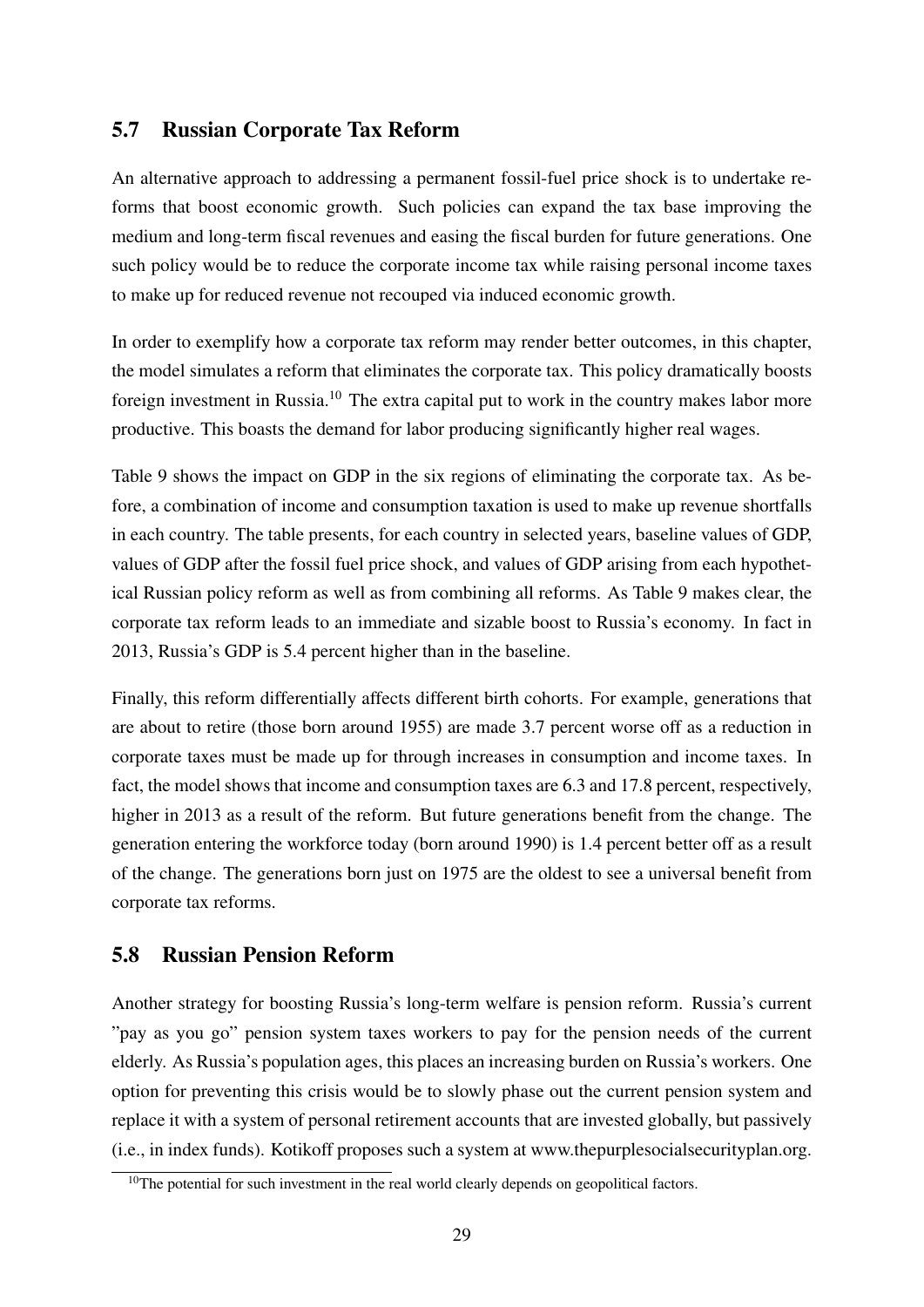## 5.7 Russian Corporate Tax Reform

An alternative approach to addressing a permanent fossil-fuel price shock is to undertake reforms that boost economic growth. Such policies can expand the tax base improving the medium and long-term fiscal revenues and easing the fiscal burden for future generations. One such policy would be to reduce the corporate income tax while raising personal income taxes to make up for reduced revenue not recouped via induced economic growth.

In order to exemplify how a corporate tax reform may render better outcomes, in this chapter, the model simulates a reform that eliminates the corporate tax. This policy dramatically boosts foreign investment in Russia.[10] The extra capital put to work in the country makes labor more productive. This boasts the demand for labor producing significantly higher real wages.

Table 9 shows the impact on GDP in the six regions of eliminating the corporate tax. As before, a combination of income and consumption taxation is used to make up revenue shortfalls in each country. The table presents, for each country in selected years, baseline values of GDP, values of GDP after the fossil fuel price shock, and values of GDP arising from each hypothetical Russian policy reform as well as from combining all reforms. As Table 9 makes clear, the corporate tax reform leads to an immediate and sizable boost to Russia's economy. In fact in 2013, Russia's GDP is 5.4 percent higher than in the baseline.

Finally, this reform differentially affects different birth cohorts. For example, generations that are about to retire (those born around 1955) are made 3.7 percent worse off as a reduction in corporate taxes must be made up for through increases in consumption and income taxes. In fact, the model shows that income and consumption taxes are 6.3 and 17.8 percent, respectively, higher in 2013 as a result of the reform. But future generations benefit from the change. The generation entering the workforce today (born around 1990) is 1.4 percent better off as a result of the change. The generations born just on 1975 are the oldest to see a universal benefit from corporate tax reforms.

## 5.8 Russian Pension Reform

Another strategy for boosting Russia's long-term welfare is pension reform. Russia's current "pay as you go" pension system taxes workers to pay for the pension needs of the current elderly. As Russia's population ages, this places an increasing burden on Russia's workers. One option for preventing this crisis would be to slowly phase out the current pension system and replace it with a system of personal retirement accounts that are invested globally, but passively (i.e., in index funds). Kotikoff proposes such a system at www.thepurplesocialsecurityplan.org.

[10] The potential for such investment in the real world clearly depends on geopolitical factors.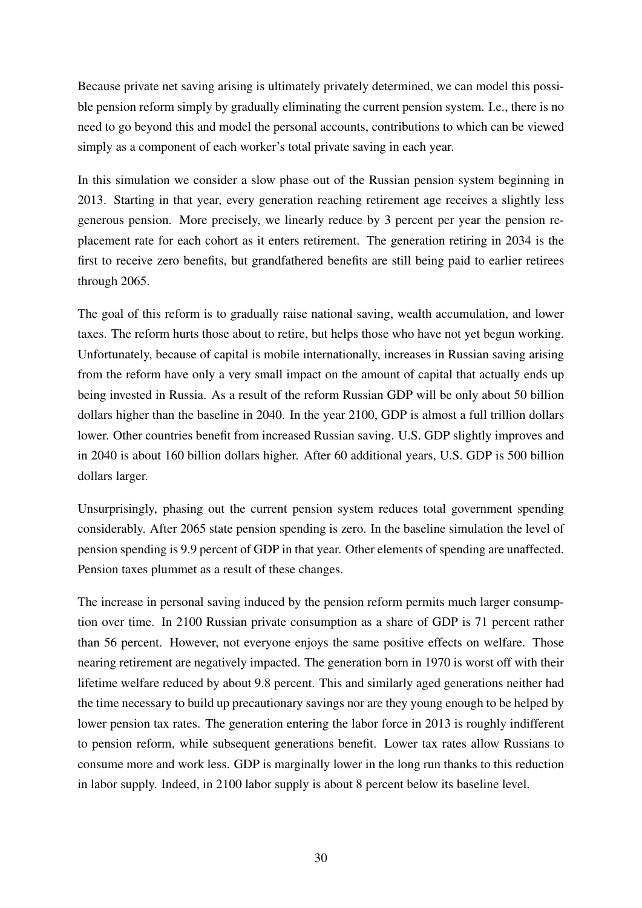Because private net saving arising is ultimately privately determined, we can model this possible pension reform simply by gradually eliminating the current pension system. I.e., there is no need to go beyond this and model the personal accounts, contributions to which can be viewed simply as a component of each worker's total private saving in each year.

In this simulation we consider a slow phase out of the Russian pension system beginning in 2013. Starting in that year, every generation reaching retirement age receives a slightly less generous pension. More precisely, we linearly reduce by 3 percent per year the pension replacement rate for each cohort as it enters retirement. The generation retiring in 2034 is the first to receive zero benefits, but grandfathered benefits are still being paid to earlier retirees through 2065.

The goal of this reform is to gradually raise national saving, wealth accumulation, and lower taxes. The reform hurts those about to retire, but helps those who have not yet begun working. Unfortunately, because of capital is mobile internationally, increases in Russian saving arising from the reform have only a very small impact on the amount of capital that actually ends up being invested in Russia. As a result of the reform Russian GDP will be only about 50 billion dollars higher than the baseline in 2040. In the year 2100, GDP is almost a full trillion dollars lower. Other countries benefit from increased Russian saving. U.S. GDP slightly improves and in 2040 is about 160 billion dollars higher. After 60 additional years, U.S. GDP is 500 billion dollars larger.

Unsurprisingly, phasing out the current pension system reduces total government spending considerably. After 2065 state pension spending is zero. In the baseline simulation the level of pension spending is 9.9 percent of GDP in that year. Other elements of spending are unaffected. Pension taxes plummet as a result of these changes.

The increase in personal saving induced by the pension reform permits much larger consumption over time. In 2100 Russian private consumption as a share of GDP is 71 percent rather than 56 percent. However, not everyone enjoys the same positive effects on welfare. Those nearing retirement are negatively impacted. The generation born in 1970 is worst off with their lifetime welfare reduced by about 9.8 percent. This and similarly aged generations neither had the time necessary to build up precautionary savings nor are they young enough to be helped by lower pension tax rates. The generation entering the labor force in 2013 is roughly indifferent to pension reform, while subsequent generations benefit. Lower tax rates allow Russians to consume more and work less. GDP is marginally lower in the long run thanks to this reduction in labor supply. Indeed, in 2100 labor supply is about 8 percent below its baseline level.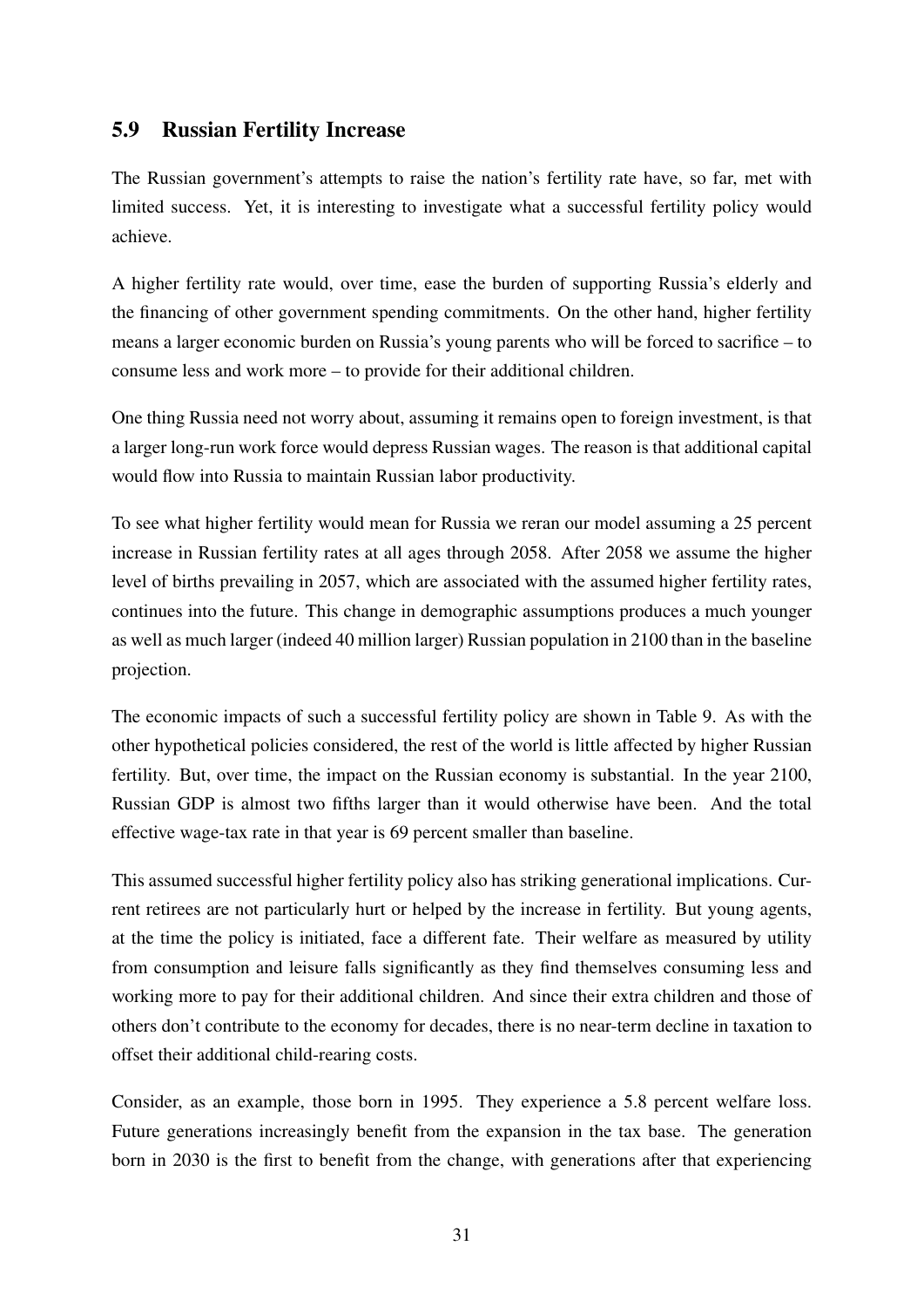## 5.9 Russian Fertility Increase

The Russian government's attempts to raise the nation's fertility rate have, so far, met with limited success. Yet, it is interesting to investigate what a successful fertility policy would achieve.

A higher fertility rate would, over time, ease the burden of supporting Russia's elderly and the financing of other government spending commitments. On the other hand, higher fertility means a larger economic burden on Russia's young parents who will be forced to sacrifice – to consume less and work more – to provide for their additional children.

One thing Russia need not worry about, assuming it remains open to foreign investment, is that a larger long-run work force would depress Russian wages. The reason is that additional capital would flow into Russia to maintain Russian labor productivity.

To see what higher fertility would mean for Russia we reran our model assuming a 25 percent increase in Russian fertility rates at all ages through 2058. After 2058 we assume the higher level of births prevailing in 2057, which are associated with the assumed higher fertility rates, continues into the future. This change in demographic assumptions produces a much younger as well as much larger (indeed 40 million larger) Russian population in 2100 than in the baseline projection.

The economic impacts of such a successful fertility policy are shown in Table 9. As with the other hypothetical policies considered, the rest of the world is little affected by higher Russian fertility. But, over time, the impact on the Russian economy is substantial. In the year 2100, Russian GDP is almost two fifths larger than it would otherwise have been. And the total effective wage-tax rate in that year is 69 percent smaller than baseline.

This assumed successful higher fertility policy also has striking generational implications. Current retirees are not particularly hurt or helped by the increase in fertility. But young agents, at the time the policy is initiated, face a different fate. Their welfare as measured by utility from consumption and leisure falls significantly as they find themselves consuming less and working more to pay for their additional children. And since their extra children and those of others don't contribute to the economy for decades, there is no near-term decline in taxation to offset their additional child-rearing costs.

Consider, as an example, those born in 1995. They experience a 5.8 percent welfare loss. Future generations increasingly benefit from the expansion in the tax base. The generation born in 2030 is the first to benefit from the change, with generations after that experiencing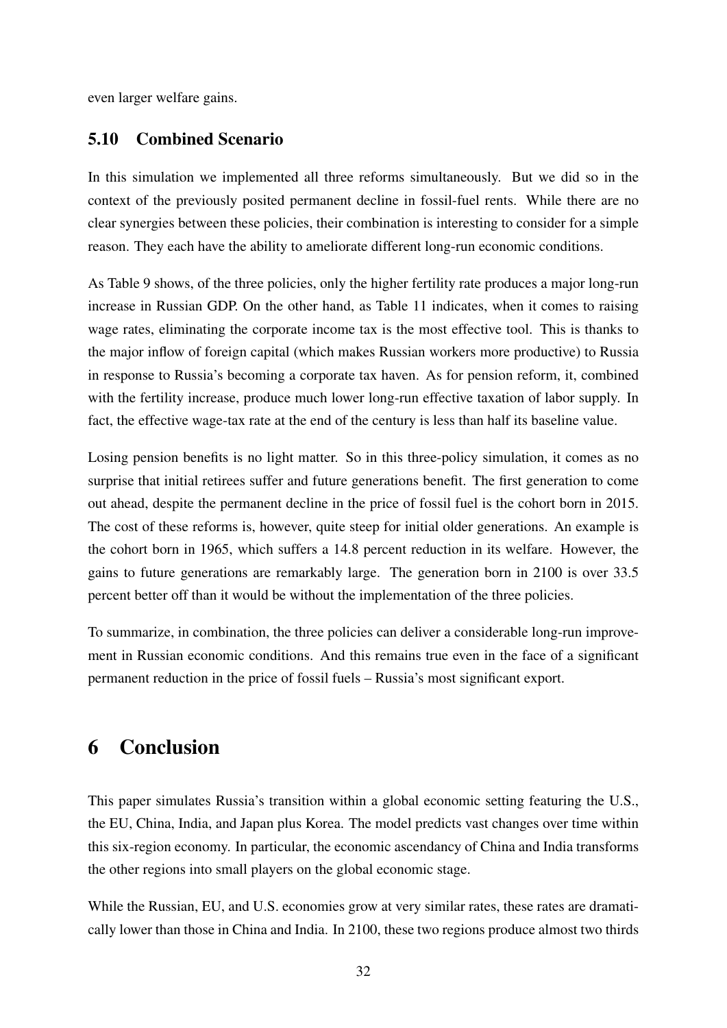even larger welfare gains.

### 5.10 Combined Scenario

In this simulation we implemented all three reforms simultaneously. But we did so in the context of the previously posited permanent decline in fossil-fuel rents. While there are no clear synergies between these policies, their combination is interesting to consider for a simple reason. They each have the ability to ameliorate different long-run economic conditions.

As Table 9 shows, of the three policies, only the higher fertility rate produces a major long-run increase in Russian GDP. On the other hand, as Table 11 indicates, when it comes to raising wage rates, eliminating the corporate income tax is the most effective tool. This is thanks to the major inflow of foreign capital (which makes Russian workers more productive) to Russia in response to Russia's becoming a corporate tax haven. As for pension reform, it, combined with the fertility increase, produce much lower long-run effective taxation of labor supply. In fact, the effective wage-tax rate at the end of the century is less than half its baseline value.

Losing pension benefits is no light matter. So in this three-policy simulation, it comes as no surprise that initial retirees suffer and future generations benefit. The first generation to come out ahead, despite the permanent decline in the price of fossil fuel is the cohort born in 2015. The cost of these reforms is, however, quite steep for initial older generations. An example is the cohort born in 1965, which suffers a 14.8 percent reduction in its welfare. However, the gains to future generations are remarkably large. The generation born in 2100 is over 33.5 percent better off than it would be without the implementation of the three policies.

To summarize, in combination, the three policies can deliver a considerable long-run improvement in Russian economic conditions. And this remains true even in the face of a significant permanent reduction in the price of fossil fuels – Russia's most significant export.

## 6 Conclusion

This paper simulates Russia's transition within a global economic setting featuring the U.S., the EU, China, India, and Japan plus Korea. The model predicts vast changes over time within this six-region economy. In particular, the economic ascendancy of China and India transforms the other regions into small players on the global economic stage.

While the Russian, EU, and U.S. economies grow at very similar rates, these rates are dramatically lower than those in China and India. In 2100, these two regions produce almost two thirds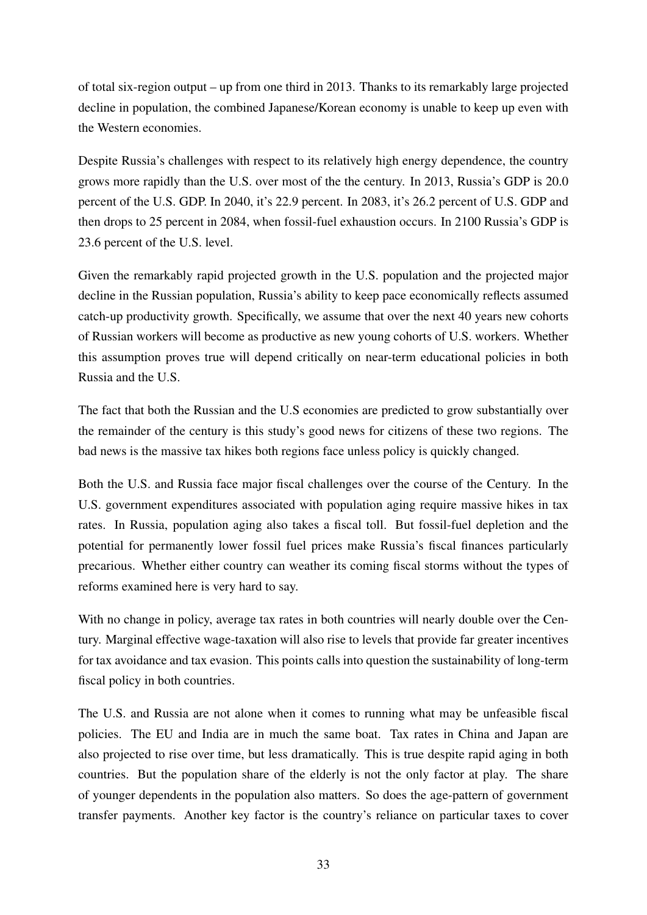of total six-region output – up from one third in 2013. Thanks to its remarkably large projected decline in population, the combined Japanese/Korean economy is unable to keep up even with the Western economies.

Despite Russia's challenges with respect to its relatively high energy dependence, the country grows more rapidly than the U.S. over most of the the century. In 2013, Russia's GDP is 20.0 percent of the U.S. GDP. In 2040, it's 22.9 percent. In 2083, it's 26.2 percent of U.S. GDP and then drops to 25 percent in 2084, when fossil-fuel exhaustion occurs. In 2100 Russia's GDP is 23.6 percent of the U.S. level.

Given the remarkably rapid projected growth in the U.S. population and the projected major decline in the Russian population, Russia's ability to keep pace economically reflects assumed catch-up productivity growth. Specifically, we assume that over the next 40 years new cohorts of Russian workers will become as productive as new young cohorts of U.S. workers. Whether this assumption proves true will depend critically on near-term educational policies in both Russia and the U.S.

The fact that both the Russian and the U.S economies are predicted to grow substantially over the remainder of the century is this study's good news for citizens of these two regions. The bad news is the massive tax hikes both regions face unless policy is quickly changed.

Both the U.S. and Russia face major fiscal challenges over the course of the Century. In the U.S. government expenditures associated with population aging require massive hikes in tax rates. In Russia, population aging also takes a fiscal toll. But fossil-fuel depletion and the potential for permanently lower fossil fuel prices make Russia's fiscal finances particularly precarious. Whether either country can weather its coming fiscal storms without the types of reforms examined here is very hard to say.

With no change in policy, average tax rates in both countries will nearly double over the Century. Marginal effective wage-taxation will also rise to levels that provide far greater incentives for tax avoidance and tax evasion. This points calls into question the sustainability of long-term fiscal policy in both countries.

The U.S. and Russia are not alone when it comes to running what may be unfeasible fiscal policies. The EU and India are in much the same boat. Tax rates in China and Japan are also projected to rise over time, but less dramatically. This is true despite rapid aging in both countries. But the population share of the elderly is not the only factor at play. The share of younger dependents in the population also matters. So does the age-pattern of government transfer payments. Another key factor is the country's reliance on particular taxes to cover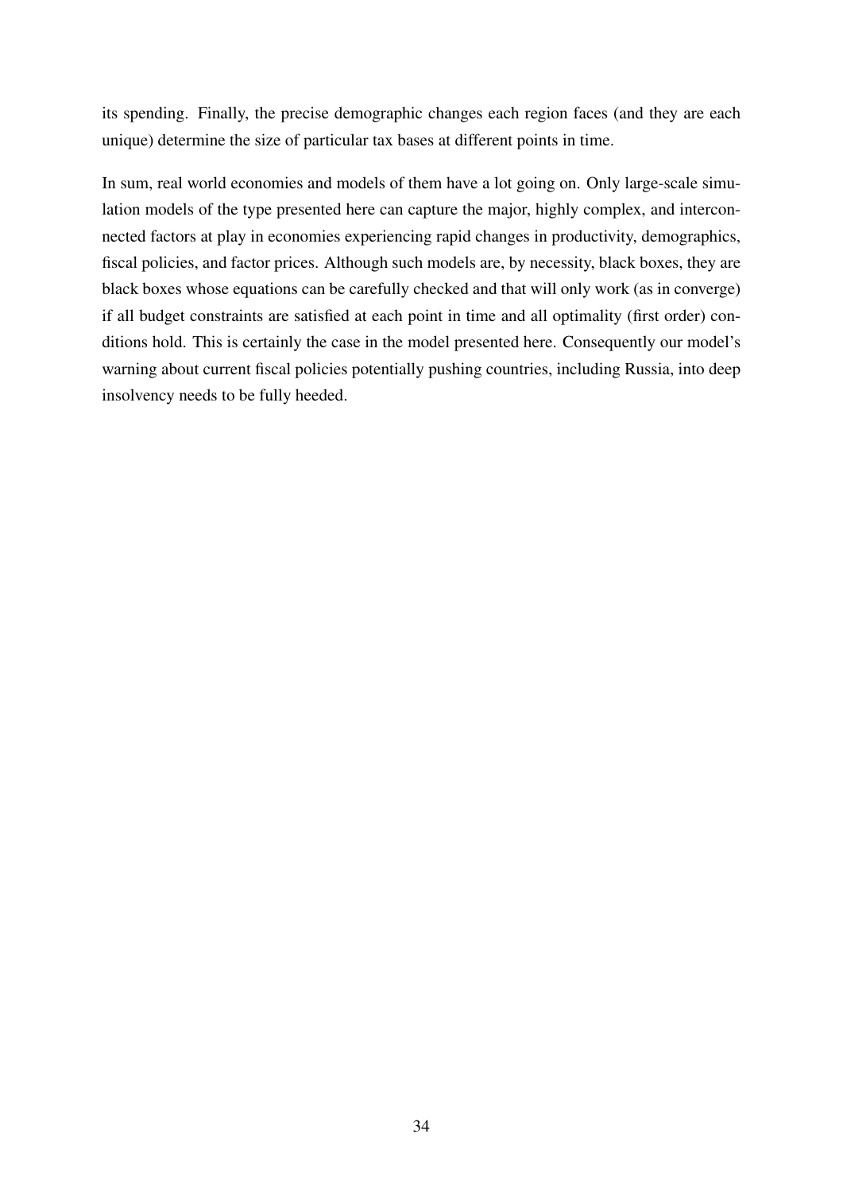its spending. Finally, the precise demographic changes each region faces (and they are each unique) determine the size of particular tax bases at different points in time.

In sum, real world economies and models of them have a lot going on. Only large-scale simulation models of the type presented here can capture the major, highly complex, and interconnected factors at play in economies experiencing rapid changes in productivity, demographics, fiscal policies, and factor prices. Although such models are, by necessity, black boxes, they are black boxes whose equations can be carefully checked and that will only work (as in converge) if all budget constraints are satisfied at each point in time and all optimality (first order) conditions hold. This is certainly the case in the model presented here. Consequently our model's warning about current fiscal policies potentially pushing countries, including Russia, into deep insolvency needs to be fully heeded.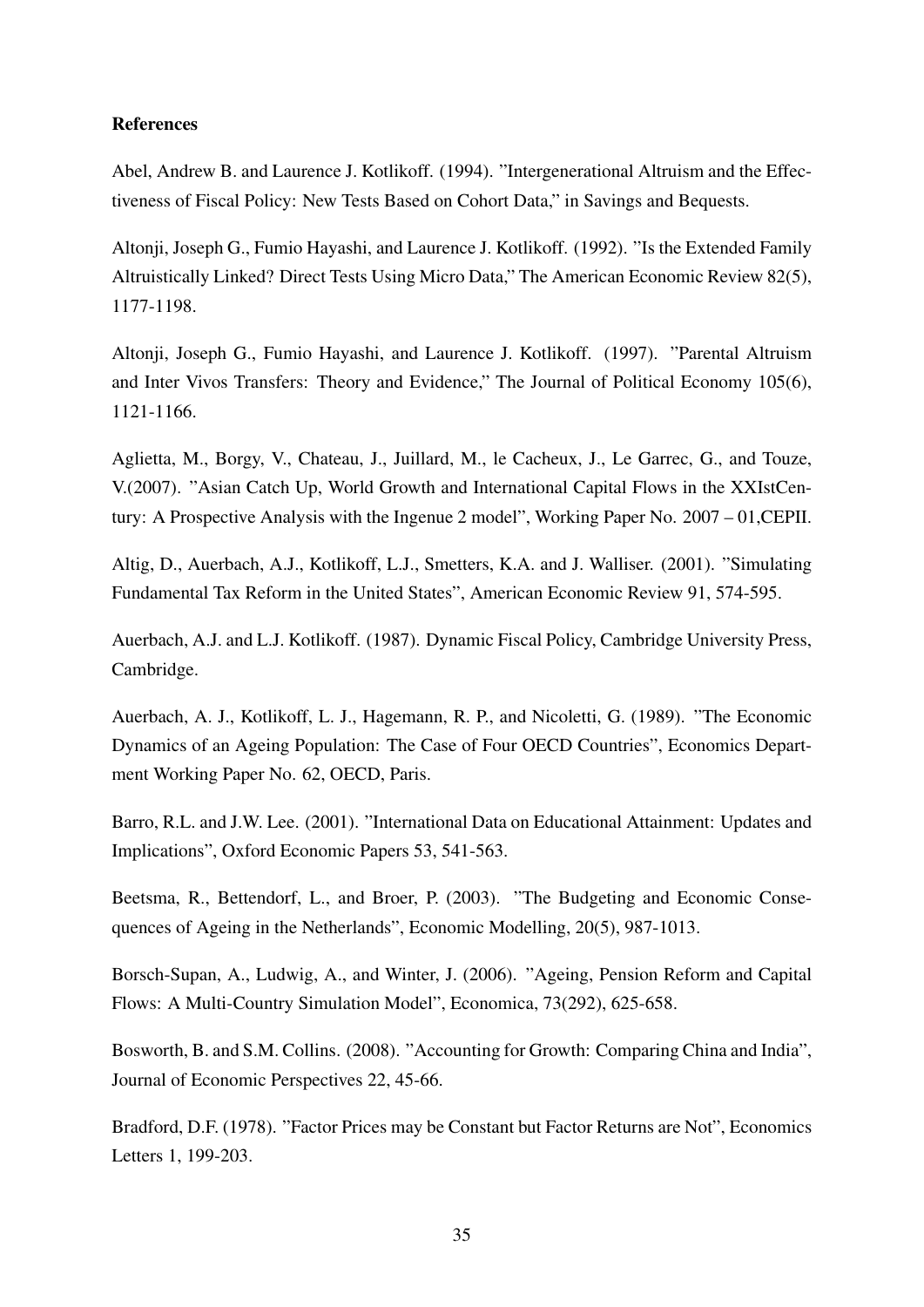**References**

Abel, Andrew B. and Laurence J. Kotlikoff. (1994). "Intergenerational Altruism and the Effectiveness of Fiscal Policy: New Tests Based on Cohort Data," in Savings and Bequests.

Altonji, Joseph G., Fumio Hayashi, and Laurence J. Kotlikoff. (1992). "Is the Extended Family Altruistically Linked? Direct Tests Using Micro Data," The American Economic Review 82(5), 1177-1198.

Altonji, Joseph G., Fumio Hayashi, and Laurence J. Kotlikoff. (1997). "Parental Altruism and Inter Vivos Transfers: Theory and Evidence," The Journal of Political Economy 105(6), 1121-1166.

Aglietta, M., Borgy, V., Chateau, J., Juillard, M., le Cacheux, J., Le Garrec, G., and Touze, V.(2007). "Asian Catch Up, World Growth and International Capital Flows in the XXIstCentury: A Prospective Analysis with the Ingenue 2 model", Working Paper No. 2007 – 01,CEPII.

Altig, D., Auerbach, A.J., Kotlikoff, L.J., Smetters, K.A. and J. Walliser. (2001). "Simulating Fundamental Tax Reform in the United States", American Economic Review 91, 574-595.

Auerbach, A.J. and L.J. Kotlikoff. (1987). Dynamic Fiscal Policy, Cambridge University Press, Cambridge.

Auerbach, A. J., Kotlikoff, L. J., Hagemann, R. P., and Nicoletti, G. (1989). "The Economic Dynamics of an Ageing Population: The Case of Four OECD Countries", Economics Department Working Paper No. 62, OECD, Paris.

Barro, R.L. and J.W. Lee. (2001). "International Data on Educational Attainment: Updates and Implications", Oxford Economic Papers 53, 541-563.

Beetsma, R., Bettendorf, L., and Broer, P. (2003). "The Budgeting and Economic Consequences of Ageing in the Netherlands", Economic Modelling, 20(5), 987-1013.

Borsch-Supan, A., Ludwig, A., and Winter, J. (2006). "Ageing, Pension Reform and Capital Flows: A Multi-Country Simulation Model", Economica, 73(292), 625-658.

Bosworth, B. and S.M. Collins. (2008). "Accounting for Growth: Comparing China and India", Journal of Economic Perspectives 22, 45-66.

Bradford, D.F. (1978). "Factor Prices may be Constant but Factor Returns are Not", Economics Letters 1, 199-203.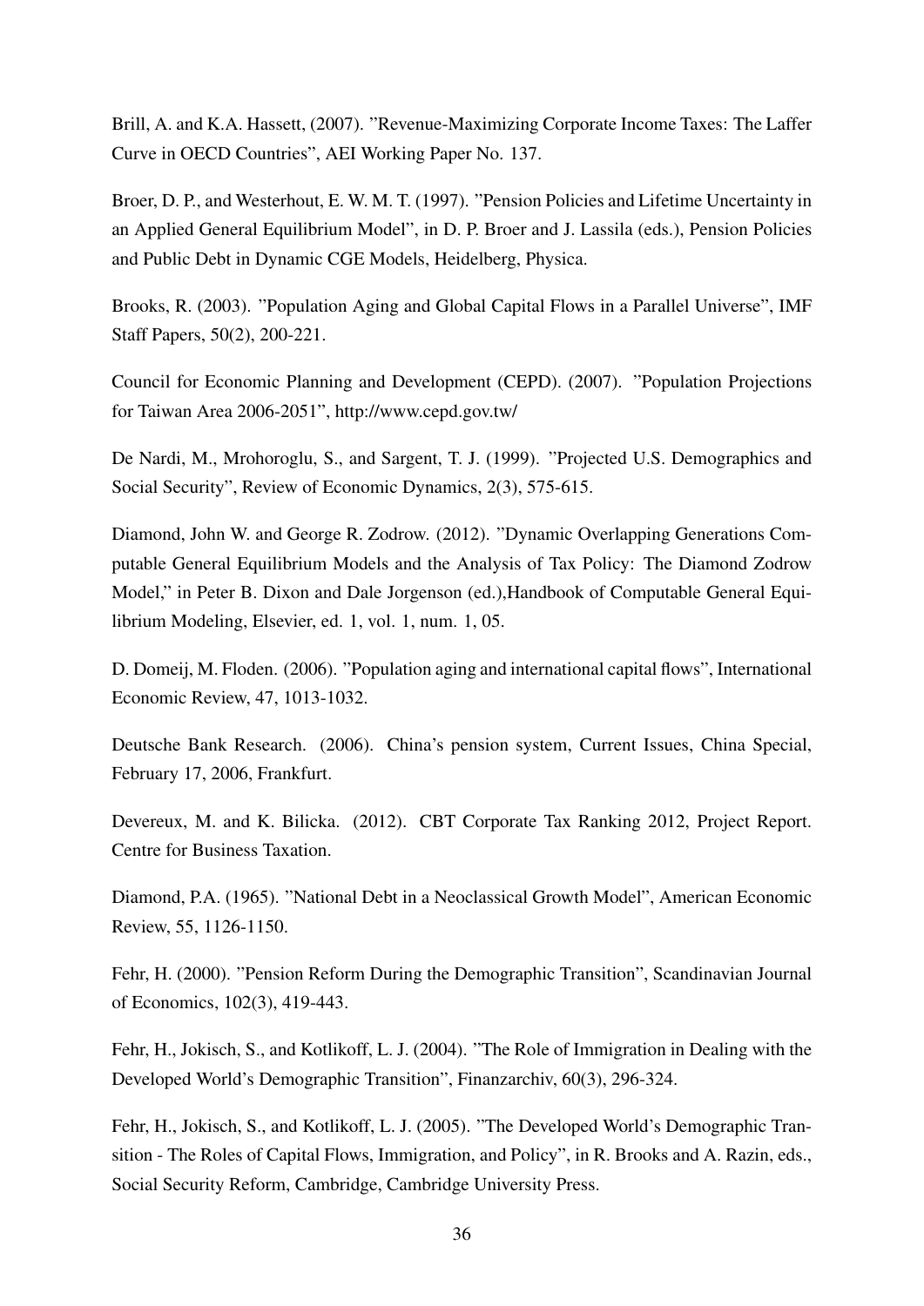Brill, A. and K.A. Hassett, (2007). "Revenue-Maximizing Corporate Income Taxes: The Laffer Curve in OECD Countries", AEI Working Paper No. 137.

Broer, D. P., and Westerhout, E. W. M. T. (1997). "Pension Policies and Lifetime Uncertainty in an Applied General Equilibrium Model", in D. P. Broer and J. Lassila (eds.), Pension Policies and Public Debt in Dynamic CGE Models, Heidelberg, Physica.

Brooks, R. (2003). "Population Aging and Global Capital Flows in a Parallel Universe", IMF Staff Papers, 50(2), 200-221.

Council for Economic Planning and Development (CEPD). (2007). "Population Projections for Taiwan Area 2006-2051", http://www.cepd.gov.tw/

De Nardi, M., Mrohoroglu, S., and Sargent, T. J. (1999). "Projected U.S. Demographics and Social Security", Review of Economic Dynamics, 2(3), 575-615.

Diamond, John W. and George R. Zodrow. (2012). "Dynamic Overlapping Generations Computable General Equilibrium Models and the Analysis of Tax Policy: The Diamond Zodrow Model," in Peter B. Dixon and Dale Jorgenson (ed.),Handbook of Computable General Equilibrium Modeling, Elsevier, ed. 1, vol. 1, num. 1, 05.

D. Domeij, M. Floden. (2006). "Population aging and international capital flows", International Economic Review, 47, 1013-1032.

Deutsche Bank Research. (2006). China's pension system, Current Issues, China Special, February 17, 2006, Frankfurt.

Devereux, M. and K. Bilicka. (2012). CBT Corporate Tax Ranking 2012, Project Report. Centre for Business Taxation.

Diamond, P.A. (1965). "National Debt in a Neoclassical Growth Model", American Economic Review, 55, 1126-1150.

Fehr, H. (2000). "Pension Reform During the Demographic Transition", Scandinavian Journal of Economics, 102(3), 419-443.

Fehr, H., Jokisch, S., and Kotlikoff, L. J. (2004). "The Role of Immigration in Dealing with the Developed World's Demographic Transition", Finanzarchiv, 60(3), 296-324.

Fehr, H., Jokisch, S., and Kotlikoff, L. J. (2005). "The Developed World's Demographic Transition - The Roles of Capital Flows, Immigration, and Policy", in R. Brooks and A. Razin, eds., Social Security Reform, Cambridge, Cambridge University Press.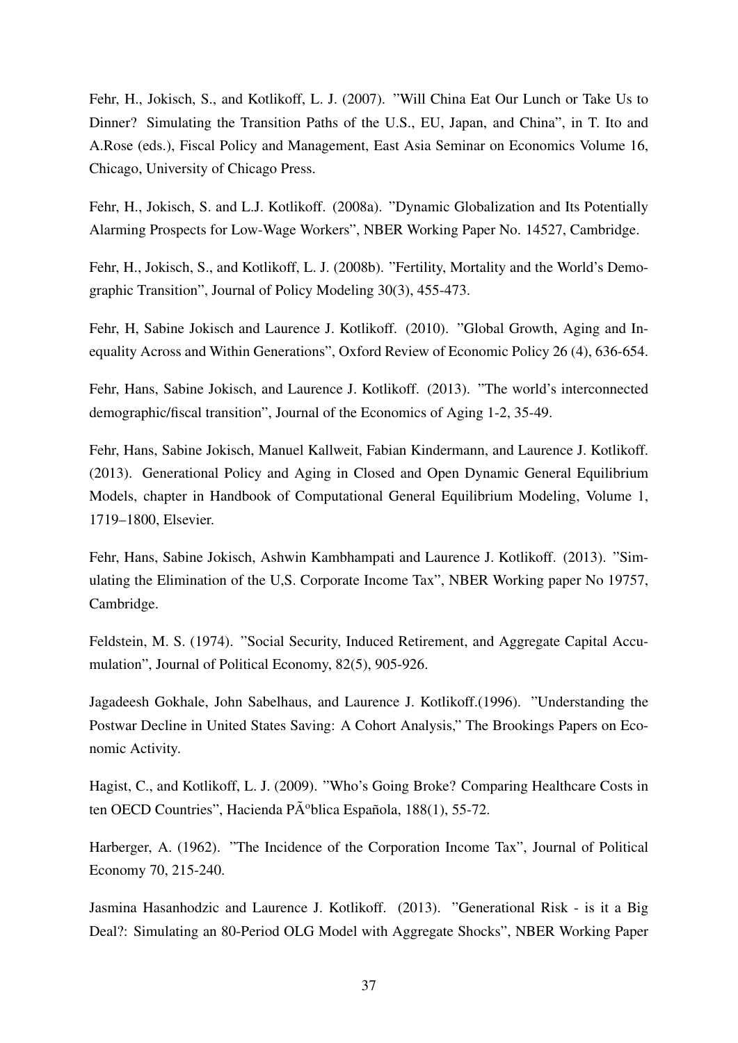Fehr, H., Jokisch, S., and Kotlikoff, L. J. (2007). "Will China Eat Our Lunch or Take Us to Dinner? Simulating the Transition Paths of the U.S., EU, Japan, and China", in T. Ito and A.Rose (eds.), Fiscal Policy and Management, East Asia Seminar on Economics Volume 16, Chicago, University of Chicago Press.

Fehr, H., Jokisch, S. and L.J. Kotlikoff. (2008a). "Dynamic Globalization and Its Potentially Alarming Prospects for Low-Wage Workers", NBER Working Paper No. 14527, Cambridge.

Fehr, H., Jokisch, S., and Kotlikoff, L. J. (2008b). "Fertility, Mortality and the World's Demographic Transition", Journal of Policy Modeling 30(3), 455-473.

Fehr, H, Sabine Jokisch and Laurence J. Kotlikoff. (2010). "Global Growth, Aging and Inequality Across and Within Generations", Oxford Review of Economic Policy 26 (4), 636-654.

Fehr, Hans, Sabine Jokisch, and Laurence J. Kotlikoff. (2013). "The world's interconnected demographic/fiscal transition", Journal of the Economics of Aging 1-2, 35-49.

Fehr, Hans, Sabine Jokisch, Manuel Kallweit, Fabian Kindermann, and Laurence J. Kotlikoff. (2013). Generational Policy and Aging in Closed and Open Dynamic General Equilibrium Models, chapter in Handbook of Computational General Equilibrium Modeling, Volume 1, 1719–1800, Elsevier.

Fehr, Hans, Sabine Jokisch, Ashwin Kambhampati and Laurence J. Kotlikoff. (2013). "Simulating the Elimination of the U,S. Corporate Income Tax", NBER Working paper No 19757, Cambridge.

Feldstein, M. S. (1974). "Social Security, Induced Retirement, and Aggregate Capital Accumulation", Journal of Political Economy, 82(5), 905-926.

Jagadeesh Gokhale, John Sabelhaus, and Laurence J. Kotlikoff.(1996). "Understanding the Postwar Decline in United States Saving: A Cohort Analysis," The Brookings Papers on Economic Activity.

Hagist, C., and Kotlikoff, L. J. (2009). "Who's Going Broke? Comparing Healthcare Costs in ten OECD Countries", Hacienda PÃºblica Española, 188(1), 55-72.

Harberger, A. (1962). "The Incidence of the Corporation Income Tax", Journal of Political Economy 70, 215-240.

Jasmina Hasanhodzic and Laurence J. Kotlikoff. (2013). "Generational Risk - is it a Big Deal?: Simulating an 80-Period OLG Model with Aggregate Shocks", NBER Working Paper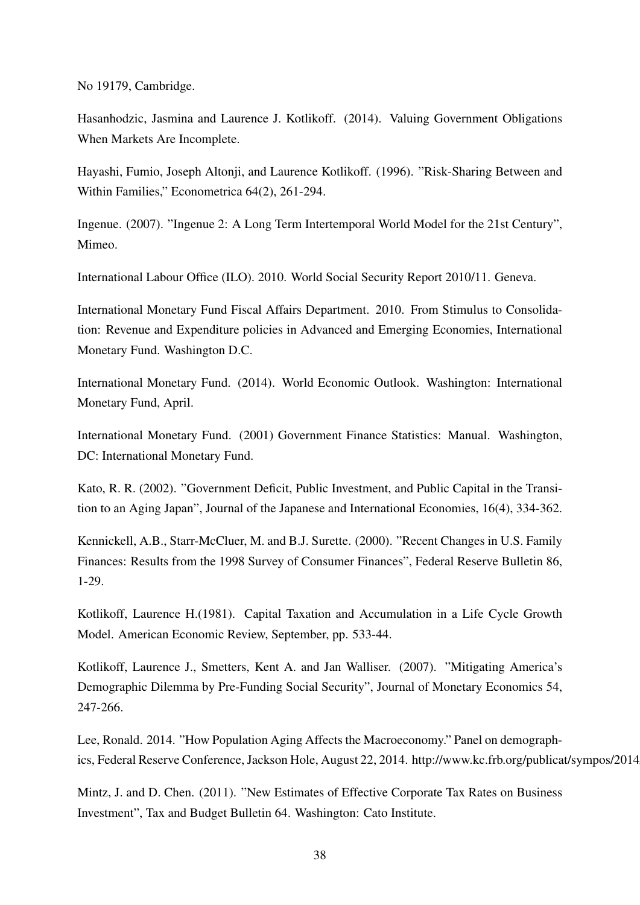No 19179, Cambridge.

Hasanhodzic, Jasmina and Laurence J. Kotlikoff. (2014). Valuing Government Obligations When Markets Are Incomplete.

Hayashi, Fumio, Joseph Altonji, and Laurence Kotlikoff. (1996). "Risk-Sharing Between and Within Families," Econometrica 64(2), 261-294.

Ingenue. (2007). "Ingenue 2: A Long Term Intertemporal World Model for the 21st Century", Mimeo.

International Labour Office (ILO). 2010. World Social Security Report 2010/11. Geneva.

International Monetary Fund Fiscal Affairs Department. 2010. From Stimulus to Consolidation: Revenue and Expenditure policies in Advanced and Emerging Economies, International Monetary Fund. Washington D.C.

International Monetary Fund. (2014). World Economic Outlook. Washington: International Monetary Fund, April.

International Monetary Fund. (2001) Government Finance Statistics: Manual. Washington, DC: International Monetary Fund.

Kato, R. R. (2002). "Government Deficit, Public Investment, and Public Capital in the Transition to an Aging Japan", Journal of the Japanese and International Economies, 16(4), 334-362.

Kennickell, A.B., Starr-McCluer, M. and B.J. Surette. (2000). "Recent Changes in U.S. Family Finances: Results from the 1998 Survey of Consumer Finances", Federal Reserve Bulletin 86, 1-29.

Kotlikoff, Laurence H.(1981). Capital Taxation and Accumulation in a Life Cycle Growth Model. American Economic Review, September, pp. 533-44.

Kotlikoff, Laurence J., Smetters, Kent A. and Jan Walliser. (2007). "Mitigating America's Demographic Dilemma by Pre-Funding Social Security", Journal of Monetary Economics 54, 247-266.

Lee, Ronald. 2014. "How Population Aging Affects the Macroeconomy." Panel on demographics, Federal Reserve Conference, Jackson Hole, August 22, 2014. http://www.kc.frb.org/publicat/sympos/2014

Mintz, J. and D. Chen. (2011). "New Estimates of Effective Corporate Tax Rates on Business Investment", Tax and Budget Bulletin 64. Washington: Cato Institute.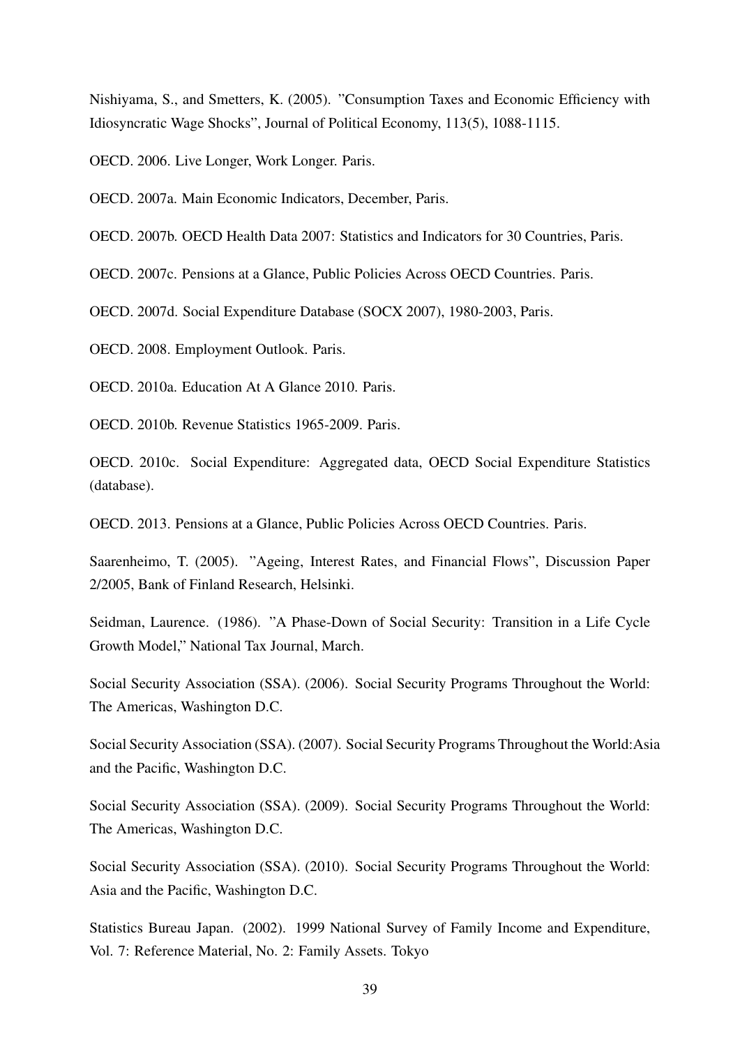Nishiyama, S., and Smetters, K. (2005). "Consumption Taxes and Economic Efficiency with Idiosyncratic Wage Shocks", Journal of Political Economy, 113(5), 1088-1115.

OECD. 2006. Live Longer, Work Longer. Paris.

OECD. 2007a. Main Economic Indicators, December, Paris.

OECD. 2007b. OECD Health Data 2007: Statistics and Indicators for 30 Countries, Paris.

OECD. 2007c. Pensions at a Glance, Public Policies Across OECD Countries. Paris.

OECD. 2007d. Social Expenditure Database (SOCX 2007), 1980-2003, Paris.

OECD. 2008. Employment Outlook. Paris.

OECD. 2010a. Education At A Glance 2010. Paris.

OECD. 2010b. Revenue Statistics 1965-2009. Paris.

OECD. 2010c. Social Expenditure: Aggregated data, OECD Social Expenditure Statistics (database).

OECD. 2013. Pensions at a Glance, Public Policies Across OECD Countries. Paris.

Saarenheimo, T. (2005). "Ageing, Interest Rates, and Financial Flows", Discussion Paper 2/2005, Bank of Finland Research, Helsinki.

Seidman, Laurence. (1986). "A Phase-Down of Social Security: Transition in a Life Cycle Growth Model," National Tax Journal, March.

Social Security Association (SSA). (2006). Social Security Programs Throughout the World: The Americas, Washington D.C.

Social Security Association (SSA). (2007). Social Security Programs Throughout the World:Asia and the Pacific, Washington D.C.

Social Security Association (SSA). (2009). Social Security Programs Throughout the World: The Americas, Washington D.C.

Social Security Association (SSA). (2010). Social Security Programs Throughout the World: Asia and the Pacific, Washington D.C.

Statistics Bureau Japan. (2002). 1999 National Survey of Family Income and Expenditure, Vol. 7: Reference Material, No. 2: Family Assets. Tokyo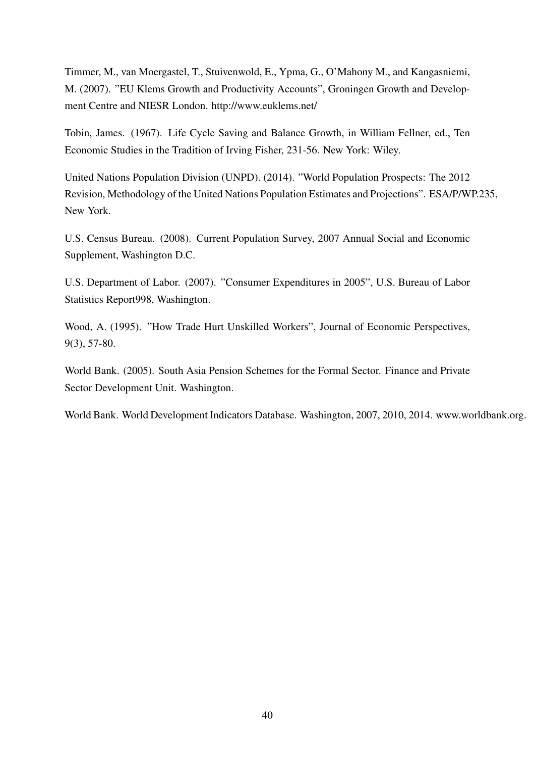Timmer, M., van Moergastel, T., Stuivenwold, E., Ypma, G., O'Mahony M., and Kangasniemi, M. (2007). "EU Klems Growth and Productivity Accounts", Groningen Growth and Development Centre and NIESR London. http://www.euklems.net/

Tobin, James. (1967). Life Cycle Saving and Balance Growth, in William Fellner, ed., Ten Economic Studies in the Tradition of Irving Fisher, 231-56. New York: Wiley.

United Nations Population Division (UNPD). (2014). "World Population Prospects: The 2012 Revision, Methodology of the United Nations Population Estimates and Projections". ESA/P/WP.235, New York.

U.S. Census Bureau. (2008). Current Population Survey, 2007 Annual Social and Economic Supplement, Washington D.C.

U.S. Department of Labor. (2007). "Consumer Expenditures in 2005", U.S. Bureau of Labor Statistics Report998, Washington.

Wood, A. (1995). "How Trade Hurt Unskilled Workers", Journal of Economic Perspectives, 9(3), 57-80.

World Bank. (2005). South Asia Pension Schemes for the Formal Sector. Finance and Private Sector Development Unit. Washington.

World Bank. World Development Indicators Database. Washington, 2007, 2010, 2014. www.worldbank.org.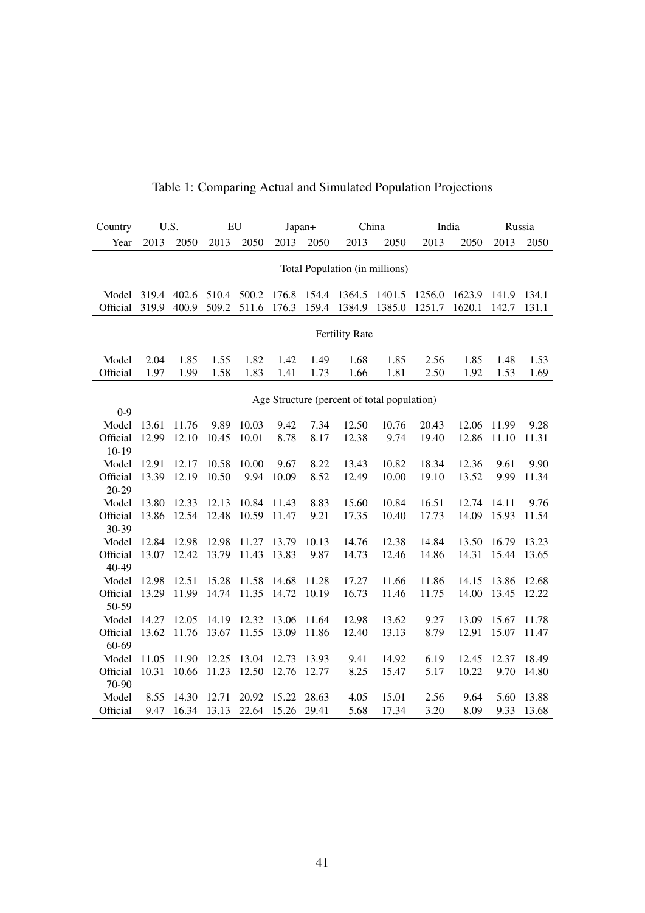Table 1: Comparing Actual and Simulated Population Projections

| Country | U.S. | | EU | | Japan+ | | China | | India | | Russia | |
|---|---|---|---|---|---|---|---|---|---|---|---|---|
| Year | 2013 | 2050 | 2013 | 2050 | 2013 | 2050 | 2013 | 2050 | 2013 | 2050 | 2013 | 2050 |
| **Total Population (in millions)** | | | | | | | | | | | | |
| Model | 319.4 | 402.6 | 510.4 | 500.2 | 176.8 | 154.4 | 1364.5 | 1401.5 | 1256.0 | 1623.9 | 141.9 | 134.1 |
| Official | 319.9 | 400.9 | 509.2 | 511.6 | 176.3 | 159.4 | 1384.9 | 1385.0 | 1251.7 | 1620.1 | 142.7 | 131.1 |
| **Fertility Rate** | | | | | | | | | | | | |
| Model | 2.04 | 1.85 | 1.55 | 1.82 | 1.42 | 1.49 | 1.68 | 1.85 | 2.56 | 1.85 | 1.48 | 1.53 |
| Official | 1.97 | 1.99 | 1.58 | 1.83 | 1.41 | 1.73 | 1.66 | 1.81 | 2.50 | 1.92 | 1.53 | 1.69 |
| **Age Structure (percent of total population)** | | | | | | | | | | | | |
| 0-9 | | | | | | | | | | | | |
| Model | 13.61 | 11.76 | 9.89 | 10.03 | 9.42 | 7.34 | 12.50 | 10.76 | 20.43 | 12.06 | 11.99 | 9.28 |
| Official | 12.99 | 12.10 | 10.45 | 10.01 | 8.78 | 8.17 | 12.38 | 9.74 | 19.40 | 12.86 | 11.10 | 11.31 |
| 10-19 | | | | | | | | | | | | |
| Model | 12.91 | 12.17 | 10.58 | 10.00 | 9.67 | 8.22 | 13.43 | 10.82 | 18.34 | 12.36 | 9.61 | 9.90 |
| Official | 13.39 | 12.19 | 10.50 | 9.94 | 10.09 | 8.52 | 12.49 | 10.00 | 19.10 | 13.52 | 9.99 | 11.34 |
| 20-29 | | | | | | | | | | | | |
| Model | 13.80 | 12.33 | 12.13 | 10.84 | 11.43 | 8.83 | 15.60 | 10.84 | 16.51 | 12.74 | 14.11 | 9.76 |
| Official | 13.86 | 12.54 | 12.48 | 10.59 | 11.47 | 9.21 | 17.35 | 10.40 | 17.73 | 14.09 | 15.93 | 11.54 |
| 30-39 | | | | | | | | | | | | |
| Model | 12.84 | 12.98 | 12.98 | 11.27 | 13.79 | 10.13 | 14.76 | 12.38 | 14.84 | 13.50 | 16.79 | 13.23 |
| Official | 13.07 | 12.42 | 13.79 | 11.43 | 13.83 | 9.87 | 14.73 | 12.46 | 14.86 | 14.31 | 15.44 | 13.65 |
| 40-49 | | | | | | | | | | | | |
| Model | 12.98 | 12.51 | 15.28 | 11.58 | 14.68 | 11.28 | 17.27 | 11.66 | 11.86 | 14.15 | 13.86 | 12.68 |
| Official | 13.29 | 11.99 | 14.74 | 11.35 | 14.72 | 10.19 | 16.73 | 11.46 | 11.75 | 14.00 | 13.45 | 12.22 |
| 50-59 | | | | | | | | | | | | |
| Model | 14.27 | 12.05 | 14.19 | 12.32 | 13.06 | 11.64 | 12.98 | 13.62 | 9.27 | 13.09 | 15.67 | 11.78 |
| Official | 13.62 | 11.76 | 13.67 | 11.55 | 13.09 | 11.86 | 12.40 | 13.13 | 8.79 | 12.91 | 15.07 | 11.47 |
| 60-69 | | | | | | | | | | | | |
| Model | 11.05 | 11.90 | 12.25 | 13.04 | 12.73 | 13.93 | 9.41 | 14.92 | 6.19 | 12.45 | 12.37 | 18.49 |
| Official | 10.31 | 10.66 | 11.23 | 12.50 | 12.76 | 12.77 | 8.25 | 15.47 | 5.17 | 10.22 | 9.70 | 14.80 |
| 70-90 | | | | | | | | | | | | |
| Model | 8.55 | 14.30 | 12.71 | 20.92 | 15.22 | 28.63 | 4.05 | 15.01 | 2.56 | 9.64 | 5.60 | 13.88 |
| Official | 9.47 | 16.34 | 13.13 | 22.64 | 15.26 | 29.41 | 5.68 | 17.34 | 3.20 | 8.09 | 9.33 | 13.68 |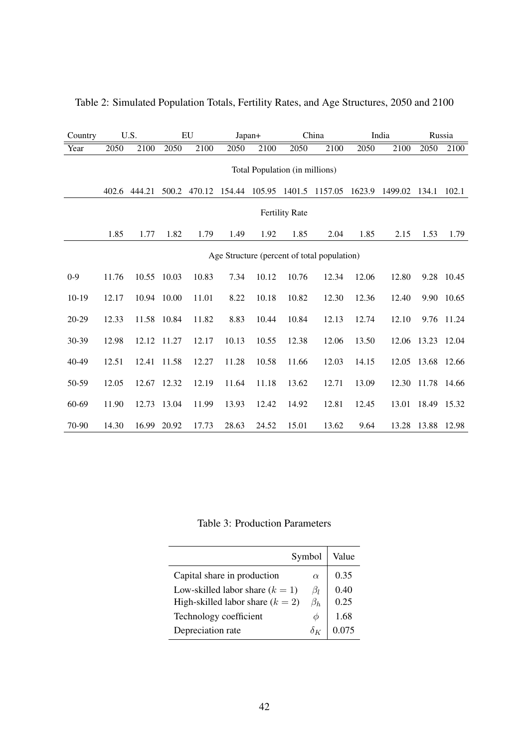Table 2: Simulated Population Totals, Fertility Rates, and Age Structures, 2050 and 2100

| Country | U.S. | | EU | | Japan+ | | China | | India | | Russia | |
|---|---|---|---|---|---|---|---|---|---|---|---|---|
| Year | 2050 | 2100 | 2050 | 2100 | 2050 | 2100 | 2050 | 2100 | 2050 | 2100 | 2050 | 2100 |
| | Total Population (in millions) | | | | | | | | | | | |
| | 402.6 | 444.21 | 500.2 | 470.12 | 154.44 | 105.95 | 1401.5 | 1157.05 | 1623.9 | 1499.02 | 134.1 | 102.1 |
| | Fertility Rate | | | | | | | | | | | |
| | 1.85 | 1.77 | 1.82 | 1.79 | 1.49 | 1.92 | 1.85 | 2.04 | 1.85 | 2.15 | 1.53 | 1.79 |
| | Age Structure (percent of total population) | | | | | | | | | | | |
| 0-9 | 11.76 | 10.55 | 10.03 | 10.83 | 7.34 | 10.12 | 10.76 | 12.34 | 12.06 | 12.80 | 9.28 | 10.45 |
| 10-19 | 12.17 | 10.94 | 10.00 | 11.01 | 8.22 | 10.18 | 10.82 | 12.30 | 12.36 | 12.40 | 9.90 | 10.65 |
| 20-29 | 12.33 | 11.58 | 10.84 | 11.82 | 8.83 | 10.44 | 10.84 | 12.13 | 12.74 | 12.10 | 9.76 | 11.24 |
| 30-39 | 12.98 | 12.12 | 11.27 | 12.17 | 10.13 | 10.55 | 12.38 | 12.06 | 13.50 | 12.06 | 13.23 | 12.04 |
| 40-49 | 12.51 | 12.41 | 11.58 | 12.27 | 11.28 | 10.58 | 11.66 | 12.03 | 14.15 | 12.05 | 13.68 | 12.66 |
| 50-59 | 12.05 | 12.67 | 12.32 | 12.19 | 11.64 | 11.18 | 13.62 | 12.71 | 13.09 | 12.30 | 11.78 | 14.66 |
| 60-69 | 11.90 | 12.73 | 13.04 | 11.99 | 13.93 | 12.42 | 14.92 | 12.81 | 12.45 | 13.01 | 18.49 | 15.32 |
| 70-90 | 14.30 | 16.99 | 20.92 | 17.73 | 28.63 | 24.52 | 15.01 | 13.62 | 9.64 | 13.28 | 13.88 | 12.98 |

Table 3: Production Parameters

| | Symbol | Value |
|---|---|---|
| Capital share in production | $\alpha$ | 0.35 |
| Low-skilled labor share ($k = 1$) | $\beta_l$ | 0.40 |
| High-skilled labor share ($k = 2$) | $\beta_h$ | 0.25 |
| Technology coefficient | $\phi$ | 1.68 |
| Depreciation rate | $\delta_K$ | 0.075 |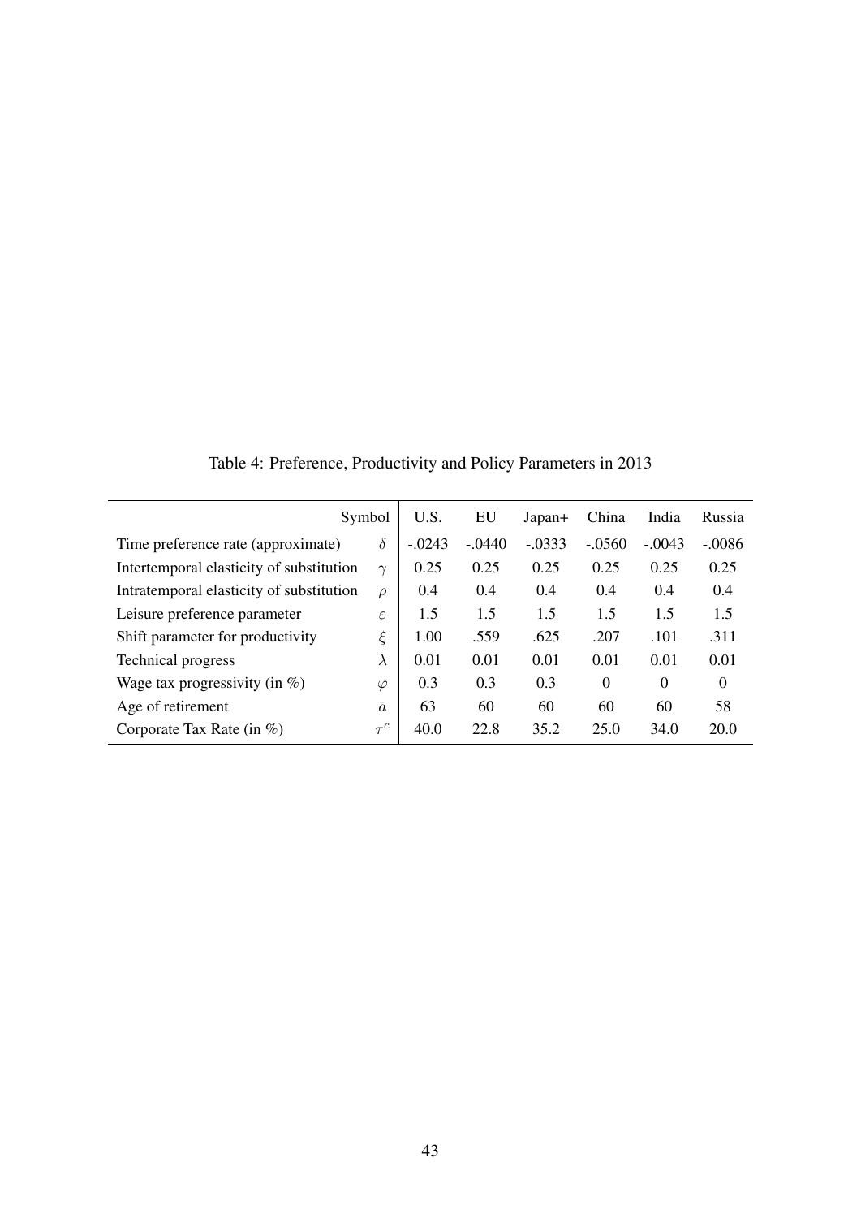Table 4: Preference, Productivity and Policy Parameters in 2013

| | Symbol | U.S. | EU | Japan+ | China | India | Russia |
|---|---|---|---|---|---|---|---|
| Time preference rate (approximate) | $\delta$ | -.0243 | -.0440 | -.0333 | -.0560 | -.0043 | -.0086 |
| Intertemporal elasticity of substitution | $\gamma$ | 0.25 | 0.25 | 0.25 | 0.25 | 0.25 | 0.25 |
| Intratemporal elasticity of substitution | $\rho$ | 0.4 | 0.4 | 0.4 | 0.4 | 0.4 | 0.4 |
| Leisure preference parameter | $\varepsilon$ | 1.5 | 1.5 | 1.5 | 1.5 | 1.5 | 1.5 |
| Shift parameter for productivity | $\xi$ | 1.00 | .559 | .625 | .207 | .101 | .311 |
| Technical progress | $\lambda$ | 0.01 | 0.01 | 0.01 | 0.01 | 0.01 | 0.01 |
| Wage tax progressivity (in %) | $\varphi$ | 0.3 | 0.3 | 0.3 | 0 | 0 | 0 |
| Age of retirement | $\bar{a}$ | 63 | 60 | 60 | 60 | 60 | 58 |
| Corporate Tax Rate (in %) | $\tau^c$ | 40.0 | 22.8 | 35.2 | 25.0 | 34.0 | 20.0 |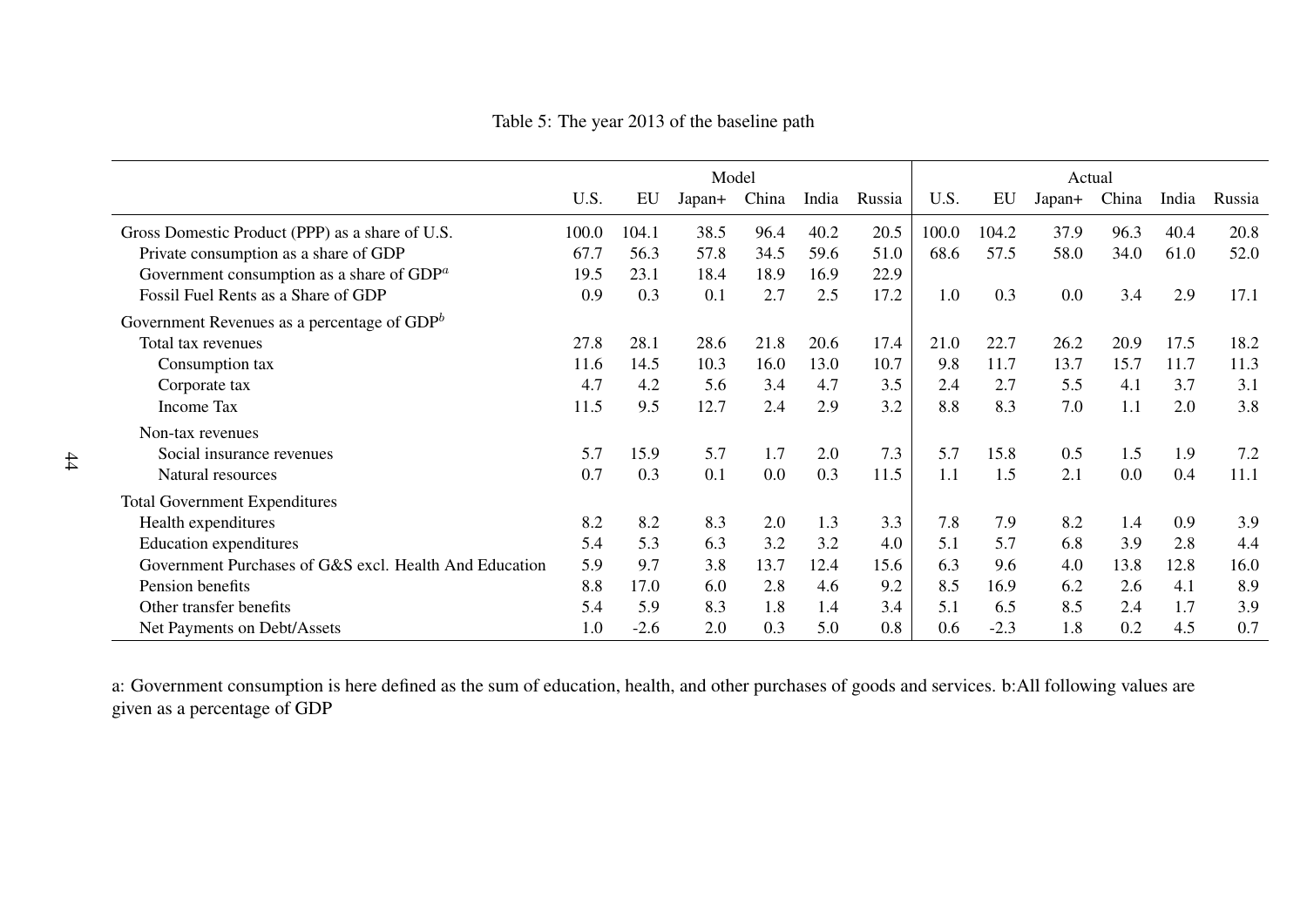Table 5: The year 2013 of the baseline path

| | Model | | | | | | Actual | | | | | |
|---|---|---|---|---|---|---|---|---|---|---|---|---|
| | U.S. | EU | Japan+ | China | India | Russia | U.S. | EU | Japan+ | China | India | Russia |
| Gross Domestic Product (PPP) as a share of U.S. | 100.0 | 104.1 | 38.5 | 96.4 | 40.2 | 20.5 | 100.0 | 104.2 | 37.9 | 96.3 | 40.4 | 20.8 |
| Private consumption as a share of GDP | 67.7 | 56.3 | 57.8 | 34.5 | 59.6 | 51.0 | 68.6 | 57.5 | 58.0 | 34.0 | 61.0 | 52.0 |
| Government consumption as a share of GDP[a] | 19.5 | 23.1 | 18.4 | 18.9 | 16.9 | 22.9 | | | | | | |
| Fossil Fuel Rents as a Share of GDP | 0.9 | 0.3 | 0.1 | 2.7 | 2.5 | 17.2 | 1.0 | 0.3 | 0.0 | 3.4 | 2.9 | 17.1 |
| Government Revenues as a percentage of GDP[b] | | | | | | | | | | | | |
| Total tax revenues | 27.8 | 28.1 | 28.6 | 21.8 | 20.6 | 17.4 | 21.0 | 22.7 | 26.2 | 20.9 | 17.5 | 18.2 |
| Consumption tax | 11.6 | 14.5 | 10.3 | 16.0 | 13.0 | 10.7 | 9.8 | 11.7 | 13.7 | 15.7 | 11.7 | 11.3 |
| Corporate tax | 4.7 | 4.2 | 5.6 | 3.4 | 4.7 | 3.5 | 2.4 | 2.7 | 5.5 | 4.1 | 3.7 | 3.1 |
| Income Tax | 11.5 | 9.5 | 12.7 | 2.4 | 2.9 | 3.2 | 8.8 | 8.3 | 7.0 | 1.1 | 2.0 | 3.8 |
| Non-tax revenues | | | | | | | | | | | | |
| Social insurance revenues | 5.7 | 15.9 | 5.7 | 1.7 | 2.0 | 7.3 | 5.7 | 15.8 | 0.5 | 1.5 | 1.9 | 7.2 |
| Natural resources | 0.7 | 0.3 | 0.1 | 0.0 | 0.3 | 11.5 | 1.1 | 1.5 | 2.1 | 0.0 | 0.4 | 11.1 |
| Total Government Expenditures | | | | | | | | | | | | |
| Health expenditures | 8.2 | 8.2 | 8.3 | 2.0 | 1.3 | 3.3 | 7.8 | 7.9 | 8.2 | 1.4 | 0.9 | 3.9 |
| Education expenditures | 5.4 | 5.3 | 6.3 | 3.2 | 3.2 | 4.0 | 5.1 | 5.7 | 6.8 | 3.9 | 2.8 | 4.4 |
| Government Purchases of G&S excl. Health And Education | 5.9 | 9.7 | 3.8 | 13.7 | 12.4 | 15.6 | 6.3 | 9.6 | 4.0 | 13.8 | 12.8 | 16.0 |
| Pension benefits | 8.8 | 17.0 | 6.0 | 2.8 | 4.6 | 9.2 | 8.5 | 16.9 | 6.2 | 2.6 | 4.1 | 8.9 |
| Other transfer benefits | 5.4 | 5.9 | 8.3 | 1.8 | 1.4 | 3.4 | 5.1 | 6.5 | 8.5 | 2.4 | 1.7 | 3.9 |
| Net Payments on Debt/Assets | 1.0 | -2.6 | 2.0 | 0.3 | 5.0 | 0.8 | 0.6 | -2.3 | 1.8 | 0.2 | 4.5 | 0.7 |

a: Government consumption is here defined as the sum of education, health, and other purchases of goods and services. b:All following values are given as a percentage of GDP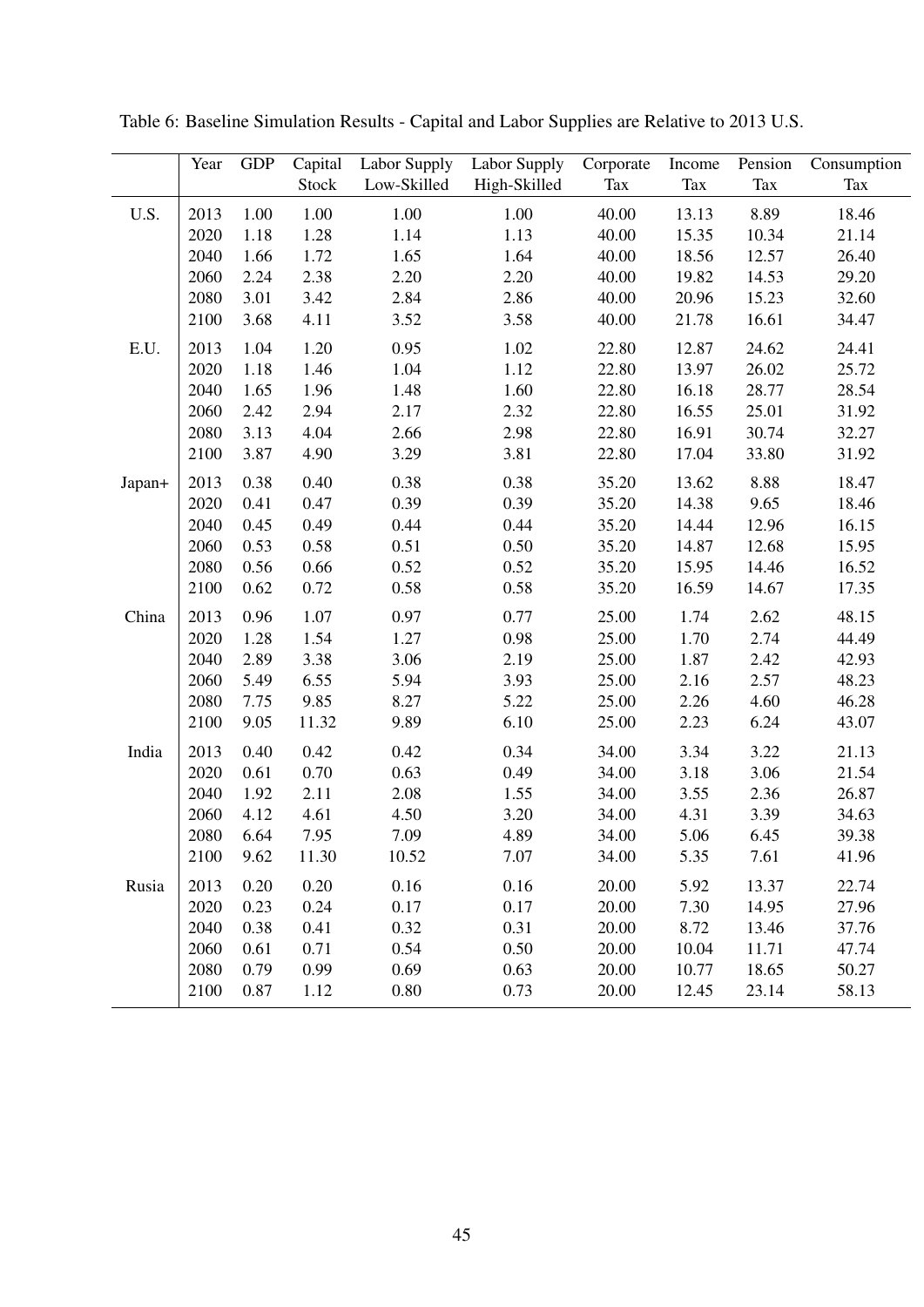Table 6: Baseline Simulation Results - Capital and Labor Supplies are Relative to 2013 U.S.

| | Year | GDP | Capital Stock | Labor Supply Low-Skilled | Labor Supply High-Skilled | Corporate Tax | Income Tax | Pension Tax | Consumption Tax |
|---|---|---|---|---|---|---|---|---|---|
| U.S. | 2013 | 1.00 | 1.00 | 1.00 | 1.00 | 40.00 | 13.13 | 8.89 | 18.46 |
| | 2020 | 1.18 | 1.28 | 1.14 | 1.13 | 40.00 | 15.35 | 10.34 | 21.14 |
| | 2040 | 1.66 | 1.72 | 1.65 | 1.64 | 40.00 | 18.56 | 12.57 | 26.40 |
| | 2060 | 2.24 | 2.38 | 2.20 | 2.20 | 40.00 | 19.82 | 14.53 | 29.20 |
| | 2080 | 3.01 | 3.42 | 2.84 | 2.86 | 40.00 | 20.96 | 15.23 | 32.60 |
| | 2100 | 3.68 | 4.11 | 3.52 | 3.58 | 40.00 | 21.78 | 16.61 | 34.47 |
| E.U. | 2013 | 1.04 | 1.20 | 0.95 | 1.02 | 22.80 | 12.87 | 24.62 | 24.41 |
| | 2020 | 1.18 | 1.46 | 1.04 | 1.12 | 22.80 | 13.97 | 26.02 | 25.72 |
| | 2040 | 1.65 | 1.96 | 1.48 | 1.60 | 22.80 | 16.18 | 28.77 | 28.54 |
| | 2060 | 2.42 | 2.94 | 2.17 | 2.32 | 22.80 | 16.55 | 25.01 | 31.92 |
| | 2080 | 3.13 | 4.04 | 2.66 | 2.98 | 22.80 | 16.91 | 30.74 | 32.27 |
| | 2100 | 3.87 | 4.90 | 3.29 | 3.81 | 22.80 | 17.04 | 33.80 | 31.92 |
| Japan+ | 2013 | 0.38 | 0.40 | 0.38 | 0.38 | 35.20 | 13.62 | 8.88 | 18.47 |
| | 2020 | 0.41 | 0.47 | 0.39 | 0.39 | 35.20 | 14.38 | 9.65 | 18.46 |
| | 2040 | 0.45 | 0.49 | 0.44 | 0.44 | 35.20 | 14.44 | 12.96 | 16.15 |
| | 2060 | 0.53 | 0.58 | 0.51 | 0.50 | 35.20 | 14.87 | 12.68 | 15.95 |
| | 2080 | 0.56 | 0.66 | 0.52 | 0.52 | 35.20 | 15.95 | 14.46 | 16.52 |
| | 2100 | 0.62 | 0.72 | 0.58 | 0.58 | 35.20 | 16.59 | 14.67 | 17.35 |
| China | 2013 | 0.96 | 1.07 | 0.97 | 0.77 | 25.00 | 1.74 | 2.62 | 48.15 |
| | 2020 | 1.28 | 1.54 | 1.27 | 0.98 | 25.00 | 1.70 | 2.74 | 44.49 |
| | 2040 | 2.89 | 3.38 | 3.06 | 2.19 | 25.00 | 1.87 | 2.42 | 42.93 |
| | 2060 | 5.49 | 6.55 | 5.94 | 3.93 | 25.00 | 2.16 | 2.57 | 48.23 |
| | 2080 | 7.75 | 9.85 | 8.27 | 5.22 | 25.00 | 2.26 | 4.60 | 46.28 |
| | 2100 | 9.05 | 11.32 | 9.89 | 6.10 | 25.00 | 2.23 | 6.24 | 43.07 |
| India | 2013 | 0.40 | 0.42 | 0.42 | 0.34 | 34.00 | 3.34 | 3.22 | 21.13 |
| | 2020 | 0.61 | 0.70 | 0.63 | 0.49 | 34.00 | 3.18 | 3.06 | 21.54 |
| | 2040 | 1.92 | 2.11 | 2.08 | 1.55 | 34.00 | 3.55 | 2.36 | 26.87 |
| | 2060 | 4.12 | 4.61 | 4.50 | 3.20 | 34.00 | 4.31 | 3.39 | 34.63 |
| | 2080 | 6.64 | 7.95 | 7.09 | 4.89 | 34.00 | 5.06 | 6.45 | 39.38 |
| | 2100 | 9.62 | 11.30 | 10.52 | 7.07 | 34.00 | 5.35 | 7.61 | 41.96 |
| Rusia | 2013 | 0.20 | 0.20 | 0.16 | 0.16 | 20.00 | 5.92 | 13.37 | 22.74 |
| | 2020 | 0.23 | 0.24 | 0.17 | 0.17 | 20.00 | 7.30 | 14.95 | 27.96 |
| | 2040 | 0.38 | 0.41 | 0.32 | 0.31 | 20.00 | 8.72 | 13.46 | 37.76 |
| | 2060 | 0.61 | 0.71 | 0.54 | 0.50 | 20.00 | 10.04 | 11.71 | 47.74 |
| | 2080 | 0.79 | 0.99 | 0.69 | 0.63 | 20.00 | 10.77 | 18.65 | 50.27 |
| | 2100 | 0.87 | 1.12 | 0.80 | 0.73 | 20.00 | 12.45 | 23.14 | 58.13 |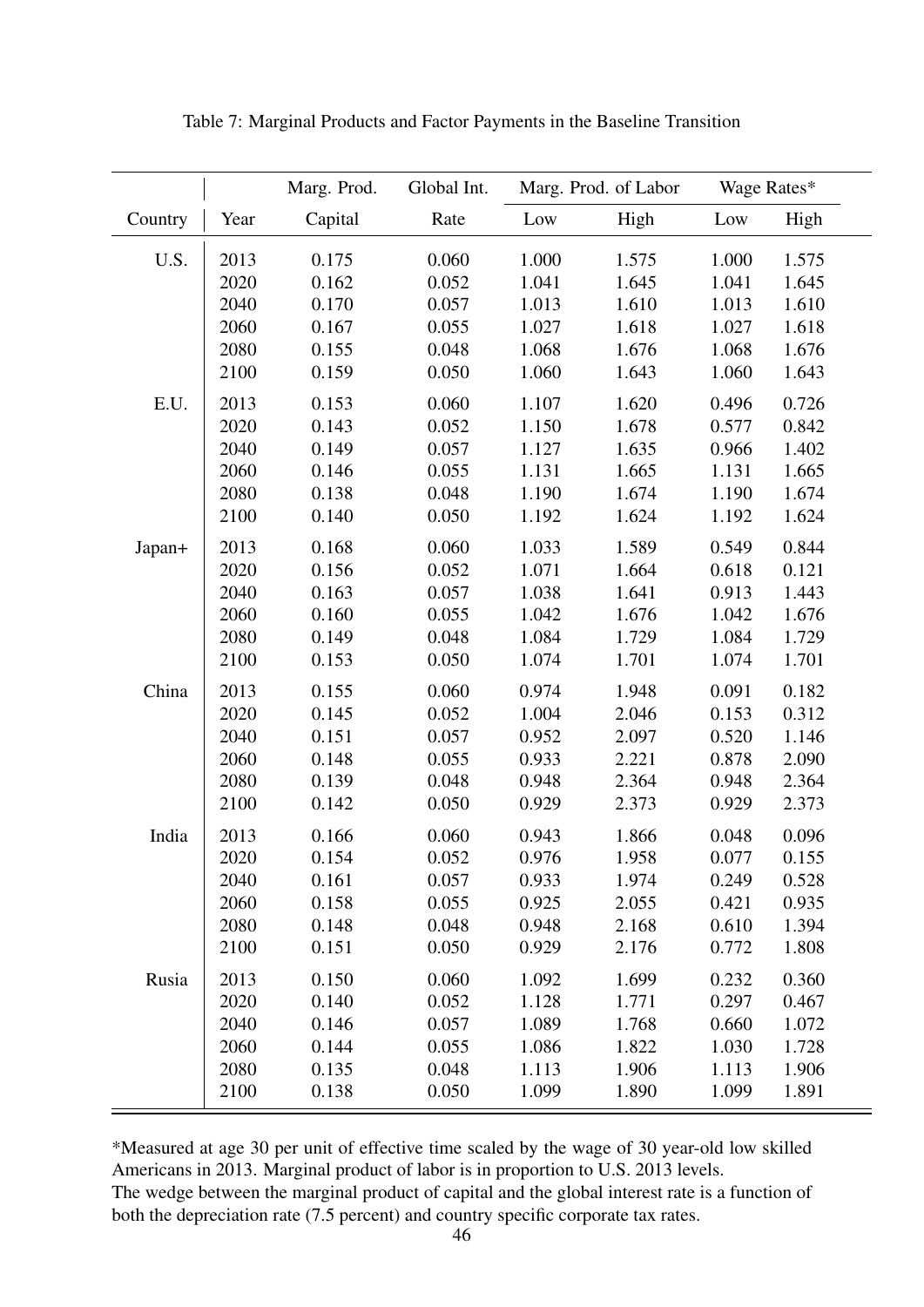Table 7: Marginal Products and Factor Payments in the Baseline Transition

| | | Marg. Prod. | Global Int. | Marg. Prod. of Labor | | Wage Rates* | |
|---|---|---|---|---|---|---|---|
| Country | Year | Capital | Rate | Low | High | Low | High |
| U.S. | 2013 | 0.175 | 0.060 | 1.000 | 1.575 | 1.000 | 1.575 |
| | 2020 | 0.162 | 0.052 | 1.041 | 1.645 | 1.041 | 1.645 |
| | 2040 | 0.170 | 0.057 | 1.013 | 1.610 | 1.013 | 1.610 |
| | 2060 | 0.167 | 0.055 | 1.027 | 1.618 | 1.027 | 1.618 |
| | 2080 | 0.155 | 0.048 | 1.068 | 1.676 | 1.068 | 1.676 |
| | 2100 | 0.159 | 0.050 | 1.060 | 1.643 | 1.060 | 1.643 |
| E.U. | 2013 | 0.153 | 0.060 | 1.107 | 1.620 | 0.496 | 0.726 |
| | 2020 | 0.143 | 0.052 | 1.150 | 1.678 | 0.577 | 0.842 |
| | 2040 | 0.149 | 0.057 | 1.127 | 1.635 | 0.966 | 1.402 |
| | 2060 | 0.146 | 0.055 | 1.131 | 1.665 | 1.131 | 1.665 |
| | 2080 | 0.138 | 0.048 | 1.190 | 1.674 | 1.190 | 1.674 |
| | 2100 | 0.140 | 0.050 | 1.192 | 1.624 | 1.192 | 1.624 |
| Japan+ | 2013 | 0.168 | 0.060 | 1.033 | 1.589 | 0.549 | 0.844 |
| | 2020 | 0.156 | 0.052 | 1.071 | 1.664 | 0.618 | 0.121 |
| | 2040 | 0.163 | 0.057 | 1.038 | 1.641 | 0.913 | 1.443 |
| | 2060 | 0.160 | 0.055 | 1.042 | 1.676 | 1.042 | 1.676 |
| | 2080 | 0.149 | 0.048 | 1.084 | 1.729 | 1.084 | 1.729 |
| | 2100 | 0.153 | 0.050 | 1.074 | 1.701 | 1.074 | 1.701 |
| China | 2013 | 0.155 | 0.060 | 0.974 | 1.948 | 0.091 | 0.182 |
| | 2020 | 0.145 | 0.052 | 1.004 | 2.046 | 0.153 | 0.312 |
| | 2040 | 0.151 | 0.057 | 0.952 | 2.097 | 0.520 | 1.146 |
| | 2060 | 0.148 | 0.055 | 0.933 | 2.221 | 0.878 | 2.090 |
| | 2080 | 0.139 | 0.048 | 0.948 | 2.364 | 0.948 | 2.364 |
| | 2100 | 0.142 | 0.050 | 0.929 | 2.373 | 0.929 | 2.373 |
| India | 2013 | 0.166 | 0.060 | 0.943 | 1.866 | 0.048 | 0.096 |
| | 2020 | 0.154 | 0.052 | 0.976 | 1.958 | 0.077 | 0.155 |
| | 2040 | 0.161 | 0.057 | 0.933 | 1.974 | 0.249 | 0.528 |
| | 2060 | 0.158 | 0.055 | 0.925 | 2.055 | 0.421 | 0.935 |
| | 2080 | 0.148 | 0.048 | 0.948 | 2.168 | 0.610 | 1.394 |
| | 2100 | 0.151 | 0.050 | 0.929 | 2.176 | 0.772 | 1.808 |
| Rusia | 2013 | 0.150 | 0.060 | 1.092 | 1.699 | 0.232 | 0.360 |
| | 2020 | 0.140 | 0.052 | 1.128 | 1.771 | 0.297 | 0.467 |
| | 2040 | 0.146 | 0.057 | 1.089 | 1.768 | 0.660 | 1.072 |
| | 2060 | 0.144 | 0.055 | 1.086 | 1.822 | 1.030 | 1.728 |
| | 2080 | 0.135 | 0.048 | 1.113 | 1.906 | 1.113 | 1.906 |
| | 2100 | 0.138 | 0.050 | 1.099 | 1.890 | 1.099 | 1.891 |

*Measured at age 30 per unit of effective time scaled by the wage of 30 year-old low skilled Americans in 2013. Marginal product of labor is in proportion to U.S. 2013 levels.
The wedge between the marginal product of capital and the global interest rate is a function of both the depreciation rate (7.5 percent) and country specific corporate tax rates.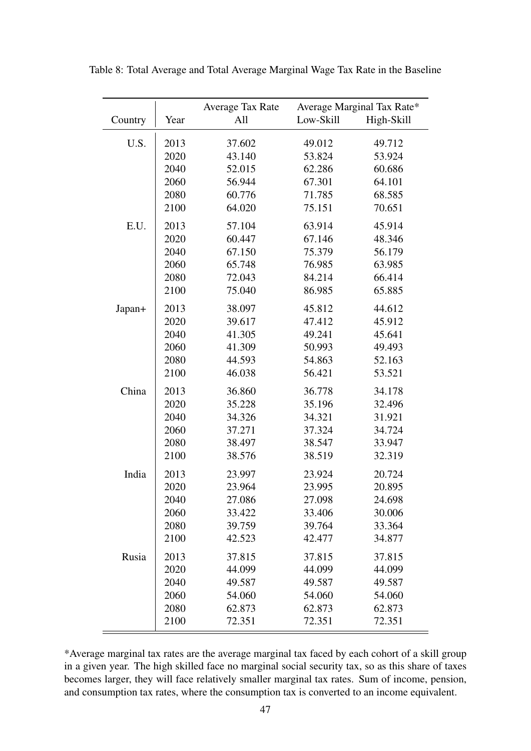Table 8: Total Average and Total Average Marginal Wage Tax Rate in the Baseline

| Country | Year | Average Tax Rate | Average Marginal Tax Rate* | |
|---|---|---|---|---|
| | | All | Low-Skill | High-Skill |
| U.S. | 2013 | 37.602 | 49.012 | 49.712 |
| | 2020 | 43.140 | 53.824 | 53.924 |
| | 2040 | 52.015 | 62.286 | 60.686 |
| | 2060 | 56.944 | 67.301 | 64.101 |
| | 2080 | 60.776 | 71.785 | 68.585 |
| | 2100 | 64.020 | 75.151 | 70.651 |
| E.U. | 2013 | 57.104 | 63.914 | 45.914 |
| | 2020 | 60.447 | 67.146 | 48.346 |
| | 2040 | 67.150 | 75.379 | 56.179 |
| | 2060 | 65.748 | 76.985 | 63.985 |
| | 2080 | 72.043 | 84.214 | 66.414 |
| | 2100 | 75.040 | 86.985 | 65.885 |
| Japan+ | 2013 | 38.097 | 45.812 | 44.612 |
| | 2020 | 39.617 | 47.412 | 45.912 |
| | 2040 | 41.305 | 49.241 | 45.641 |
| | 2060 | 41.309 | 50.993 | 49.493 |
| | 2080 | 44.593 | 54.863 | 52.163 |
| | 2100 | 46.038 | 56.421 | 53.521 |
| China | 2013 | 36.860 | 36.778 | 34.178 |
| | 2020 | 35.228 | 35.196 | 32.496 |
| | 2040 | 34.326 | 34.321 | 31.921 |
| | 2060 | 37.271 | 37.324 | 34.724 |
| | 2080 | 38.497 | 38.547 | 33.947 |
| | 2100 | 38.576 | 38.519 | 32.319 |
| India | 2013 | 23.997 | 23.924 | 20.724 |
| | 2020 | 23.964 | 23.995 | 20.895 |
| | 2040 | 27.086 | 27.098 | 24.698 |
| | 2060 | 33.422 | 33.406 | 30.006 |
| | 2080 | 39.759 | 39.764 | 33.364 |
| | 2100 | 42.523 | 42.477 | 34.877 |
| Rusia | 2013 | 37.815 | 37.815 | 37.815 |
| | 2020 | 44.099 | 44.099 | 44.099 |
| | 2040 | 49.587 | 49.587 | 49.587 |
| | 2060 | 54.060 | 54.060 | 54.060 |
| | 2080 | 62.873 | 62.873 | 62.873 |
| | 2100 | 72.351 | 72.351 | 72.351 |

*Average marginal tax rates are the average marginal tax faced by each cohort of a skill group in a given year. The high skilled face no marginal social security tax, so as this share of taxes becomes larger, they will face relatively smaller marginal tax rates. Sum of income, pension, and consumption tax rates, where the consumption tax is converted to an income equivalent.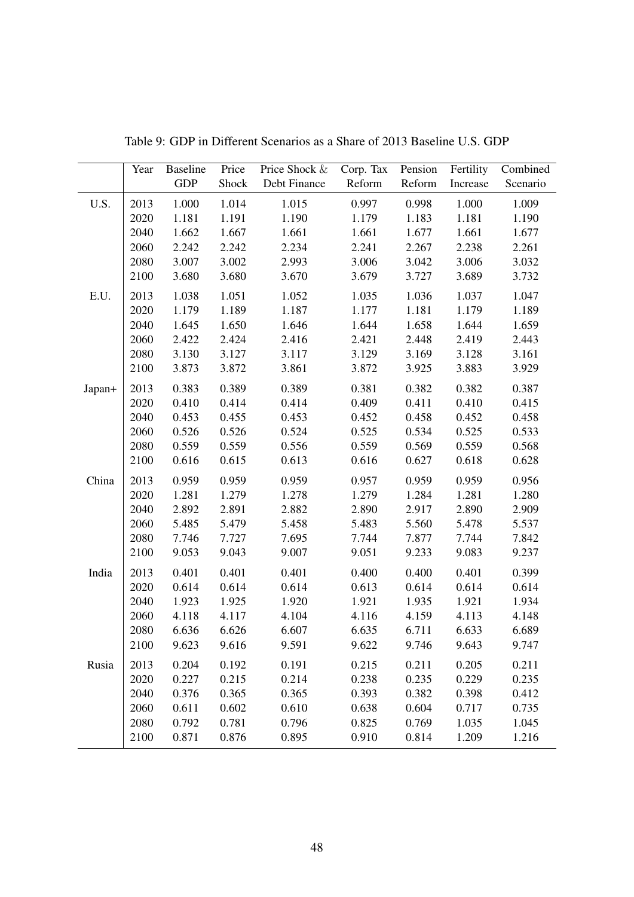Table 9: GDP in Different Scenarios as a Share of 2013 Baseline U.S. GDP

| | Year | Baseline GDP | Price Shock | Price Shock & Debt Finance | Corp. Tax Reform | Pension Reform | Fertility Increase | Combined Scenario |
|---|---|---|---|---|---|---|---|---|
| U.S. | 2013 | 1.000 | 1.014 | 1.015 | 0.997 | 0.998 | 1.000 | 1.009 |
| | 2020 | 1.181 | 1.191 | 1.190 | 1.179 | 1.183 | 1.181 | 1.190 |
| | 2040 | 1.662 | 1.667 | 1.661 | 1.661 | 1.677 | 1.661 | 1.677 |
| | 2060 | 2.242 | 2.242 | 2.234 | 2.241 | 2.267 | 2.238 | 2.261 |
| | 2080 | 3.007 | 3.002 | 2.993 | 3.006 | 3.042 | 3.006 | 3.032 |
| | 2100 | 3.680 | 3.680 | 3.670 | 3.679 | 3.727 | 3.689 | 3.732 |
| E.U. | 2013 | 1.038 | 1.051 | 1.052 | 1.035 | 1.036 | 1.037 | 1.047 |
| | 2020 | 1.179 | 1.189 | 1.187 | 1.177 | 1.181 | 1.179 | 1.189 |
| | 2040 | 1.645 | 1.650 | 1.646 | 1.644 | 1.658 | 1.644 | 1.659 |
| | 2060 | 2.422 | 2.424 | 2.416 | 2.421 | 2.448 | 2.419 | 2.443 |
| | 2080 | 3.130 | 3.127 | 3.117 | 3.129 | 3.169 | 3.128 | 3.161 |
| | 2100 | 3.873 | 3.872 | 3.861 | 3.872 | 3.925 | 3.883 | 3.929 |
| Japan+ | 2013 | 0.383 | 0.389 | 0.389 | 0.381 | 0.382 | 0.382 | 0.387 |
| | 2020 | 0.410 | 0.414 | 0.414 | 0.409 | 0.411 | 0.410 | 0.415 |
| | 2040 | 0.453 | 0.455 | 0.453 | 0.452 | 0.458 | 0.452 | 0.458 |
| | 2060 | 0.526 | 0.526 | 0.524 | 0.525 | 0.534 | 0.525 | 0.533 |
| | 2080 | 0.559 | 0.559 | 0.556 | 0.559 | 0.569 | 0.559 | 0.568 |
| | 2100 | 0.616 | 0.615 | 0.613 | 0.616 | 0.627 | 0.618 | 0.628 |
| China | 2013 | 0.959 | 0.959 | 0.959 | 0.957 | 0.959 | 0.959 | 0.956 |
| | 2020 | 1.281 | 1.279 | 1.278 | 1.279 | 1.284 | 1.281 | 1.280 |
| | 2040 | 2.892 | 2.891 | 2.882 | 2.890 | 2.917 | 2.890 | 2.909 |
| | 2060 | 5.485 | 5.479 | 5.458 | 5.483 | 5.560 | 5.478 | 5.537 |
| | 2080 | 7.746 | 7.727 | 7.695 | 7.744 | 7.877 | 7.744 | 7.842 |
| | 2100 | 9.053 | 9.043 | 9.007 | 9.051 | 9.233 | 9.083 | 9.237 |
| India | 2013 | 0.401 | 0.401 | 0.401 | 0.400 | 0.400 | 0.401 | 0.399 |
| | 2020 | 0.614 | 0.614 | 0.614 | 0.613 | 0.614 | 0.614 | 0.614 |
| | 2040 | 1.923 | 1.925 | 1.920 | 1.921 | 1.935 | 1.921 | 1.934 |
| | 2060 | 4.118 | 4.117 | 4.104 | 4.116 | 4.159 | 4.113 | 4.148 |
| | 2080 | 6.636 | 6.626 | 6.607 | 6.635 | 6.711 | 6.633 | 6.689 |
| | 2100 | 9.623 | 9.616 | 9.591 | 9.622 | 9.746 | 9.643 | 9.747 |
| Rusia | 2013 | 0.204 | 0.192 | 0.191 | 0.215 | 0.211 | 0.205 | 0.211 |
| | 2020 | 0.227 | 0.215 | 0.214 | 0.238 | 0.235 | 0.229 | 0.235 |
| | 2040 | 0.376 | 0.365 | 0.365 | 0.393 | 0.382 | 0.398 | 0.412 |
| | 2060 | 0.611 | 0.602 | 0.610 | 0.638 | 0.604 | 0.717 | 0.735 |
| | 2080 | 0.792 | 0.781 | 0.796 | 0.825 | 0.769 | 1.035 | 1.045 |
| | 2100 | 0.871 | 0.876 | 0.895 | 0.910 | 0.814 | 1.209 | 1.216 |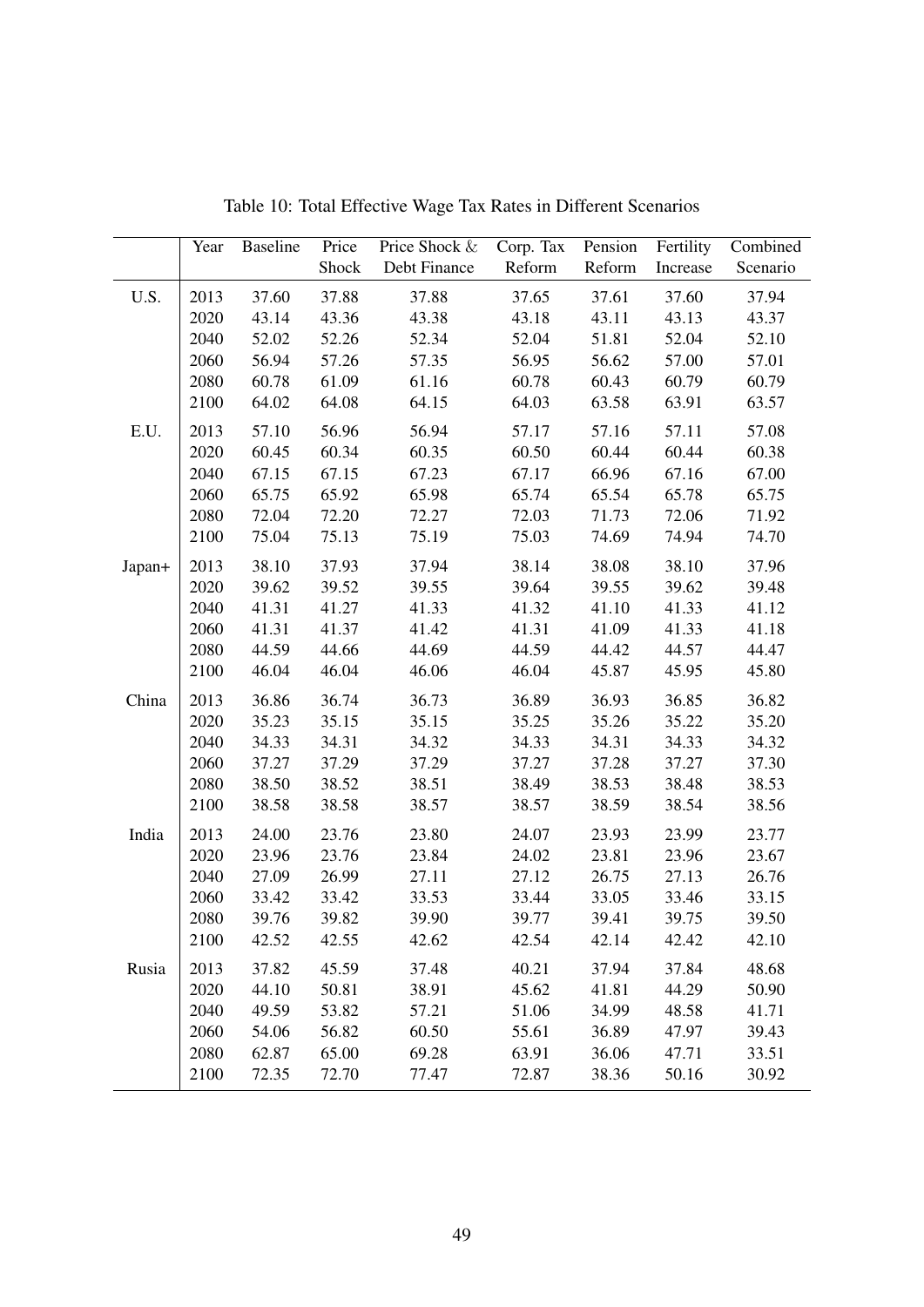Table 10: Total Effective Wage Tax Rates in Different Scenarios

| | Year | Baseline | Price Shock | Price Shock & Debt Finance | Corp. Tax Reform | Pension Reform | Fertility Increase | Combined Scenario |
|---|---|---|---|---|---|---|---|---|
| U.S. | 2013 | 37.60 | 37.88 | 37.88 | 37.65 | 37.61 | 37.60 | 37.94 |
| | 2020 | 43.14 | 43.36 | 43.38 | 43.18 | 43.11 | 43.13 | 43.37 |
| | 2040 | 52.02 | 52.26 | 52.34 | 52.04 | 51.81 | 52.04 | 52.10 |
| | 2060 | 56.94 | 57.26 | 57.35 | 56.95 | 56.62 | 57.00 | 57.01 |
| | 2080 | 60.78 | 61.09 | 61.16 | 60.78 | 60.43 | 60.79 | 60.79 |
| | 2100 | 64.02 | 64.08 | 64.15 | 64.03 | 63.58 | 63.91 | 63.57 |
| E.U. | 2013 | 57.10 | 56.96 | 56.94 | 57.17 | 57.16 | 57.11 | 57.08 |
| | 2020 | 60.45 | 60.34 | 60.35 | 60.50 | 60.44 | 60.44 | 60.38 |
| | 2040 | 67.15 | 67.15 | 67.23 | 67.17 | 66.96 | 67.16 | 67.00 |
| | 2060 | 65.75 | 65.92 | 65.98 | 65.74 | 65.54 | 65.78 | 65.75 |
| | 2080 | 72.04 | 72.20 | 72.27 | 72.03 | 71.73 | 72.06 | 71.92 |
| | 2100 | 75.04 | 75.13 | 75.19 | 75.03 | 74.69 | 74.94 | 74.70 |
| Japan+ | 2013 | 38.10 | 37.93 | 37.94 | 38.14 | 38.08 | 38.10 | 37.96 |
| | 2020 | 39.62 | 39.52 | 39.55 | 39.64 | 39.55 | 39.62 | 39.48 |
| | 2040 | 41.31 | 41.27 | 41.33 | 41.32 | 41.10 | 41.33 | 41.12 |
| | 2060 | 41.31 | 41.37 | 41.42 | 41.31 | 41.09 | 41.33 | 41.18 |
| | 2080 | 44.59 | 44.66 | 44.69 | 44.59 | 44.42 | 44.57 | 44.47 |
| | 2100 | 46.04 | 46.04 | 46.06 | 46.04 | 45.87 | 45.95 | 45.80 |
| China | 2013 | 36.86 | 36.74 | 36.73 | 36.89 | 36.93 | 36.85 | 36.82 |
| | 2020 | 35.23 | 35.15 | 35.15 | 35.25 | 35.26 | 35.22 | 35.20 |
| | 2040 | 34.33 | 34.31 | 34.32 | 34.33 | 34.31 | 34.33 | 34.32 |
| | 2060 | 37.27 | 37.29 | 37.29 | 37.27 | 37.28 | 37.27 | 37.30 |
| | 2080 | 38.50 | 38.52 | 38.51 | 38.49 | 38.53 | 38.48 | 38.53 |
| | 2100 | 38.58 | 38.58 | 38.57 | 38.57 | 38.59 | 38.54 | 38.56 |
| India | 2013 | 24.00 | 23.76 | 23.80 | 24.07 | 23.93 | 23.99 | 23.77 |
| | 2020 | 23.96 | 23.76 | 23.84 | 24.02 | 23.81 | 23.96 | 23.67 |
| | 2040 | 27.09 | 26.99 | 27.11 | 27.12 | 26.75 | 27.13 | 26.76 |
| | 2060 | 33.42 | 33.42 | 33.53 | 33.44 | 33.05 | 33.46 | 33.15 |
| | 2080 | 39.76 | 39.82 | 39.90 | 39.77 | 39.41 | 39.75 | 39.50 |
| | 2100 | 42.52 | 42.55 | 42.62 | 42.54 | 42.14 | 42.42 | 42.10 |
| Rusia | 2013 | 37.82 | 45.59 | 37.48 | 40.21 | 37.94 | 37.84 | 48.68 |
| | 2020 | 44.10 | 50.81 | 38.91 | 45.62 | 41.81 | 44.29 | 50.90 |
| | 2040 | 49.59 | 53.82 | 57.21 | 51.06 | 34.99 | 48.58 | 41.71 |
| | 2060 | 54.06 | 56.82 | 60.50 | 55.61 | 36.89 | 47.97 | 39.43 |
| | 2080 | 62.87 | 65.00 | 69.28 | 63.91 | 36.06 | 47.71 | 33.51 |
| | 2100 | 72.35 | 72.70 | 77.47 | 72.87 | 38.36 | 50.16 | 30.92 |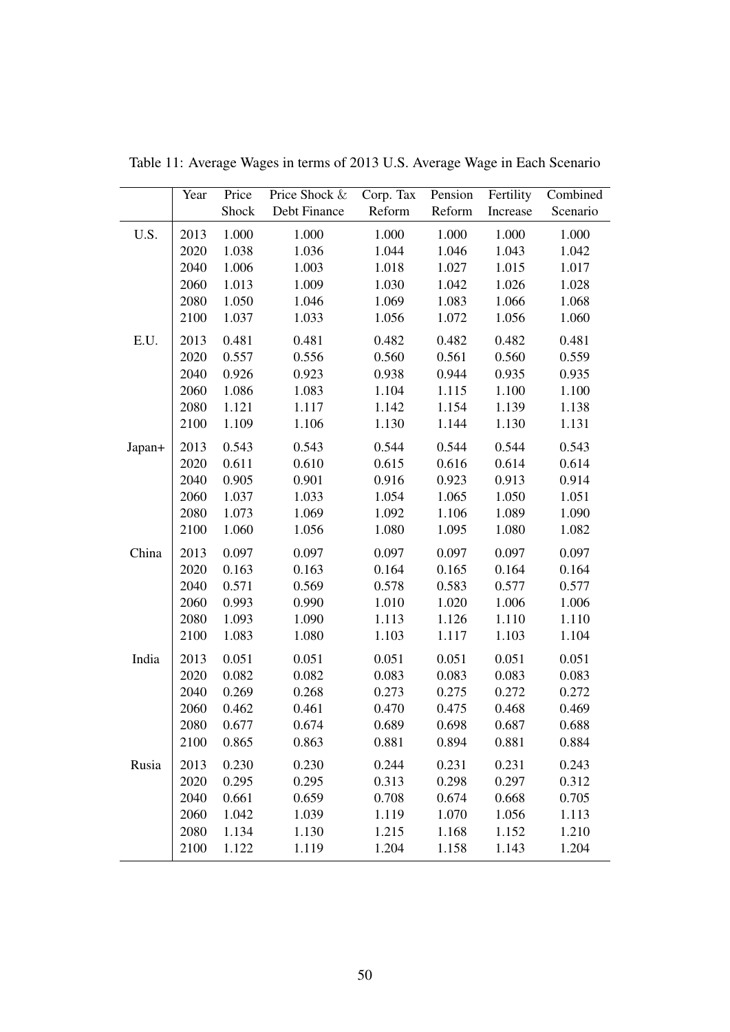Table 11: Average Wages in terms of 2013 U.S. Average Wage in Each Scenario

| | Year | Price Shock | Price Shock & Debt Finance | Corp. Tax Reform | Pension Reform | Fertility Increase | Combined Scenario |
|---|---|---|---|---|---|---|---|
| U.S. | 2013 | 1.000 | 1.000 | 1.000 | 1.000 | 1.000 | 1.000 |
| | 2020 | 1.038 | 1.036 | 1.044 | 1.046 | 1.043 | 1.042 |
| | 2040 | 1.006 | 1.003 | 1.018 | 1.027 | 1.015 | 1.017 |
| | 2060 | 1.013 | 1.009 | 1.030 | 1.042 | 1.026 | 1.028 |
| | 2080 | 1.050 | 1.046 | 1.069 | 1.083 | 1.066 | 1.068 |
| | 2100 | 1.037 | 1.033 | 1.056 | 1.072 | 1.056 | 1.060 |
| E.U. | 2013 | 0.481 | 0.481 | 0.482 | 0.482 | 0.482 | 0.481 |
| | 2020 | 0.557 | 0.556 | 0.560 | 0.561 | 0.560 | 0.559 |
| | 2040 | 0.926 | 0.923 | 0.938 | 0.944 | 0.935 | 0.935 |
| | 2060 | 1.086 | 1.083 | 1.104 | 1.115 | 1.100 | 1.100 |
| | 2080 | 1.121 | 1.117 | 1.142 | 1.154 | 1.139 | 1.138 |
| | 2100 | 1.109 | 1.106 | 1.130 | 1.144 | 1.130 | 1.131 |
| Japan+ | 2013 | 0.543 | 0.543 | 0.544 | 0.544 | 0.544 | 0.543 |
| | 2020 | 0.611 | 0.610 | 0.615 | 0.616 | 0.614 | 0.614 |
| | 2040 | 0.905 | 0.901 | 0.916 | 0.923 | 0.913 | 0.914 |
| | 2060 | 1.037 | 1.033 | 1.054 | 1.065 | 1.050 | 1.051 |
| | 2080 | 1.073 | 1.069 | 1.092 | 1.106 | 1.089 | 1.090 |
| | 2100 | 1.060 | 1.056 | 1.080 | 1.095 | 1.080 | 1.082 |
| China | 2013 | 0.097 | 0.097 | 0.097 | 0.097 | 0.097 | 0.097 |
| | 2020 | 0.163 | 0.163 | 0.164 | 0.165 | 0.164 | 0.164 |
| | 2040 | 0.571 | 0.569 | 0.578 | 0.583 | 0.577 | 0.577 |
| | 2060 | 0.993 | 0.990 | 1.010 | 1.020 | 1.006 | 1.006 |
| | 2080 | 1.093 | 1.090 | 1.113 | 1.126 | 1.110 | 1.110 |
| | 2100 | 1.083 | 1.080 | 1.103 | 1.117 | 1.103 | 1.104 |
| India | 2013 | 0.051 | 0.051 | 0.051 | 0.051 | 0.051 | 0.051 |
| | 2020 | 0.082 | 0.082 | 0.083 | 0.083 | 0.083 | 0.083 |
| | 2040 | 0.269 | 0.268 | 0.273 | 0.275 | 0.272 | 0.272 |
| | 2060 | 0.462 | 0.461 | 0.470 | 0.475 | 0.468 | 0.469 |
| | 2080 | 0.677 | 0.674 | 0.689 | 0.698 | 0.687 | 0.688 |
| | 2100 | 0.865 | 0.863 | 0.881 | 0.894 | 0.881 | 0.884 |
| Rusia | 2013 | 0.230 | 0.230 | 0.244 | 0.231 | 0.231 | 0.243 |
| | 2020 | 0.295 | 0.295 | 0.313 | 0.298 | 0.297 | 0.312 |
| | 2040 | 0.661 | 0.659 | 0.708 | 0.674 | 0.668 | 0.705 |
| | 2060 | 1.042 | 1.039 | 1.119 | 1.070 | 1.056 | 1.113 |
| | 2080 | 1.134 | 1.130 | 1.215 | 1.168 | 1.152 | 1.210 |
| | 2100 | 1.122 | 1.119 | 1.204 | 1.158 | 1.143 | 1.204 |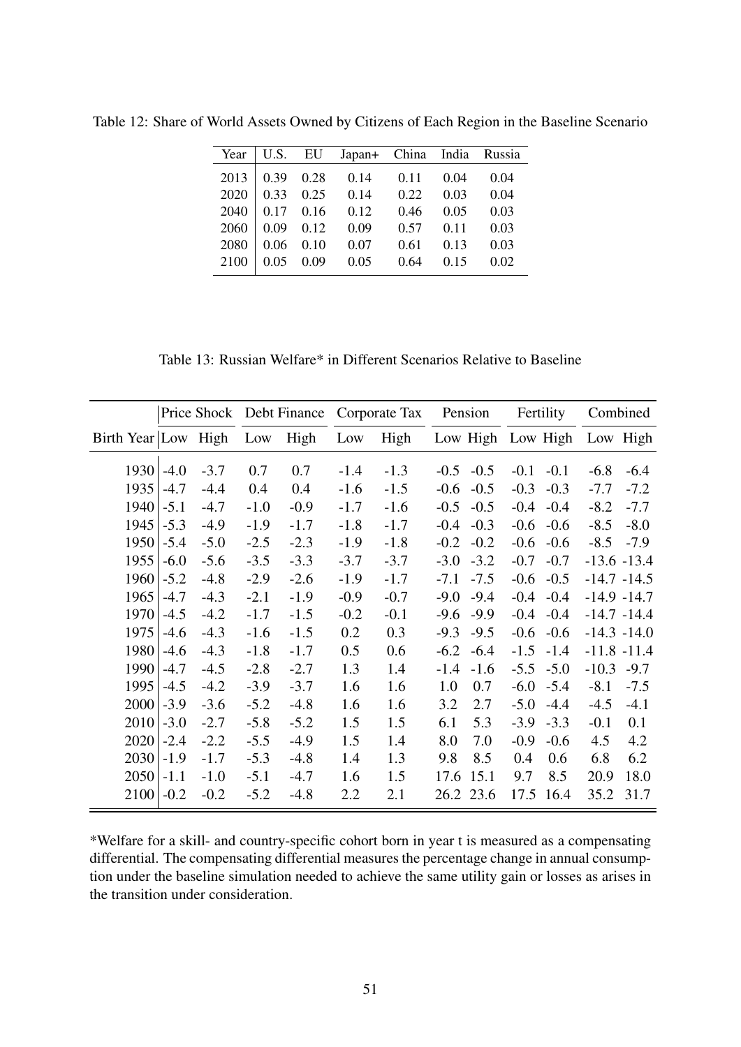Table 12: Share of World Assets Owned by Citizens of Each Region in the Baseline Scenario

| Year | U.S. | EU | Japan+ | China | India | Russia |
|---|---|---|---|---|---|---|
| 2013 | 0.39 | 0.28 | 0.14 | 0.11 | 0.04 | 0.04 |
| 2020 | 0.33 | 0.25 | 0.14 | 0.22 | 0.03 | 0.04 |
| 2040 | 0.17 | 0.16 | 0.12 | 0.46 | 0.05 | 0.03 |
| 2060 | 0.09 | 0.12 | 0.09 | 0.57 | 0.11 | 0.03 |
| 2080 | 0.06 | 0.10 | 0.07 | 0.61 | 0.13 | 0.03 |
| 2100 | 0.05 | 0.09 | 0.05 | 0.64 | 0.15 | 0.02 |

Table 13: Russian Welfare* in Different Scenarios Relative to Baseline

| | Price Shock | | Debt Finance | | Corporate Tax | | Pension | | Fertility | | Combined | |
|---|---|---|---|---|---|---|---|---|---|---|---|---|
| Birth Year | Low | High | Low | High | Low | High | Low | High | Low | High | Low | High |
| 1930 | -4.0 | -3.7 | 0.7 | 0.7 | -1.4 | -1.3 | -0.5 | -0.5 | -0.1 | -0.1 | -6.8 | -6.4 |
| 1935 | -4.7 | -4.4 | 0.4 | 0.4 | -1.6 | -1.5 | -0.6 | -0.5 | -0.3 | -0.3 | -7.7 | -7.2 |
| 1940 | -5.1 | -4.7 | -1.0 | -0.9 | -1.7 | -1.6 | -0.5 | -0.5 | -0.4 | -0.4 | -8.2 | -7.7 |
| 1945 | -5.3 | -4.9 | -1.9 | -1.7 | -1.8 | -1.7 | -0.4 | -0.3 | -0.6 | -0.6 | -8.5 | -8.0 |
| 1950 | -5.4 | -5.0 | -2.5 | -2.3 | -1.9 | -1.8 | -0.2 | -0.2 | -0.6 | -0.6 | -8.5 | -7.9 |
| 1955 | -6.0 | -5.6 | -3.5 | -3.3 | -3.7 | -3.7 | -3.0 | -3.2 | -0.7 | -0.7 | -13.6 | -13.4 |
| 1960 | -5.2 | -4.8 | -2.9 | -2.6 | -1.9 | -1.7 | -7.1 | -7.5 | -0.6 | -0.5 | -14.7 | -14.5 |
| 1965 | -4.7 | -4.3 | -2.1 | -1.9 | -0.9 | -0.7 | -9.0 | -9.4 | -0.4 | -0.4 | -14.9 | -14.7 |
| 1970 | -4.5 | -4.2 | -1.7 | -1.5 | -0.2 | -0.1 | -9.6 | -9.9 | -0.4 | -0.4 | -14.7 | -14.4 |
| 1975 | -4.6 | -4.3 | -1.6 | -1.5 | 0.2 | 0.3 | -9.3 | -9.5 | -0.6 | -0.6 | -14.3 | -14.0 |
| 1980 | -4.6 | -4.3 | -1.8 | -1.7 | 0.5 | 0.6 | -6.2 | -6.4 | -1.5 | -1.4 | -11.8 | -11.4 |
| 1990 | -4.7 | -4.5 | -2.8 | -2.7 | 1.3 | 1.4 | -1.4 | -1.6 | -5.5 | -5.0 | -10.3 | -9.7 |
| 1995 | -4.5 | -4.2 | -3.9 | -3.7 | 1.6 | 1.6 | 1.0 | 0.7 | -6.0 | -5.4 | -8.1 | -7.5 |
| 2000 | -3.9 | -3.6 | -5.2 | -4.8 | 1.6 | 1.6 | 3.2 | 2.7 | -5.0 | -4.4 | -4.5 | -4.1 |
| 2010 | -3.0 | -2.7 | -5.8 | -5.2 | 1.5 | 1.5 | 6.1 | 5.3 | -3.9 | -3.3 | -0.1 | 0.1 |
| 2020 | -2.4 | -2.2 | -5.5 | -4.9 | 1.5 | 1.4 | 8.0 | 7.0 | -0.9 | -0.6 | 4.5 | 4.2 |
| 2030 | -1.9 | -1.7 | -5.3 | -4.8 | 1.4 | 1.3 | 9.8 | 8.5 | 0.4 | 0.6 | 6.8 | 6.2 |
| 2050 | -1.1 | -1.0 | -5.1 | -4.7 | 1.6 | 1.5 | 17.6 | 15.1 | 9.7 | 8.5 | 20.9 | 18.0 |
| 2100 | -0.2 | -0.2 | -5.2 | -4.8 | 2.2 | 2.1 | 26.2 | 23.6 | 17.5 | 16.4 | 35.2 | 31.7 |

*Welfare for a skill- and country-specific cohort born in year t is measured as a compensating differential. The compensating differential measures the percentage change in annual consumption under the baseline simulation needed to achieve the same utility gain or losses as arises in the transition under consideration.